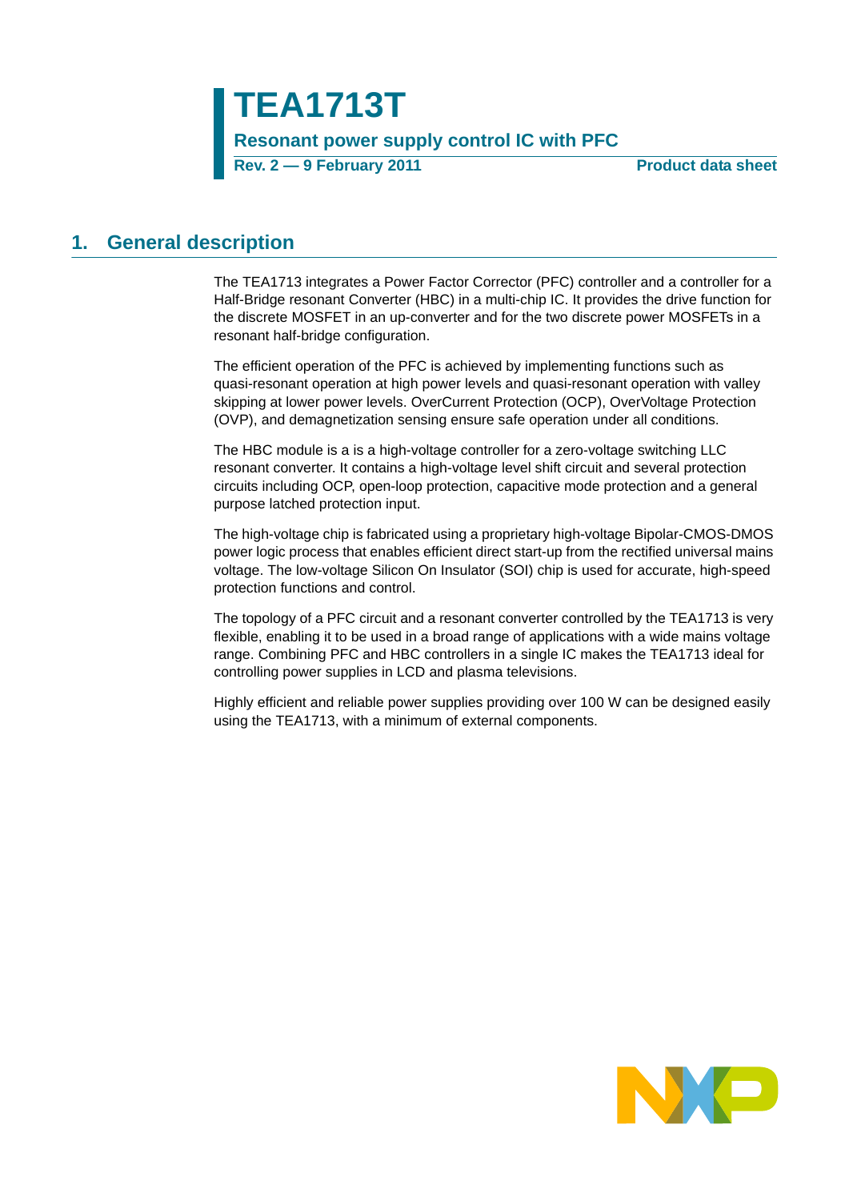# TEA1713T

**Resonant power supply control IC with PFC**

**Rev. 2 — 9 February 2011** **Product data sheet**

## 1. General description

The TEA1713 integrates a Power Factor Corrector (PFC) controller and a controller for a Half-Bridge resonant Converter (HBC) in a multi-chip IC. It provides the drive function for the discrete MOSFET in an up-converter and for the two discrete power MOSFETs in a resonant half-bridge configuration.

The efficient operation of the PFC is achieved by implementing functions such as quasi-resonant operation at high power levels and quasi-resonant operation with valley skipping at lower power levels. OverCurrent Protection (OCP), OverVoltage Protection (OVP), and demagnetization sensing ensure safe operation under all conditions.

The HBC module is a is a high-voltage controller for a zero-voltage switching LLC resonant converter. It contains a high-voltage level shift circuit and several protection circuits including OCP, open-loop protection, capacitive mode protection and a general purpose latched protection input.

The high-voltage chip is fabricated using a proprietary high-voltage Bipolar-CMOS-DMOS power logic process that enables efficient direct start-up from the rectified universal mains voltage. The low-voltage Silicon On Insulator (SOI) chip is used for accurate, high-speed protection functions and control.

The topology of a PFC circuit and a resonant converter controlled by the TEA1713 is very flexible, enabling it to be used in a broad range of applications with a wide mains voltage range. Combining PFC and HBC controllers in a single IC makes the TEA1713 ideal for controlling power supplies in LCD and plasma televisions.

Highly efficient and reliable power supplies providing over 100 W can be designed easily using the TEA1713, with a minimum of external components.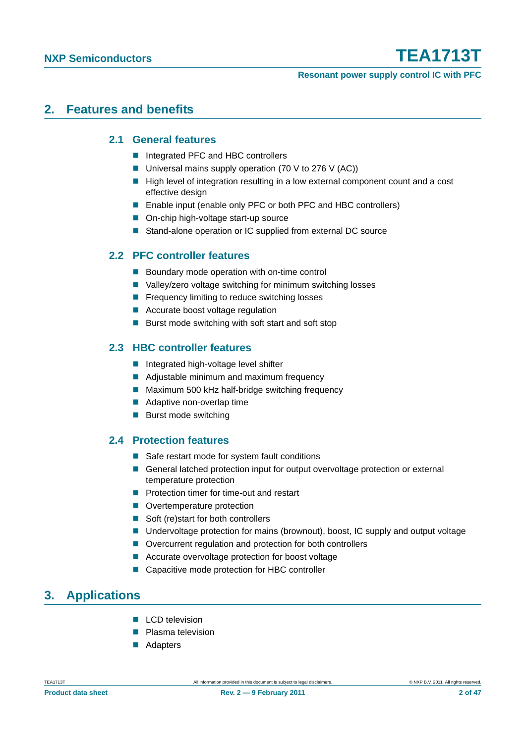## 2. Features and benefits

### 2.1 General features

- Integrated PFC and HBC controllers
- Universal mains supply operation (70 V to 276 V (AC))
- High level of integration resulting in a low external component count and a cost effective design
- Enable input (enable only PFC or both PFC and HBC controllers)
- On-chip high-voltage start-up source
- Stand-alone operation or IC supplied from external DC source

### 2.2 PFC controller features

- Boundary mode operation with on-time control
- Valley/zero voltage switching for minimum switching losses
- Frequency limiting to reduce switching losses
- Accurate boost voltage regulation
- Burst mode switching with soft start and soft stop

### 2.3 HBC controller features

- Integrated high-voltage level shifter
- Adjustable minimum and maximum frequency
- Maximum 500 kHz half-bridge switching frequency
- Adaptive non-overlap time
- Burst mode switching

### 2.4 Protection features

- Safe restart mode for system fault conditions
- General latched protection input for output overvoltage protection or external temperature protection
- Protection timer for time-out and restart
- Overtemperature protection
- Soft (re)start for both controllers
- Undervoltage protection for mains (brownout), boost, IC supply and output voltage
- Overcurrent regulation and protection for both controllers
- Accurate overvoltage protection for boost voltage
- Capacitive mode protection for HBC controller

## 3. Applications

- LCD television
- Plasma television
- Adapters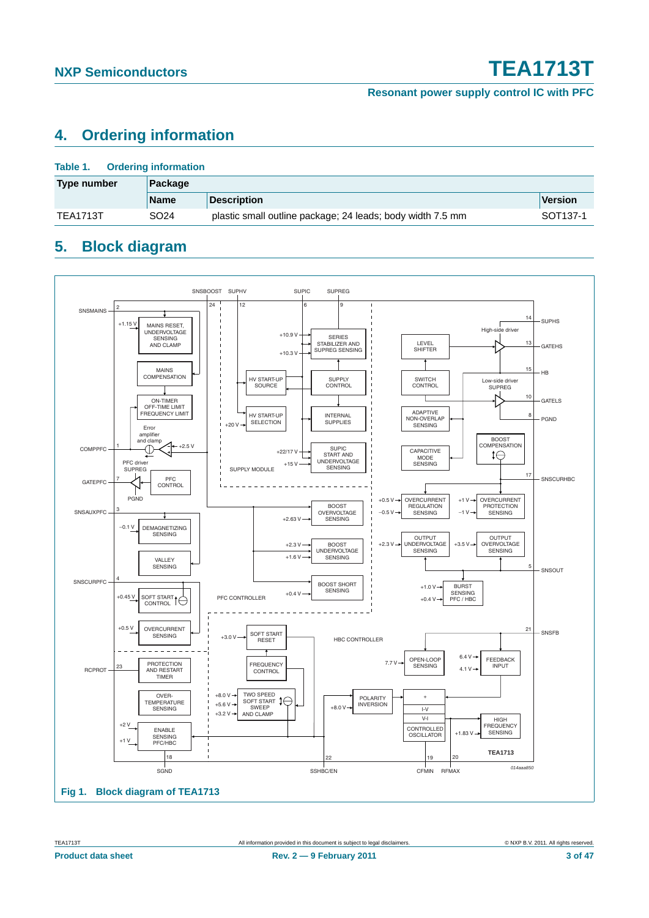## 4. Ordering information

**Table 1. Ordering information**

| Type number | Package | | |
|---|---|---|---|
| | **Name** | **Description** | **Version** |
| TEA1713T | SO24 | plastic small outline package; 24 leads; body width 7.5 mm | SOT137-1 |

## 5. Block diagram

**Fig 1. Block diagram of TEA1713**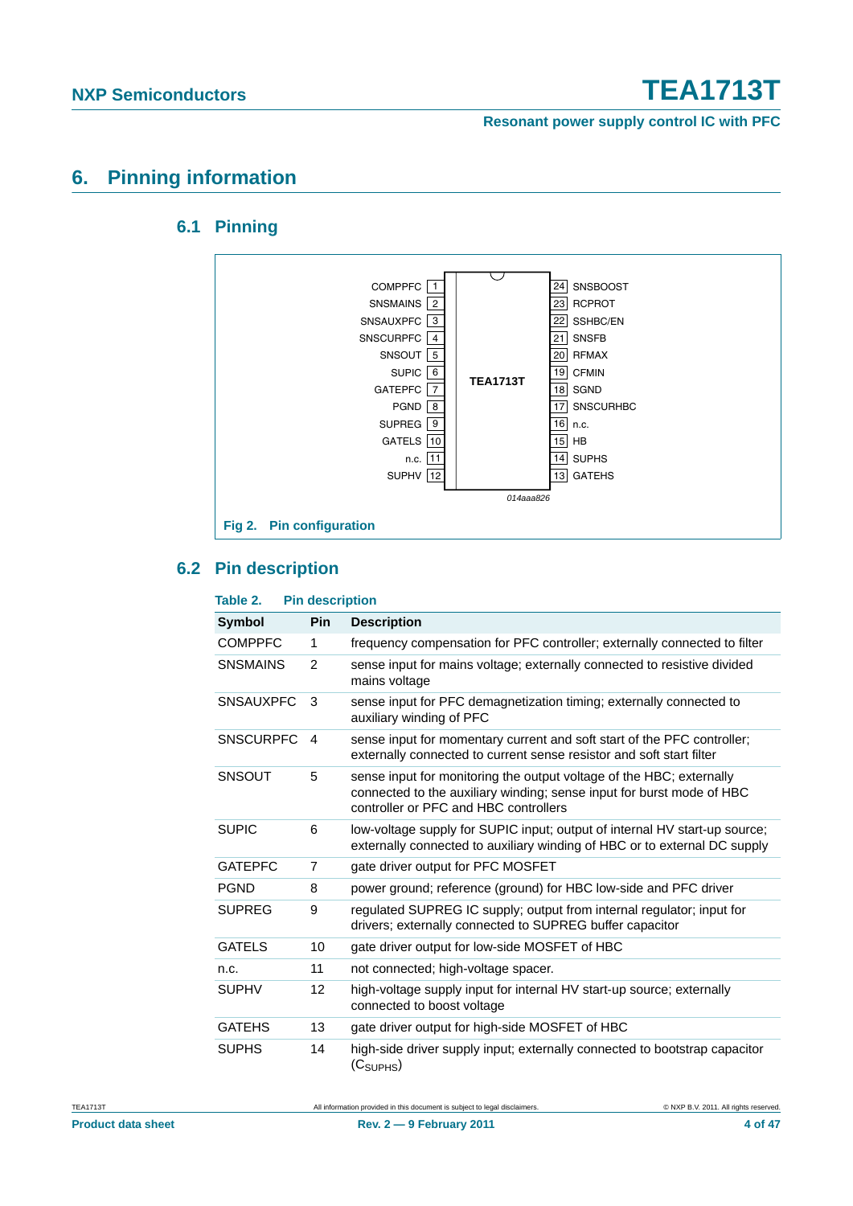# 6. Pinning information

## 6.1 Pinning

| Pin | Symbol | | Pin | Symbol |
|---|---|---|---|---|
| 1 | COMPPFC | | 24 | SNSBOOST |
| 2 | SNSMAINS | | 23 | RCPROT |
| 3 | SNSAUXPFC | | 22 | SSHBC/EN |
| 4 | SNSCURPFC | | 21 | SNSFB |
| 5 | SNSOUT | | 20 | RFMAX |
| 6 | SUPIC | TEA1713T | 19 | CFMIN |
| 7 | GATEPFC | | 18 | SGND |
| 8 | PGND | | 17 | SNSCURHBC |
| 9 | SUPREG | | 16 | n.c. |
| 10 | GATELS | | 15 | HB |
| 11 | n.c. | | 14 | SUPHS |
| 12 | SUPHV | | 13 | GATEHS |

014aaa826

**Fig 2. Pin configuration**

## 6.2 Pin description

**Table 2. Pin description**

| Symbol | Pin | Description |
|---|---|---|
| COMPPFC | 1 | frequency compensation for PFC controller; externally connected to filter |
| SNSMAINS | 2 | sense input for mains voltage; externally connected to resistive divided mains voltage |
| SNSAUXPFC | 3 | sense input for PFC demagnetization timing; externally connected to auxiliary winding of PFC |
| SNSCURPFC | 4 | sense input for momentary current and soft start of the PFC controller; externally connected to current sense resistor and soft start filter |
| SNSOUT | 5 | sense input for monitoring the output voltage of the HBC; externally connected to the auxiliary winding; sense input for burst mode of HBC controller or PFC and HBC controllers |
| SUPIC | 6 | low-voltage supply for SUPIC input; output of internal HV start-up source; externally connected to auxiliary winding of HBC or to external DC supply |
| GATEPFC | 7 | gate driver output for PFC MOSFET |
| PGND | 8 | power ground; reference (ground) for HBC low-side and PFC driver |
| SUPREG | 9 | regulated SUPREG IC supply; output from internal regulator; input for drivers; externally connected to SUPREG buffer capacitor |
| GATELS | 10 | gate driver output for low-side MOSFET of HBC |
| n.c. | 11 | not connected; high-voltage spacer. |
| SUPHV | 12 | high-voltage supply input for internal HV start-up source; externally connected to boost voltage |
| GATEHS | 13 | gate driver output for high-side MOSFET of HBC |
| SUPHS | 14 | high-side driver supply input; externally connected to bootstrap capacitor ($C_{SUPHS}$) |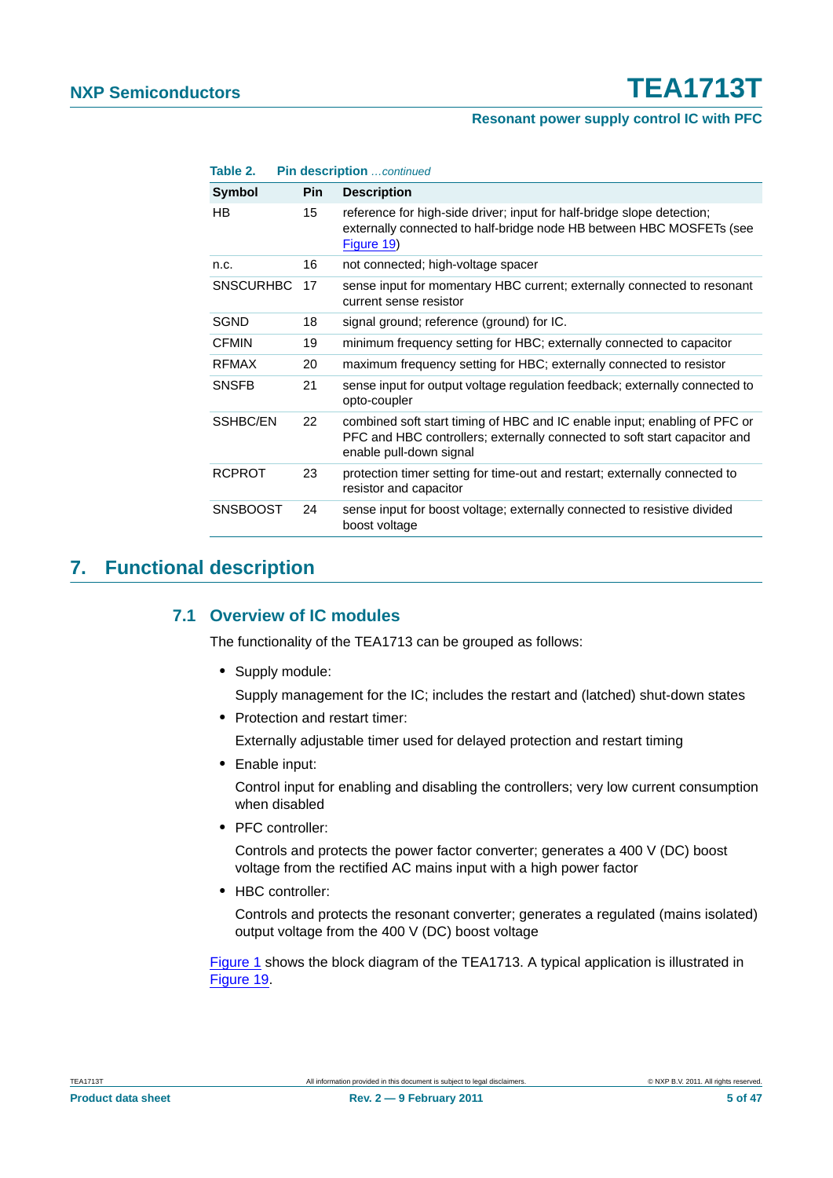**Table 2. Pin description** *...continued*

| Symbol | Pin | Description |
|---|---|---|
| HB | 15 | reference for high-side driver; input for half-bridge slope detection; externally connected to half-bridge node HB between HBC MOSFETs (see Figure 19) |
| n.c. | 16 | not connected; high-voltage spacer |
| SNSCURHBC | 17 | sense input for momentary HBC current; externally connected to resonant current sense resistor |
| SGND | 18 | signal ground; reference (ground) for IC. |
| CFMIN | 19 | minimum frequency setting for HBC; externally connected to capacitor |
| RFMAX | 20 | maximum frequency setting for HBC; externally connected to resistor |
| SNSFB | 21 | sense input for output voltage regulation feedback; externally connected to opto-coupler |
| SSHBC/EN | 22 | combined soft start timing of HBC and IC enable input; enabling of PFC or PFC and HBC controllers; externally connected to soft start capacitor and enable pull-down signal |
| RCPROT | 23 | protection timer setting for time-out and restart; externally connected to resistor and capacitor |
| SNSBOOST | 24 | sense input for boost voltage; externally connected to resistive divided boost voltage |

# 7. Functional description

## 7.1 Overview of IC modules

The functionality of the TEA1713 can be grouped as follows:

- Supply module:

  Supply management for the IC; includes the restart and (latched) shut-down states

- Protection and restart timer:

  Externally adjustable timer used for delayed protection and restart timing

- Enable input:

  Control input for enabling and disabling the controllers; very low current consumption when disabled

- PFC controller:

  Controls and protects the power factor converter; generates a 400 V (DC) boost voltage from the rectified AC mains input with a high power factor

- HBC controller:

  Controls and protects the resonant converter; generates a regulated (mains isolated) output voltage from the 400 V (DC) boost voltage

Figure 1 shows the block diagram of the TEA1713. A typical application is illustrated in Figure 19.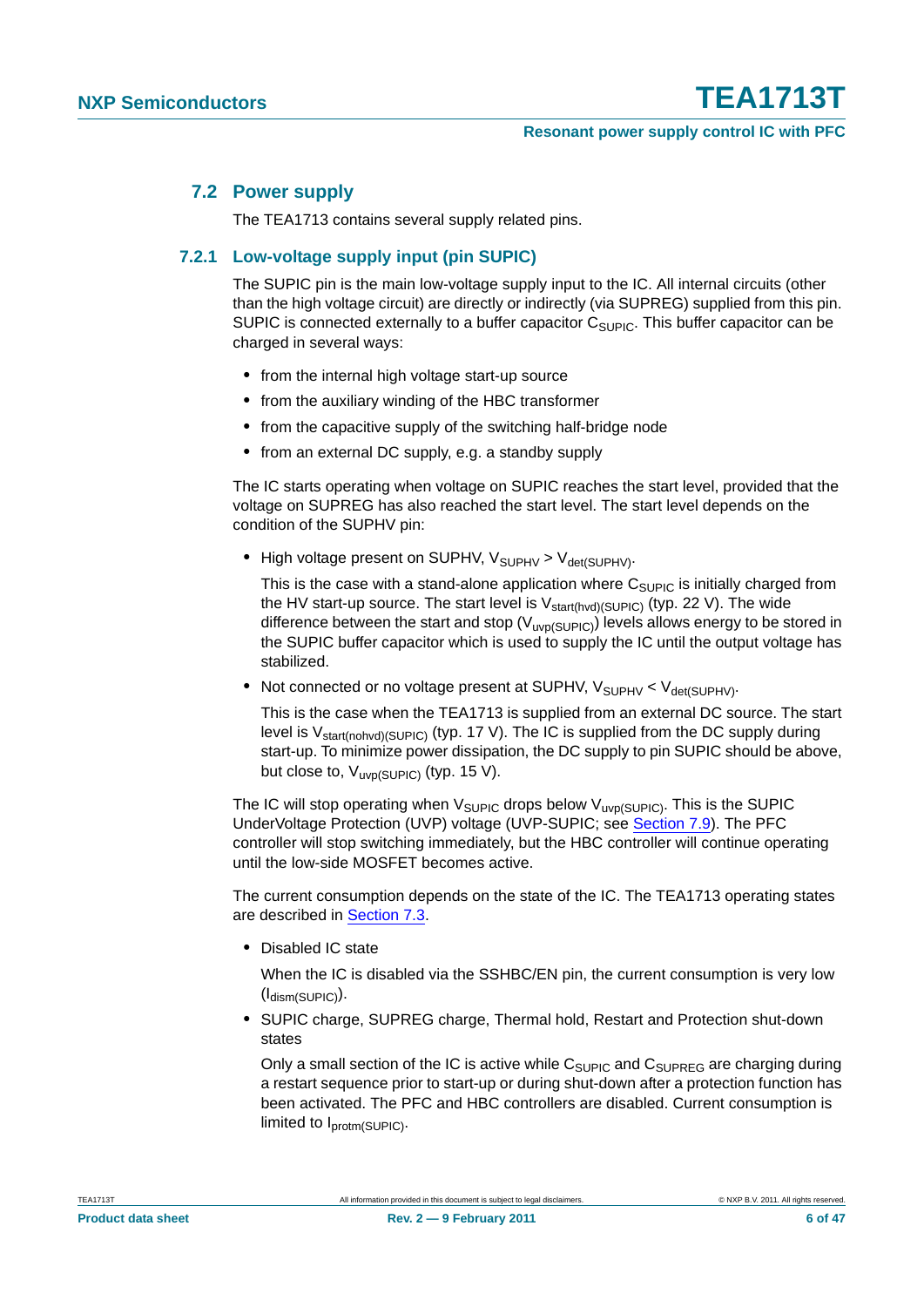## 7.2 Power supply

The TEA1713 contains several supply related pins.

### 7.2.1 Low-voltage supply input (pin SUPIC)

The SUPIC pin is the main low-voltage supply input to the IC. All internal circuits (other than the high voltage circuit) are directly or indirectly (via SUPREG) supplied from this pin. SUPIC is connected externally to a buffer capacitor $C_{SUPIC}$. This buffer capacitor can be charged in several ways:

- from the internal high voltage start-up source
- from the auxiliary winding of the HBC transformer
- from the capacitive supply of the switching half-bridge node
- from an external DC supply, e.g. a standby supply

The IC starts operating when voltage on SUPIC reaches the start level, provided that the voltage on SUPREG has also reached the start level. The start level depends on the condition of the SUPHV pin:

- High voltage present on SUPHV, $V_{SUPHV} > V_{det(SUPHV)}$.

  This is the case with a stand-alone application where $C_{SUPIC}$ is initially charged from the HV start-up source. The start level is $V_{start(hvd)(SUPIC)}$ (typ. 22 V). The wide difference between the start and stop ($V_{uvp(SUPIC)}$) levels allows energy to be stored in the SUPIC buffer capacitor which is used to supply the IC until the output voltage has stabilized.

- Not connected or no voltage present at SUPHV, $V_{SUPHV} < V_{det(SUPHV)}$.

  This is the case when the TEA1713 is supplied from an external DC source. The start level is $V_{start(nohvd)(SUPIC)}$ (typ. 17 V). The IC is supplied from the DC supply during start-up. To minimize power dissipation, the DC supply to pin SUPIC should be above, but close to, $V_{uvp(SUPIC)}$ (typ. 15 V).

The IC will stop operating when $V_{SUPIC}$ drops below $V_{uvp(SUPIC)}$. This is the SUPIC UnderVoltage Protection (UVP) voltage (UVP-SUPIC; see Section 7.9). The PFC controller will stop switching immediately, but the HBC controller will continue operating until the low-side MOSFET becomes active.

The current consumption depends on the state of the IC. The TEA1713 operating states are described in Section 7.3.

- Disabled IC state

  When the IC is disabled via the SSHBC/EN pin, the current consumption is very low ($I_{dism(SUPIC)}$).

- SUPIC charge, SUPREG charge, Thermal hold, Restart and Protection shut-down states

  Only a small section of the IC is active while $C_{SUPIC}$ and $C_{SUPREG}$ are charging during a restart sequence prior to start-up or during shut-down after a protection function has been activated. The PFC and HBC controllers are disabled. Current consumption is limited to $I_{protm(SUPIC)}$.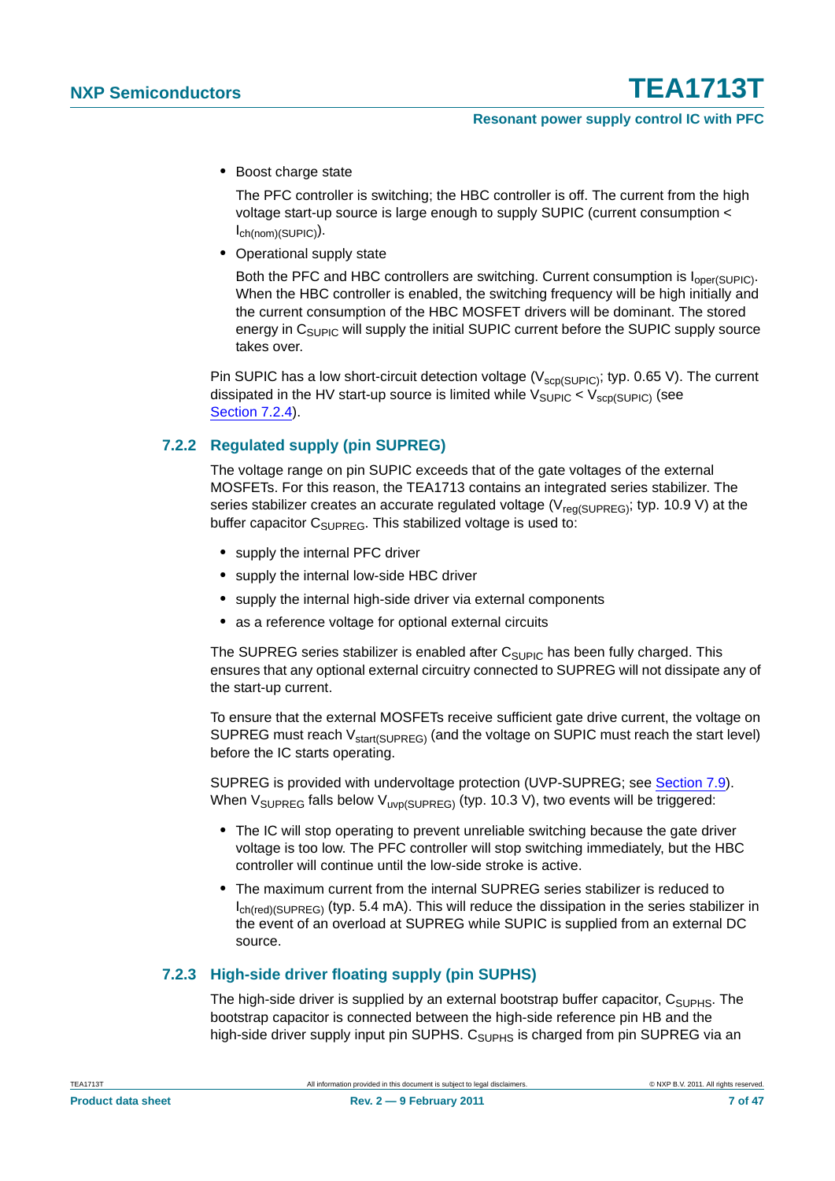- Boost charge state

  The PFC controller is switching; the HBC controller is off. The current from the high voltage start-up source is large enough to supply SUPIC (current consumption < $I_{ch(nom)(SUPIC)}$).

- Operational supply state

  Both the PFC and HBC controllers are switching. Current consumption is $I_{oper(SUPIC)}$. When the HBC controller is enabled, the switching frequency will be high initially and the current consumption of the HBC MOSFET drivers will be dominant. The stored energy in $C_{SUPIC}$ will supply the initial SUPIC current before the SUPIC supply source takes over.

Pin SUPIC has a low short-circuit detection voltage ($V_{scp(SUPIC)}$; typ. 0.65 V). The current dissipated in the HV start-up source is limited while $V_{SUPIC} < V_{scp(SUPIC)}$ (see Section 7.2.4).

### 7.2.2 Regulated supply (pin SUPREG)

The voltage range on pin SUPIC exceeds that of the gate voltages of the external MOSFETs. For this reason, the TEA1713 contains an integrated series stabilizer. The series stabilizer creates an accurate regulated voltage ($V_{reg(SUPREG)}$; typ. 10.9 V) at the buffer capacitor $C_{SUPREG}$. This stabilized voltage is used to:

- supply the internal PFC driver
- supply the internal low-side HBC driver
- supply the internal high-side driver via external components
- as a reference voltage for optional external circuits

The SUPREG series stabilizer is enabled after $C_{SUPIC}$ has been fully charged. This ensures that any optional external circuitry connected to SUPREG will not dissipate any of the start-up current.

To ensure that the external MOSFETs receive sufficient gate drive current, the voltage on SUPREG must reach $V_{start(SUPREG)}$ (and the voltage on SUPIC must reach the start level) before the IC starts operating.

SUPREG is provided with undervoltage protection (UVP-SUPREG; see Section 7.9). When $V_{SUPREG}$ falls below $V_{uvp(SUPREG)}$ (typ. 10.3 V), two events will be triggered:

- The IC will stop operating to prevent unreliable switching because the gate driver voltage is too low. The PFC controller will stop switching immediately, but the HBC controller will continue until the low-side stroke is active.
- The maximum current from the internal SUPREG series stabilizer is reduced to $I_{ch(red)(SUPREG)}$ (typ. 5.4 mA). This will reduce the dissipation in the series stabilizer in the event of an overload at SUPREG while SUPIC is supplied from an external DC source.

### 7.2.3 High-side driver floating supply (pin SUPHS)

The high-side driver is supplied by an external bootstrap buffer capacitor, $C_{SUPHS}$. The bootstrap capacitor is connected between the high-side reference pin HB and the high-side driver supply input pin SUPHS. $C_{SUPHS}$ is charged from pin SUPREG via an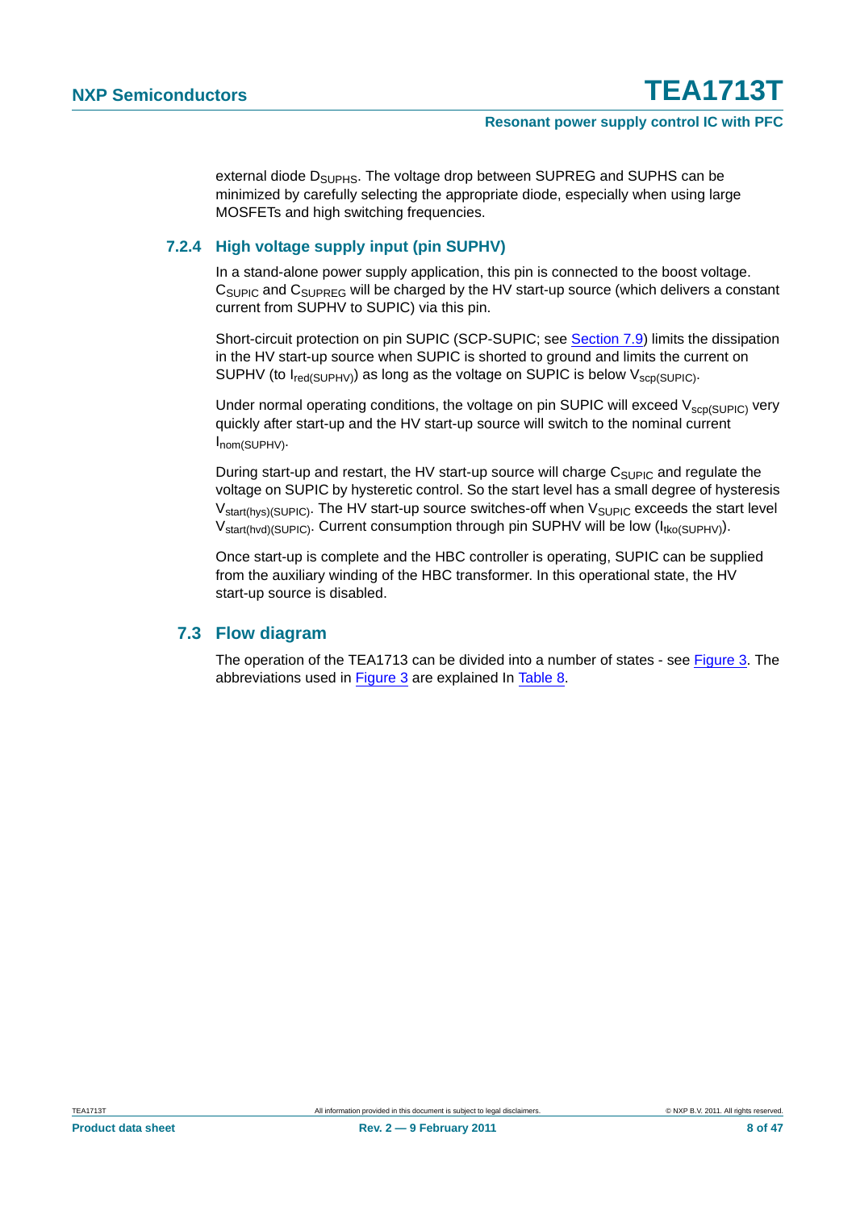external diode $D_{SUPHS}$. The voltage drop between SUPREG and SUPHS can be minimized by carefully selecting the appropriate diode, especially when using large MOSFETs and high switching frequencies.

### 7.2.4 High voltage supply input (pin SUPHV)

In a stand-alone power supply application, this pin is connected to the boost voltage. $C_{SUPIC}$ and $C_{SUPREG}$ will be charged by the HV start-up source (which delivers a constant current from SUPHV to SUPIC) via this pin.

Short-circuit protection on pin SUPIC (SCP-SUPIC; see Section 7.9) limits the dissipation in the HV start-up source when SUPIC is shorted to ground and limits the current on SUPHV (to $I_{red(SUPHV)}$) as long as the voltage on SUPIC is below $V_{scp(SUPIC)}$.

Under normal operating conditions, the voltage on pin SUPIC will exceed $V_{scp(SUPIC)}$ very quickly after start-up and the HV start-up source will switch to the nominal current $I_{nom(SUPHV)}$.

During start-up and restart, the HV start-up source will charge $C_{SUPIC}$ and regulate the voltage on SUPIC by hysteretic control. So the start level has a small degree of hysteresis $V_{start(hys)(SUPIC)}$. The HV start-up source switches-off when $V_{SUPIC}$ exceeds the start level $V_{start(hvd)(SUPIC)}$. Current consumption through pin SUPHV will be low ($I_{tko(SUPHV)}$).

Once start-up is complete and the HBC controller is operating, SUPIC can be supplied from the auxiliary winding of the HBC transformer. In this operational state, the HV start-up source is disabled.

## 7.3 Flow diagram

The operation of the TEA1713 can be divided into a number of states - see Figure 3. The abbreviations used in Figure 3 are explained In Table 8.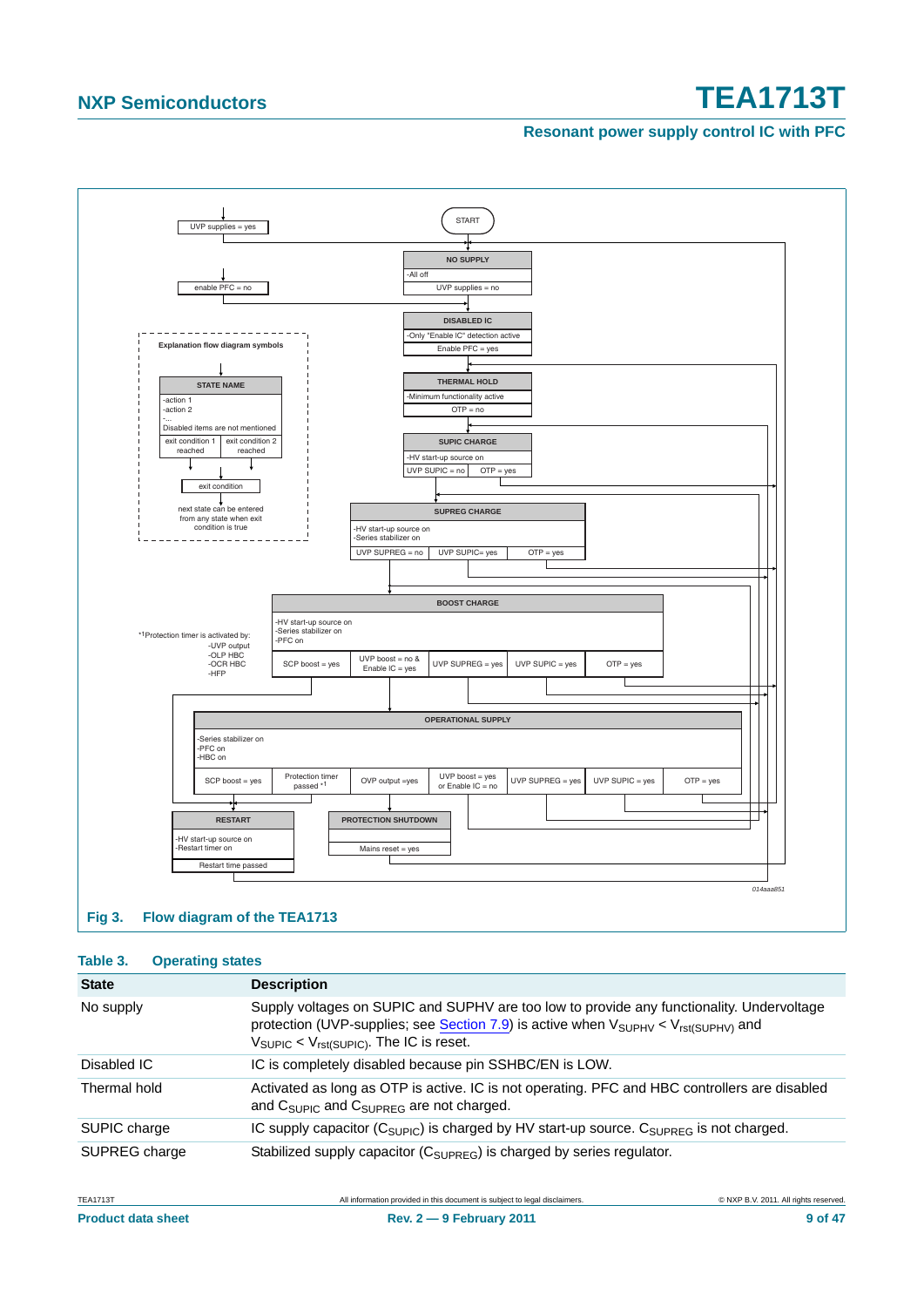START

**NO SUPPLY**
- All off

UVP supplies = no

**DISABLED IC**
- Only "Enable IC" detection active

Enable PFC = yes

**THERMAL HOLD**
- Minimum functionality active

OTP = no

**SUPIC CHARGE**
- HV start-up source on

UVP SUPIC = no | OTP = yes

**SUPREG CHARGE**
- HV start-up source on
- Series stabilizer on

UVP SUPREG = no | UVP SUPIC= yes | OTP = yes

**BOOST CHARGE**
- HV start-up source on
- Series stabilizer on
- PFC on

SCP boost = yes | UVP boost = no & Enable IC = yes | UVP SUPREG = yes | UVP SUPIC = yes | OTP = yes

**OPERATIONAL SUPPLY**
- Series stabilizer on
- PFC on
- HBC on

SCP boost = yes | Protection timer passed [*1] | OVP output =yes | UVP boost = yes or Enable IC = no | UVP SUPREG = yes | UVP SUPIC = yes | OTP = yes

**RESTART**
- HV start-up source on
- Restart timer on

Restart time passed

**PROTECTION SHUTDOWN**

Mains reset = yes

UVP supplies = yes

enable PFC = no

*1 Protection timer is activated by:
- UVP output
- OLP HBC
- OCR HBC
- HFP

Explanation flow diagram symbols

**STATE NAME**
- action 1
- action 2
- ...

Disabled items are not mentioned

exit condition 1 reached | exit condition 2 reached

exit condition

next state can be entered from any state when exit condition is true

014aaa851

**Fig 3. Flow diagram of the TEA1713**

**Table 3. Operating states**

| State | Description |
|---|---|
| No supply | Supply voltages on SUPIC and SUPHV are too low to provide any functionality. Undervoltage protection (UVP-supplies; see Section 7.9) is active when $V_{SUPHV} < V_{rst(SUPHV)}$ and $V_{SUPIC} < V_{rst(SUPIC)}$. The IC is reset. |
| Disabled IC | IC is completely disabled because pin SSHBC/EN is LOW. |
| Thermal hold | Activated as long as OTP is active. IC is not operating. PFC and HBC controllers are disabled and $C_{SUPIC}$ and $C_{SUPREG}$ are not charged. |
| SUPIC charge | IC supply capacitor ($C_{SUPIC}$) is charged by HV start-up source. $C_{SUPREG}$ is not charged. |
| SUPREG charge | Stabilized supply capacitor ($C_{SUPREG}$) is charged by series regulator. |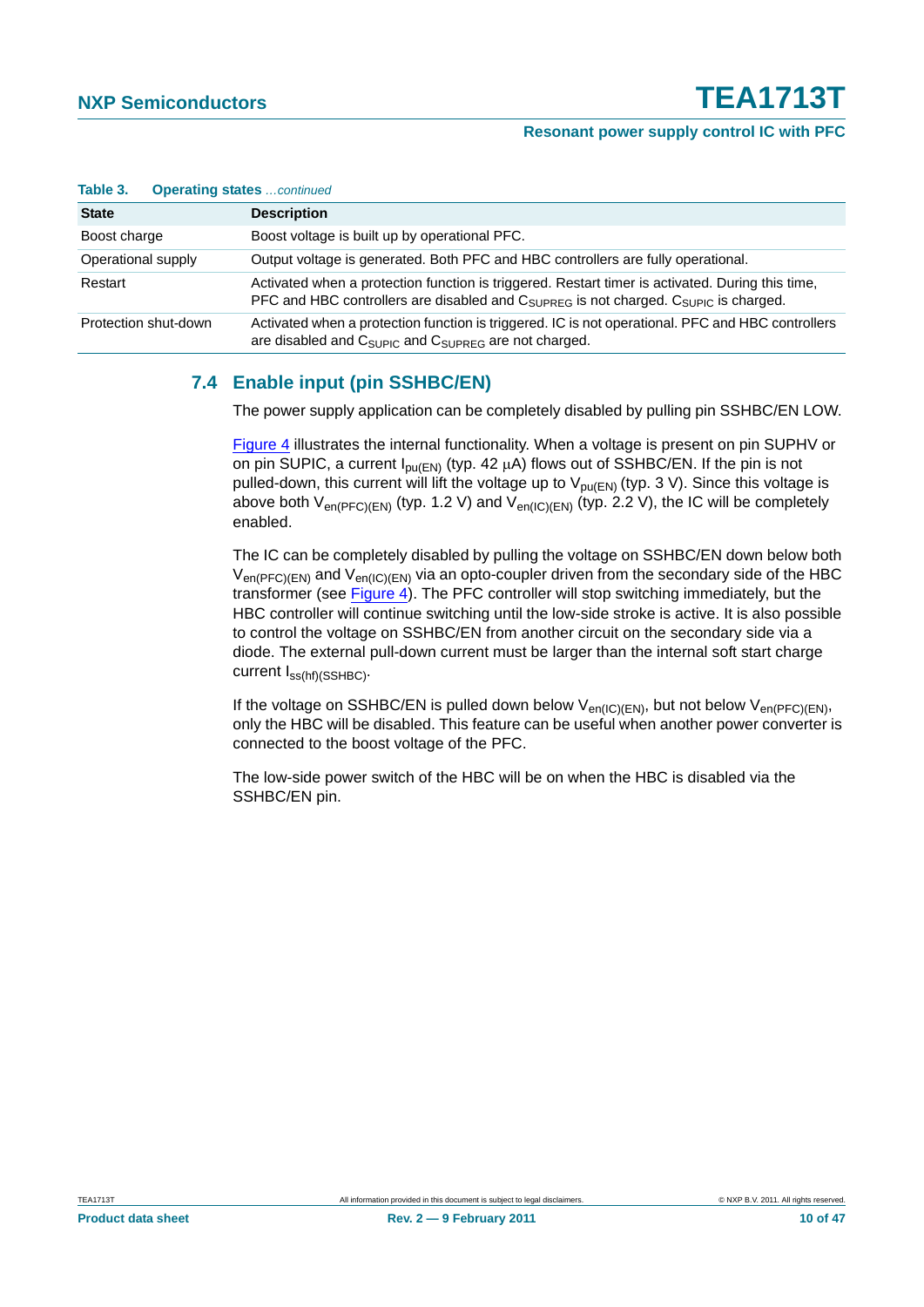**Table 3. Operating states** *…continued*

| State | Description |
| --- | --- |
| Boost charge | Boost voltage is built up by operational PFC. |
| Operational supply | Output voltage is generated. Both PFC and HBC controllers are fully operational. |
| Restart | Activated when a protection function is triggered. Restart timer is activated. During this time, PFC and HBC controllers are disabled and $C_{SUPREG}$ is not charged. $C_{SUPIC}$ is charged. |
| Protection shut-down | Activated when a protection function is triggered. IC is not operational. PFC and HBC controllers are disabled and $C_{SUPIC}$ and $C_{SUPREG}$ are not charged. |

## 7.4 Enable input (pin SSHBC/EN)

The power supply application can be completely disabled by pulling pin SSHBC/EN LOW.

Figure 4 illustrates the internal functionality. When a voltage is present on pin SUPHV or on pin SUPIC, a current $I_{pu(EN)}$ (typ. 42 μA) flows out of SSHBC/EN. If the pin is not pulled-down, this current will lift the voltage up to $V_{pu(EN)}$ (typ. 3 V). Since this voltage is above both $V_{en(PFC)(EN)}$ (typ. 1.2 V) and $V_{en(IC)(EN)}$ (typ. 2.2 V), the IC will be completely enabled.

The IC can be completely disabled by pulling the voltage on SSHBC/EN down below both $V_{en(PFC)(EN)}$ and $V_{en(IC)(EN)}$ via an opto-coupler driven from the secondary side of the HBC transformer (see Figure 4). The PFC controller will stop switching immediately, but the HBC controller will continue switching until the low-side stroke is active. It is also possible to control the voltage on SSHBC/EN from another circuit on the secondary side via a diode. The external pull-down current must be larger than the internal soft start charge current $I_{ss(hf)(SSHBC)}$.

If the voltage on SSHBC/EN is pulled down below $V_{en(IC)(EN)}$, but not below $V_{en(PFC)(EN)}$, only the HBC will be disabled. This feature can be useful when another power converter is connected to the boost voltage of the PFC.

The low-side power switch of the HBC will be on when the HBC is disabled via the SSHBC/EN pin.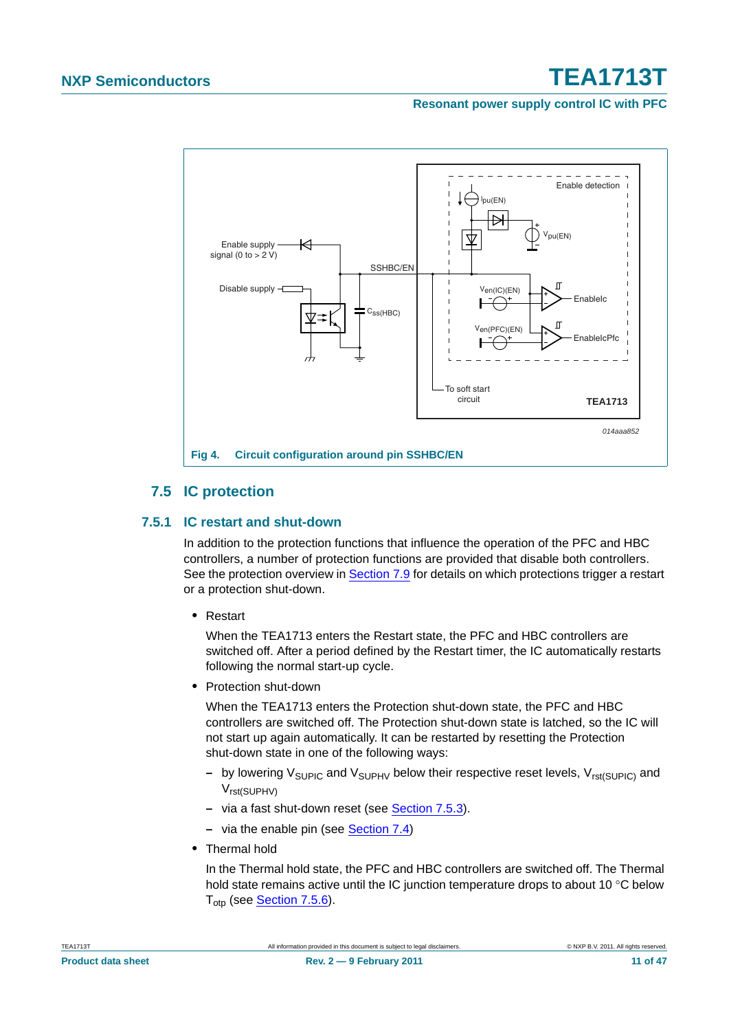Fig 4. Circuit configuration around pin SSHBC/EN

## 7.5 IC protection

### 7.5.1 IC restart and shut-down

In addition to the protection functions that influence the operation of the PFC and HBC controllers, a number of protection functions are provided that disable both controllers. See the protection overview in Section 7.9 for details on which protections trigger a restart or a protection shut-down.

- Restart

  When the TEA1713 enters the Restart state, the PFC and HBC controllers are switched off. After a period defined by the Restart timer, the IC automatically restarts following the normal start-up cycle.

- Protection shut-down

  When the TEA1713 enters the Protection shut-down state, the PFC and HBC controllers are switched off. The Protection shut-down state is latched, so the IC will not start up again automatically. It can be restarted by resetting the Protection shut-down state in one of the following ways:

  - by lowering $V_{SUPIC}$ and $V_{SUPHV}$ below their respective reset levels, $V_{rst(SUPIC)}$ and $V_{rst(SUPHV)}$
  - via a fast shut-down reset (see Section 7.5.3).
  - via the enable pin (see Section 7.4)

- Thermal hold

  In the Thermal hold state, the PFC and HBC controllers are switched off. The Thermal hold state remains active until the IC junction temperature drops to about 10 °C below $T_{otp}$ (see Section 7.5.6).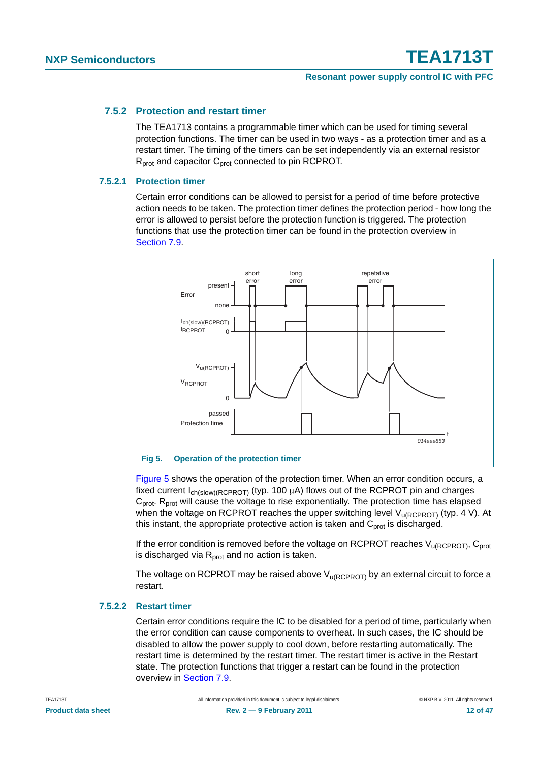### 7.5.2 Protection and restart timer

The TEA1713 contains a programmable timer which can be used for timing several protection functions. The timer can be used in two ways - as a protection timer and as a restart timer. The timing of the timers can be set independently via an external resistor $R_{prot}$ and capacitor $C_{prot}$ connected to pin RCPROT.

#### 7.5.2.1 Protection timer

Certain error conditions can be allowed to persist for a period of time before protective action needs to be taken. The protection timer defines the protection period - how long the error is allowed to persist before the protection function is triggered. The protection functions that use the protection timer can be found in the protection overview in Section 7.9.

**Fig 5. Operation of the protection timer**

Figure 5 shows the operation of the protection timer. When an error condition occurs, a fixed current $I_{ch(slow)(RCPROT)}$ (typ. 100 μA) flows out of the RCPROT pin and charges $C_{prot}$. $R_{prot}$ will cause the voltage to rise exponentially. The protection time has elapsed when the voltage on RCPROT reaches the upper switching level $V_{u(RCPROT)}$ (typ. 4 V). At this instant, the appropriate protective action is taken and $C_{prot}$ is discharged.

If the error condition is removed before the voltage on RCPROT reaches $V_{u(RCPROT)}$, $C_{prot}$ is discharged via $R_{prot}$ and no action is taken.

The voltage on RCPROT may be raised above $V_{u(RCPROT)}$ by an external circuit to force a restart.

#### 7.5.2.2 Restart timer

Certain error conditions require the IC to be disabled for a period of time, particularly when the error condition can cause components to overheat. In such cases, the IC should be disabled to allow the power supply to cool down, before restarting automatically. The restart time is determined by the restart timer. The restart timer is active in the Restart state. The protection functions that trigger a restart can be found in the protection overview in Section 7.9.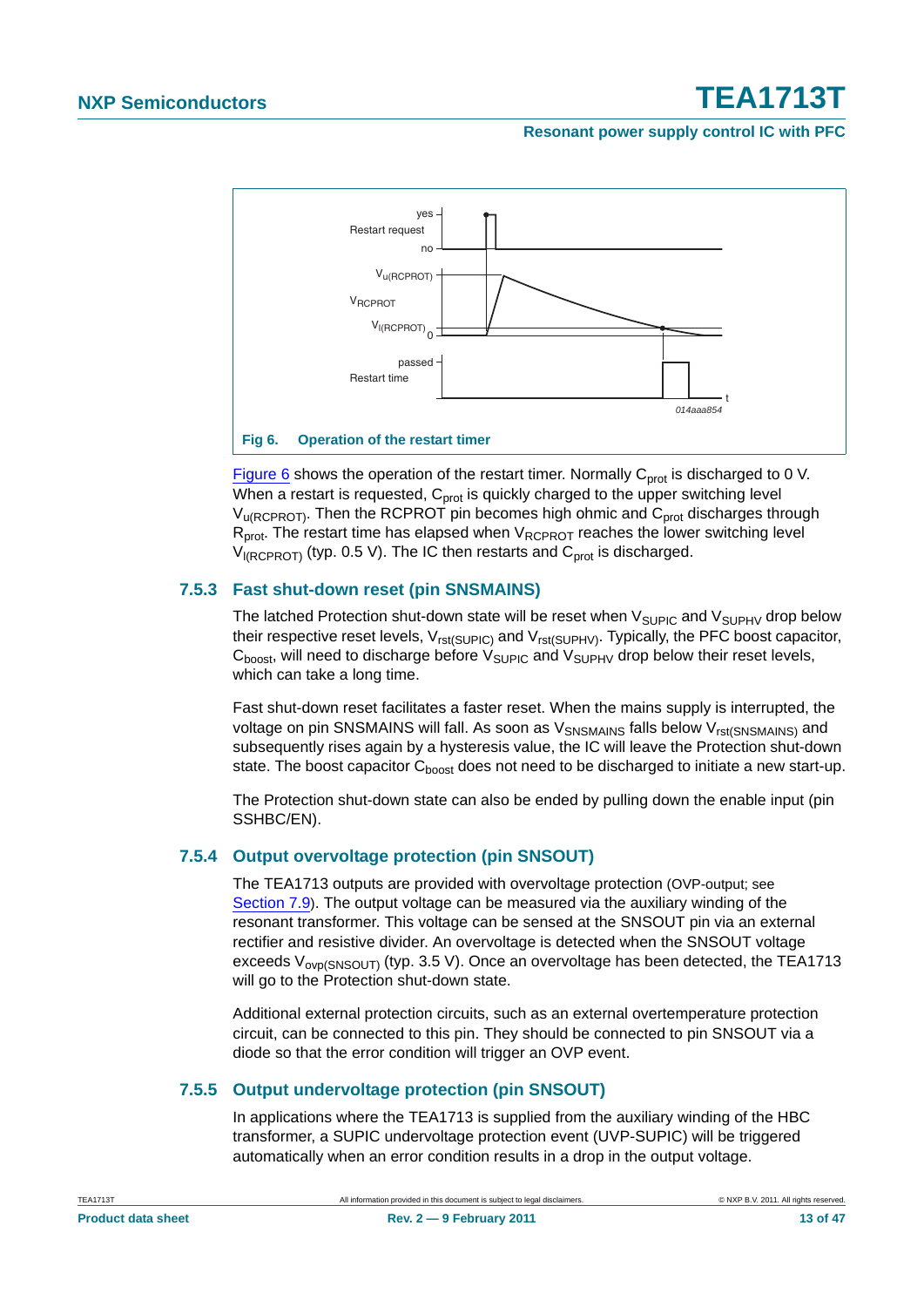**Fig 6. Operation of the restart timer**

Figure 6 shows the operation of the restart timer. Normally $C_{prot}$ is discharged to 0 V. When a restart is requested, $C_{prot}$ is quickly charged to the upper switching level $V_{u(RCPROT)}$. Then the RCPROT pin becomes high ohmic and $C_{prot}$ discharges through $R_{prot}$. The restart time has elapsed when $V_{RCPROT}$ reaches the lower switching level $V_{l(RCPROT)}$ (typ. 0.5 V). The IC then restarts and $C_{prot}$ is discharged.

### 7.5.3 Fast shut-down reset (pin SNSMAINS)

The latched Protection shut-down state will be reset when $V_{SUPIC}$ and $V_{SUPHV}$ drop below their respective reset levels, $V_{rst(SUPIC)}$ and $V_{rst(SUPHV)}$. Typically, the PFC boost capacitor, $C_{boost}$, will need to discharge before $V_{SUPIC}$ and $V_{SUPHV}$ drop below their reset levels, which can take a long time.

Fast shut-down reset facilitates a faster reset. When the mains supply is interrupted, the voltage on pin SNSMAINS will fall. As soon as $V_{SNSMAINS}$ falls below $V_{rst(SNSMAINS)}$ and subsequently rises again by a hysteresis value, the IC will leave the Protection shut-down state. The boost capacitor $C_{boost}$ does not need to be discharged to initiate a new start-up.

The Protection shut-down state can also be ended by pulling down the enable input (pin SSHBC/EN).

### 7.5.4 Output overvoltage protection (pin SNSOUT)

The TEA1713 outputs are provided with overvoltage protection (OVP-output; see Section 7.9). The output voltage can be measured via the auxiliary winding of the resonant transformer. This voltage can be sensed at the SNSOUT pin via an external rectifier and resistive divider. An overvoltage is detected when the SNSOUT voltage exceeds $V_{ovp(SNSOUT)}$ (typ. 3.5 V). Once an overvoltage has been detected, the TEA1713 will go to the Protection shut-down state.

Additional external protection circuits, such as an external overtemperature protection circuit, can be connected to this pin. They should be connected to pin SNSOUT via a diode so that the error condition will trigger an OVP event.

### 7.5.5 Output undervoltage protection (pin SNSOUT)

In applications where the TEA1713 is supplied from the auxiliary winding of the HBC transformer, a SUPIC undervoltage protection event (UVP-SUPIC) will be triggered automatically when an error condition results in a drop in the output voltage.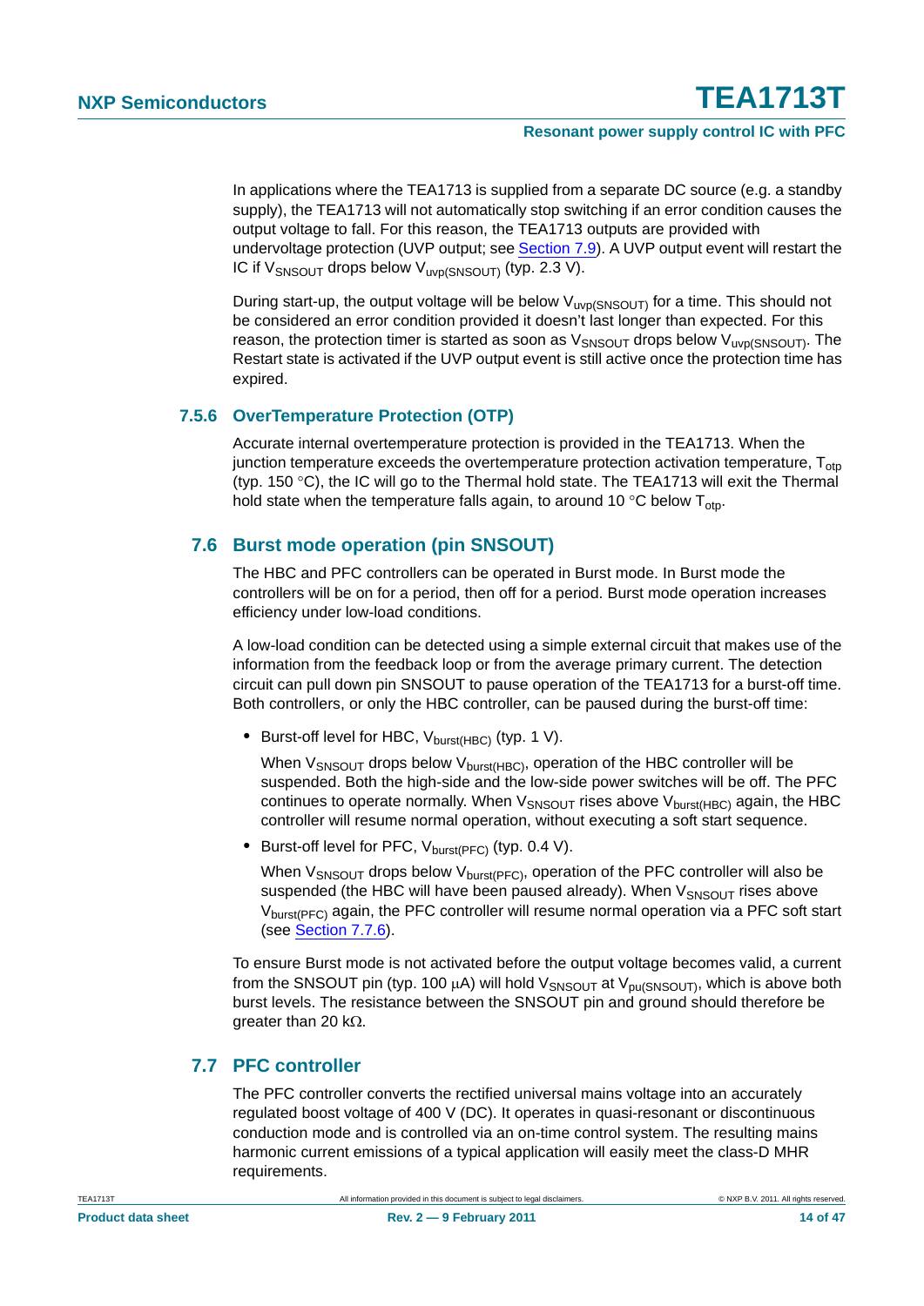In applications where the TEA1713 is supplied from a separate DC source (e.g. a standby supply), the TEA1713 will not automatically stop switching if an error condition causes the output voltage to fall. For this reason, the TEA1713 outputs are provided with undervoltage protection (UVP output; see Section 7.9). A UVP output event will restart the IC if $V_{SNSOUT}$ drops below $V_{uvp(SNSOUT)}$ (typ. 2.3 V).

During start-up, the output voltage will be below $V_{uvp(SNSOUT)}$ for a time. This should not be considered an error condition provided it doesn't last longer than expected. For this reason, the protection timer is started as soon as $V_{SNSOUT}$ drops below $V_{uvp(SNSOUT)}$. The Restart state is activated if the UVP output event is still active once the protection time has expired.

### 7.5.6 OverTemperature Protection (OTP)

Accurate internal overtemperature protection is provided in the TEA1713. When the junction temperature exceeds the overtemperature protection activation temperature, $T_{otp}$ (typ. 150 °C), the IC will go to the Thermal hold state. The TEA1713 will exit the Thermal hold state when the temperature falls again, to around 10 °C below $T_{otp}$.

## 7.6 Burst mode operation (pin SNSOUT)

The HBC and PFC controllers can be operated in Burst mode. In Burst mode the controllers will be on for a period, then off for a period. Burst mode operation increases efficiency under low-load conditions.

A low-load condition can be detected using a simple external circuit that makes use of the information from the feedback loop or from the average primary current. The detection circuit can pull down pin SNSOUT to pause operation of the TEA1713 for a burst-off time. Both controllers, or only the HBC controller, can be paused during the burst-off time:

- Burst-off level for HBC, $V_{burst(HBC)}$ (typ. 1 V).

  When $V_{SNSOUT}$ drops below $V_{burst(HBC)}$, operation of the HBC controller will be suspended. Both the high-side and the low-side power switches will be off. The PFC continues to operate normally. When $V_{SNSOUT}$ rises above $V_{burst(HBC)}$ again, the HBC controller will resume normal operation, without executing a soft start sequence.

- Burst-off level for PFC, $V_{burst(PFC)}$ (typ. 0.4 V).

  When $V_{SNSOUT}$ drops below $V_{burst(PFC)}$, operation of the PFC controller will also be suspended (the HBC will have been paused already). When $V_{SNSOUT}$ rises above $V_{burst(PFC)}$ again, the PFC controller will resume normal operation via a PFC soft start (see Section 7.7.6).

To ensure Burst mode is not activated before the output voltage becomes valid, a current from the SNSOUT pin (typ. 100 μA) will hold $V_{SNSOUT}$ at $V_{pu(SNSOUT)}$, which is above both burst levels. The resistance between the SNSOUT pin and ground should therefore be greater than 20 kΩ.

## 7.7 PFC controller

The PFC controller converts the rectified universal mains voltage into an accurately regulated boost voltage of 400 V (DC). It operates in quasi-resonant or discontinuous conduction mode and is controlled via an on-time control system. The resulting mains harmonic current emissions of a typical application will easily meet the class-D MHR requirements.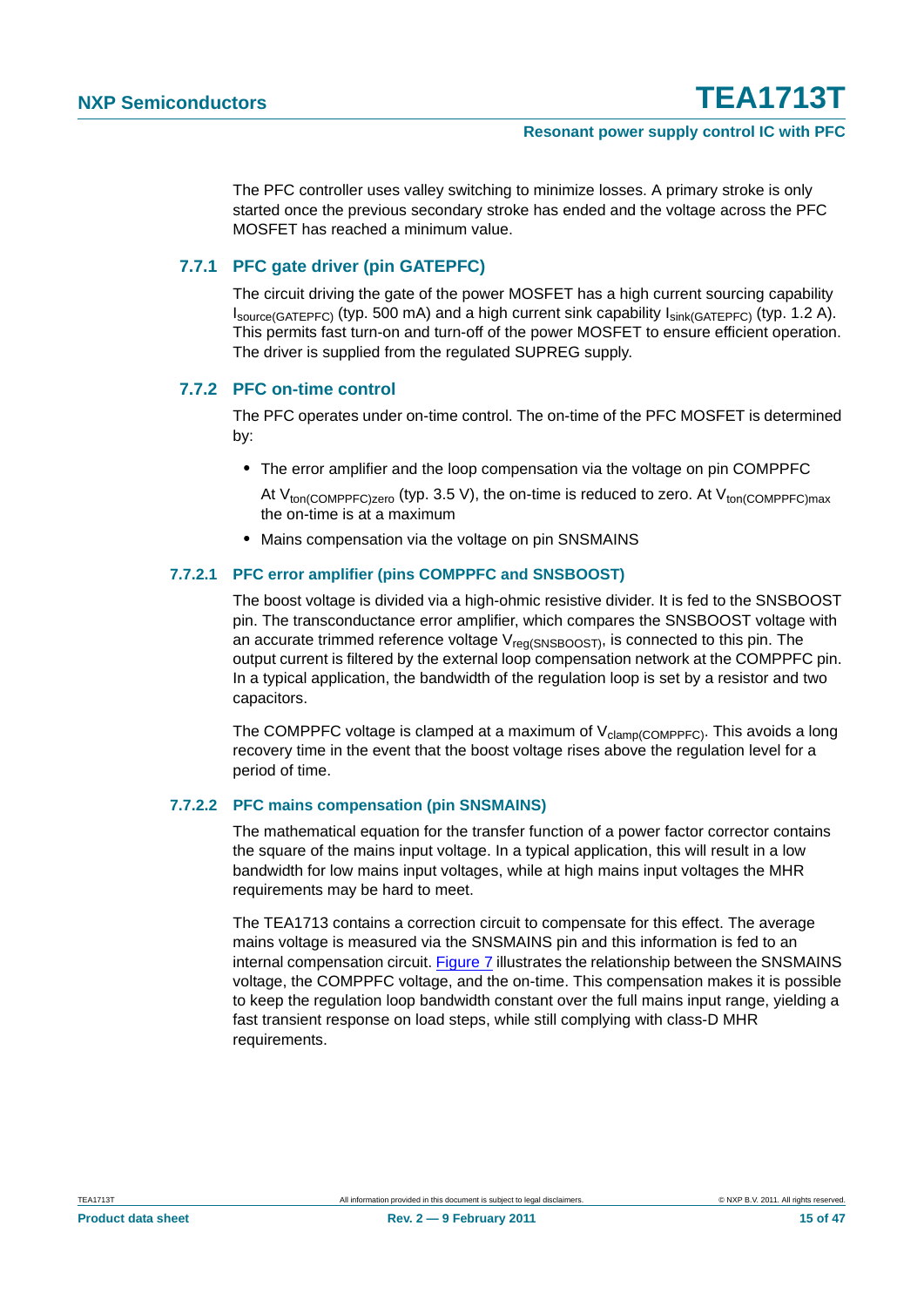The PFC controller uses valley switching to minimize losses. A primary stroke is only started once the previous secondary stroke has ended and the voltage across the PFC MOSFET has reached a minimum value.

### 7.7.1 PFC gate driver (pin GATEPFC)

The circuit driving the gate of the power MOSFET has a high current sourcing capability $I_{source(GATEPFC)}$ (typ. 500 mA) and a high current sink capability $I_{sink(GATEPFC)}$ (typ. 1.2 A). This permits fast turn-on and turn-off of the power MOSFET to ensure efficient operation. The driver is supplied from the regulated SUPREG supply.

### 7.7.2 PFC on-time control

The PFC operates under on-time control. The on-time of the PFC MOSFET is determined by:

- The error amplifier and the loop compensation via the voltage on pin COMPPFC

  At $V_{ton(COMPPFC)zero}$ (typ. 3.5 V), the on-time is reduced to zero. At $V_{ton(COMPPFC)max}$ the on-time is at a maximum
- Mains compensation via the voltage on pin SNSMAINS

#### 7.7.2.1 PFC error amplifier (pins COMPPFC and SNSBOOST)

The boost voltage is divided via a high-ohmic resistive divider. It is fed to the SNSBOOST pin. The transconductance error amplifier, which compares the SNSBOOST voltage with an accurate trimmed reference voltage $V_{reg(SNSBOOST)}$, is connected to this pin. The output current is filtered by the external loop compensation network at the COMPPFC pin. In a typical application, the bandwidth of the regulation loop is set by a resistor and two capacitors.

The COMPPFC voltage is clamped at a maximum of $V_{clamp(COMPPFC)}$. This avoids a long recovery time in the event that the boost voltage rises above the regulation level for a period of time.

#### 7.7.2.2 PFC mains compensation (pin SNSMAINS)

The mathematical equation for the transfer function of a power factor corrector contains the square of the mains input voltage. In a typical application, this will result in a low bandwidth for low mains input voltages, while at high mains input voltages the MHR requirements may be hard to meet.

The TEA1713 contains a correction circuit to compensate for this effect. The average mains voltage is measured via the SNSMAINS pin and this information is fed to an internal compensation circuit. Figure 7 illustrates the relationship between the SNSMAINS voltage, the COMPPFC voltage, and the on-time. This compensation makes it is possible to keep the regulation loop bandwidth constant over the full mains input range, yielding a fast transient response on load steps, while still complying with class-D MHR requirements.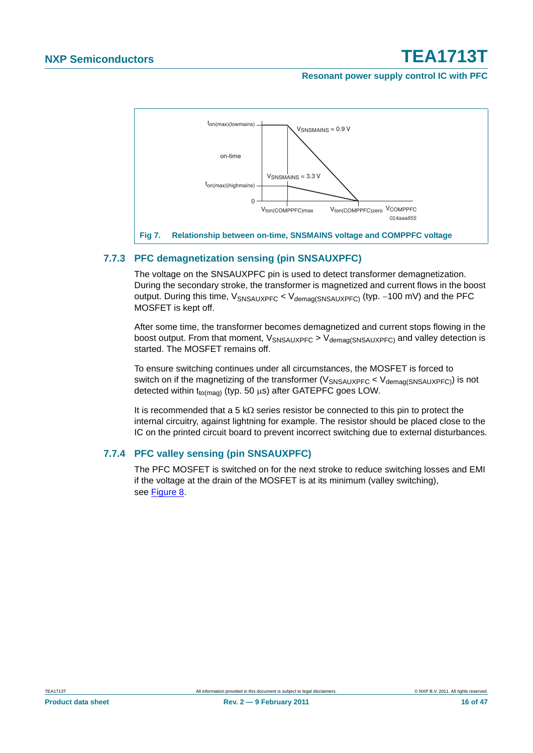Fig 7. Relationship between on-time, SNSMAINS voltage and COMPPFC voltage

### 7.7.3 PFC demagnetization sensing (pin SNSAUXPFC)

The voltage on the SNSAUXPFC pin is used to detect transformer demagnetization. During the secondary stroke, the transformer is magnetized and current flows in the boost output. During this time, $V_{SNSAUXPFC} < V_{demag(SNSAUXPFC)}$ (typ. −100 mV) and the PFC MOSFET is kept off.

After some time, the transformer becomes demagnetized and current stops flowing in the boost output. From that moment, $V_{SNSAUXPFC} > V_{demag(SNSAUXPFC)}$ and valley detection is started. The MOSFET remains off.

To ensure switching continues under all circumstances, the MOSFET is forced to switch on if the magnetizing of the transformer ($V_{SNSAUXPFC} < V_{demag(SNSAUXPFC)}$) is not detected within $t_{to(mag)}$ (typ. 50 μs) after GATEPFC goes LOW.

It is recommended that a 5 kΩ series resistor be connected to this pin to protect the internal circuitry, against lightning for example. The resistor should be placed close to the IC on the printed circuit board to prevent incorrect switching due to external disturbances.

### 7.7.4 PFC valley sensing (pin SNSAUXPFC)

The PFC MOSFET is switched on for the next stroke to reduce switching losses and EMI if the voltage at the drain of the MOSFET is at its minimum (valley switching), see Figure 8.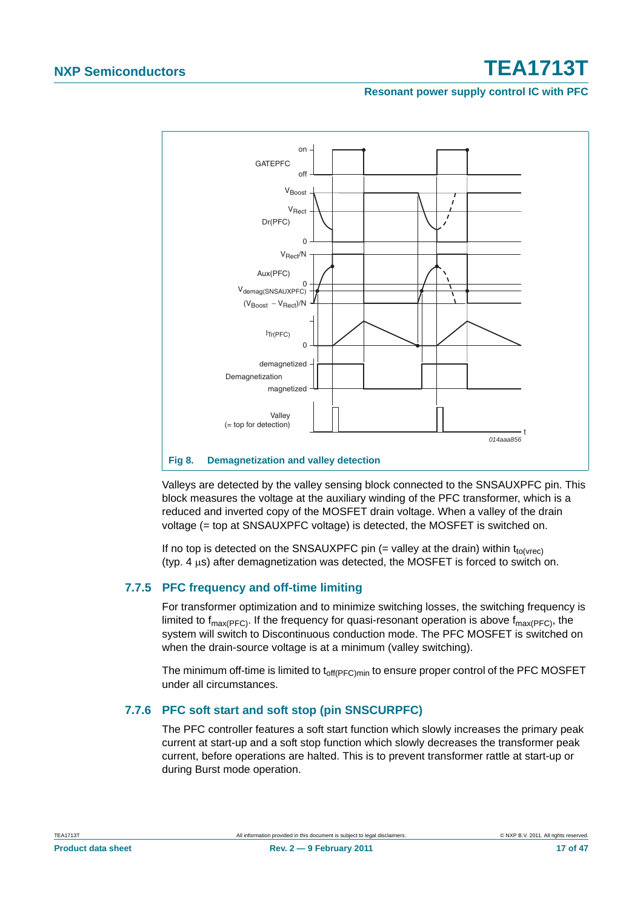**Fig 8. Demagnetization and valley detection**

Valleys are detected by the valley sensing block connected to the SNSAUXPFC pin. This block measures the voltage at the auxiliary winding of the PFC transformer, which is a reduced and inverted copy of the MOSFET drain voltage. When a valley of the drain voltage (= top at SNSAUXPFC voltage) is detected, the MOSFET is switched on.

If no top is detected on the SNSAUXPFC pin (= valley at the drain) within $t_{to(vrec)}$ (typ. 4 μs) after demagnetization was detected, the MOSFET is forced to switch on.

### 7.7.5 PFC frequency and off-time limiting

For transformer optimization and to minimize switching losses, the switching frequency is limited to $f_{max(PFC)}$. If the frequency for quasi-resonant operation is above $f_{max(PFC)}$, the system will switch to Discontinuous conduction mode. The PFC MOSFET is switched on when the drain-source voltage is at a minimum (valley switching).

The minimum off-time is limited to $t_{off(PFC)min}$ to ensure proper control of the PFC MOSFET under all circumstances.

### 7.7.6 PFC soft start and soft stop (pin SNSCURPFC)

The PFC controller features a soft start function which slowly increases the primary peak current at start-up and a soft stop function which slowly decreases the transformer peak current, before operations are halted. This is to prevent transformer rattle at start-up or during Burst mode operation.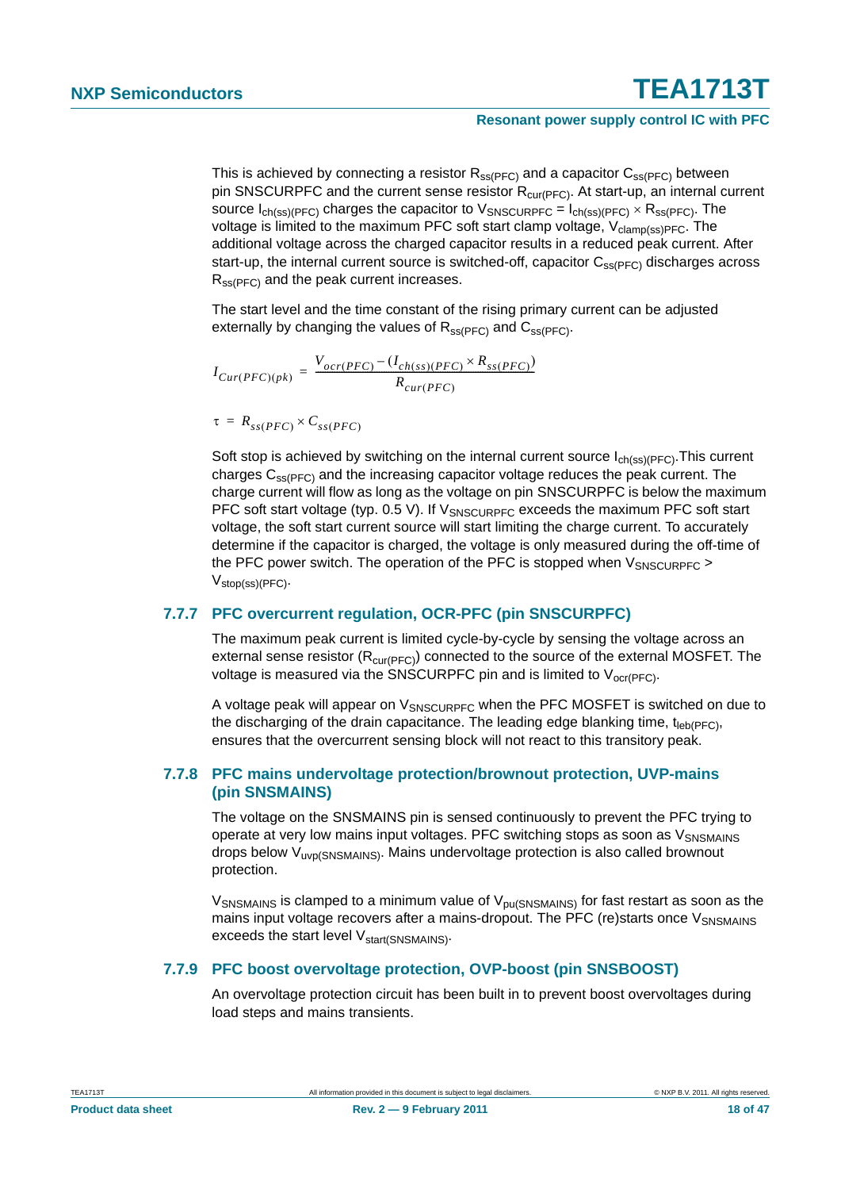This is achieved by connecting a resistor $R_{ss(PFC)}$ and a capacitor $C_{ss(PFC)}$ between pin SNSCURPFC and the current sense resistor $R_{cur(PFC)}$. At start-up, an internal current source $I_{ch(ss)(PFC)}$ charges the capacitor to $V_{SNSCURPFC} = I_{ch(ss)(PFC)} \times R_{ss(PFC)}$. The voltage is limited to the maximum PFC soft start clamp voltage, $V_{clamp(ss)PFC}$. The additional voltage across the charged capacitor results in a reduced peak current. After start-up, the internal current source is switched-off, capacitor $C_{ss(PFC)}$ discharges across $R_{ss(PFC)}$ and the peak current increases.

The start level and the time constant of the rising primary current can be adjusted externally by changing the values of $R_{ss(PFC)}$ and $C_{ss(PFC)}$.

$$I_{Cur(PFC)(pk)} = \frac{V_{ocr(PFC)} - (I_{ch(ss)(PFC)} \times R_{ss(PFC)})}{R_{cur(PFC)}}$$

$$\tau = R_{ss(PFC)} \times C_{ss(PFC)}$$

Soft stop is achieved by switching on the internal current source $I_{ch(ss)(PFC)}$.This current charges $C_{ss(PFC)}$ and the increasing capacitor voltage reduces the peak current. The charge current will flow as long as the voltage on pin SNSCURPFC is below the maximum PFC soft start voltage (typ. 0.5 V). If $V_{SNSCURPFC}$ exceeds the maximum PFC soft start voltage, the soft start current source will start limiting the charge current. To accurately determine if the capacitor is charged, the voltage is only measured during the off-time of the PFC power switch. The operation of the PFC is stopped when $V_{SNSCURPFC} > V_{stop(ss)(PFC)}$.

### 7.7.7 PFC overcurrent regulation, OCR-PFC (pin SNSCURPFC)

The maximum peak current is limited cycle-by-cycle by sensing the voltage across an external sense resistor ($R_{cur(PFC)}$) connected to the source of the external MOSFET. The voltage is measured via the SNSCURPFC pin and is limited to $V_{ocr(PFC)}$.

A voltage peak will appear on $V_{SNSCURPFC}$ when the PFC MOSFET is switched on due to the discharging of the drain capacitance. The leading edge blanking time, $t_{leb(PFC)}$, ensures that the overcurrent sensing block will not react to this transitory peak.

### 7.7.8 PFC mains undervoltage protection/brownout protection, UVP-mains (pin SNSMAINS)

The voltage on the SNSMAINS pin is sensed continuously to prevent the PFC trying to operate at very low mains input voltages. PFC switching stops as soon as $V_{SNSMAINS}$ drops below $V_{uvp(SNSMAINS)}$. Mains undervoltage protection is also called brownout protection.

$V_{SNSMAINS}$ is clamped to a minimum value of $V_{pu(SNSMAINS)}$ for fast restart as soon as the mains input voltage recovers after a mains-dropout. The PFC (re)starts once $V_{SNSMAINS}$ exceeds the start level $V_{start(SNSMAINS)}$.

### 7.7.9 PFC boost overvoltage protection, OVP-boost (pin SNSBOOST)

An overvoltage protection circuit has been built in to prevent boost overvoltages during load steps and mains transients.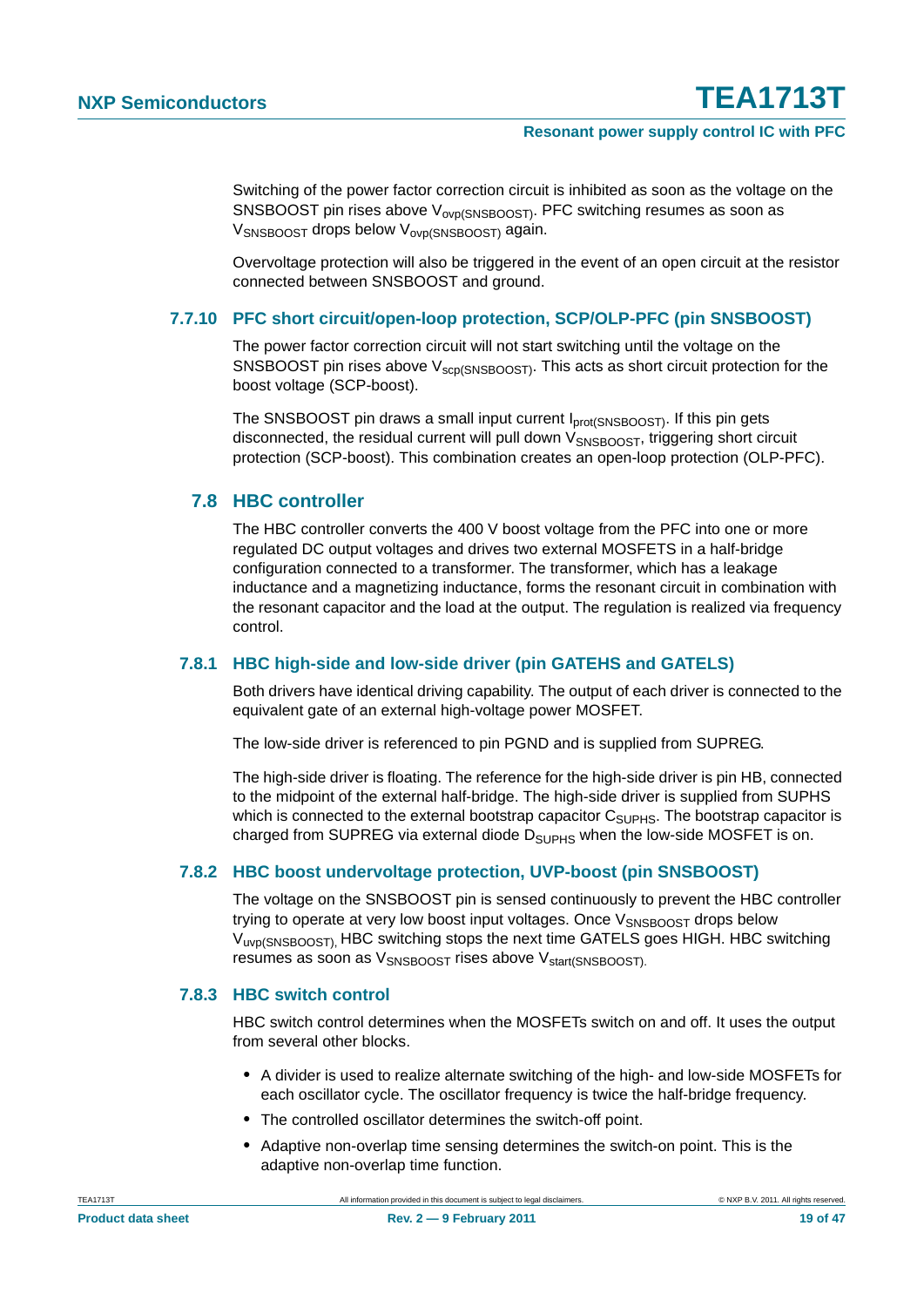Switching of the power factor correction circuit is inhibited as soon as the voltage on the SNSBOOST pin rises above $V_{ovp(SNSBOOST)}$. PFC switching resumes as soon as $V_{SNSBOOST}$ drops below $V_{ovp(SNSBOOST)}$ again.

Overvoltage protection will also be triggered in the event of an open circuit at the resistor connected between SNSBOOST and ground.

#### 7.7.10 PFC short circuit/open-loop protection, SCP/OLP-PFC (pin SNSBOOST)

The power factor correction circuit will not start switching until the voltage on the SNSBOOST pin rises above $V_{scp(SNSBOOST)}$. This acts as short circuit protection for the boost voltage (SCP-boost).

The SNSBOOST pin draws a small input current $I_{prot(SNSBOOST)}$. If this pin gets disconnected, the residual current will pull down $V_{SNSBOOST}$, triggering short circuit protection (SCP-boost). This combination creates an open-loop protection (OLP-PFC).

### 7.8 HBC controller

The HBC controller converts the 400 V boost voltage from the PFC into one or more regulated DC output voltages and drives two external MOSFETS in a half-bridge configuration connected to a transformer. The transformer, which has a leakage inductance and a magnetizing inductance, forms the resonant circuit in combination with the resonant capacitor and the load at the output. The regulation is realized via frequency control.

#### 7.8.1 HBC high-side and low-side driver (pin GATEHS and GATELS)

Both drivers have identical driving capability. The output of each driver is connected to the equivalent gate of an external high-voltage power MOSFET.

The low-side driver is referenced to pin PGND and is supplied from SUPREG.

The high-side driver is floating. The reference for the high-side driver is pin HB, connected to the midpoint of the external half-bridge. The high-side driver is supplied from SUPHS which is connected to the external bootstrap capacitor $C_{SUPHS}$. The bootstrap capacitor is charged from SUPREG via external diode $D_{SUPHS}$ when the low-side MOSFET is on.

#### 7.8.2 HBC boost undervoltage protection, UVP-boost (pin SNSBOOST)

The voltage on the SNSBOOST pin is sensed continuously to prevent the HBC controller trying to operate at very low boost input voltages. Once $V_{SNSBOOST}$ drops below $V_{uvp(SNSBOOST)}$, HBC switching stops the next time GATELS goes HIGH. HBC switching resumes as soon as $V_{SNSBOOST}$ rises above $V_{start(SNSBOOST)}$.

#### 7.8.3 HBC switch control

HBC switch control determines when the MOSFETs switch on and off. It uses the output from several other blocks.

- A divider is used to realize alternate switching of the high- and low-side MOSFETs for each oscillator cycle. The oscillator frequency is twice the half-bridge frequency.
- The controlled oscillator determines the switch-off point.
- Adaptive non-overlap time sensing determines the switch-on point. This is the adaptive non-overlap time function.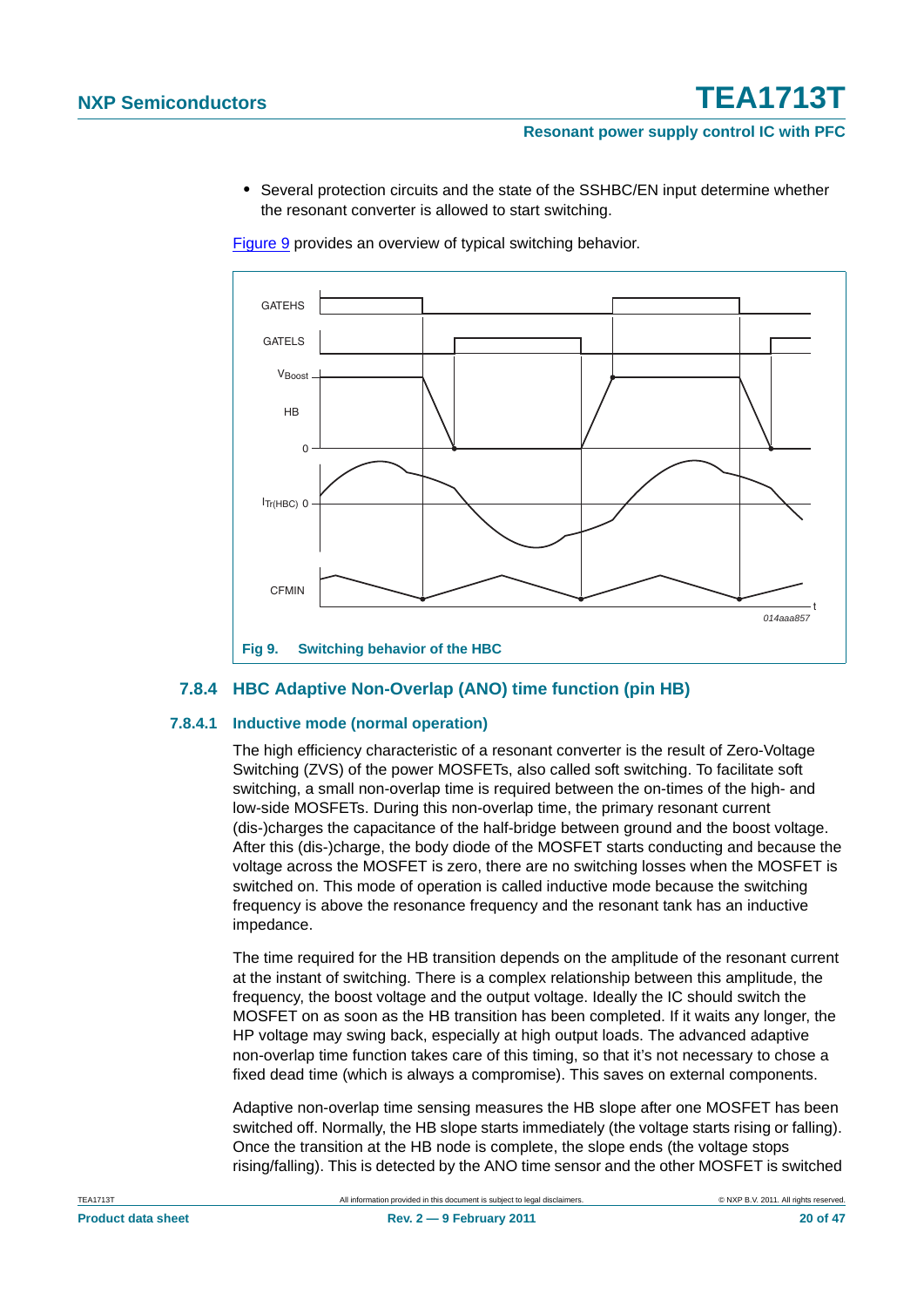- Several protection circuits and the state of the SSHBC/EN input determine whether the resonant converter is allowed to start switching.

Figure 9 provides an overview of typical switching behavior.

**Fig 9. Switching behavior of the HBC**

### 7.8.4 HBC Adaptive Non-Overlap (ANO) time function (pin HB)

#### 7.8.4.1 Inductive mode (normal operation)

The high efficiency characteristic of a resonant converter is the result of Zero-Voltage Switching (ZVS) of the power MOSFETs, also called soft switching. To facilitate soft switching, a small non-overlap time is required between the on-times of the high- and low-side MOSFETs. During this non-overlap time, the primary resonant current (dis-)charges the capacitance of the half-bridge between ground and the boost voltage. After this (dis-)charge, the body diode of the MOSFET starts conducting and because the voltage across the MOSFET is zero, there are no switching losses when the MOSFET is switched on. This mode of operation is called inductive mode because the switching frequency is above the resonance frequency and the resonant tank has an inductive impedance.

The time required for the HB transition depends on the amplitude of the resonant current at the instant of switching. There is a complex relationship between this amplitude, the frequency, the boost voltage and the output voltage. Ideally the IC should switch the MOSFET on as soon as the HB transition has been completed. If it waits any longer, the HP voltage may swing back, especially at high output loads. The advanced adaptive non-overlap time function takes care of this timing, so that it's not necessary to chose a fixed dead time (which is always a compromise). This saves on external components.

Adaptive non-overlap time sensing measures the HB slope after one MOSFET has been switched off. Normally, the HB slope starts immediately (the voltage starts rising or falling). Once the transition at the HB node is complete, the slope ends (the voltage stops rising/falling). This is detected by the ANO time sensor and the other MOSFET is switched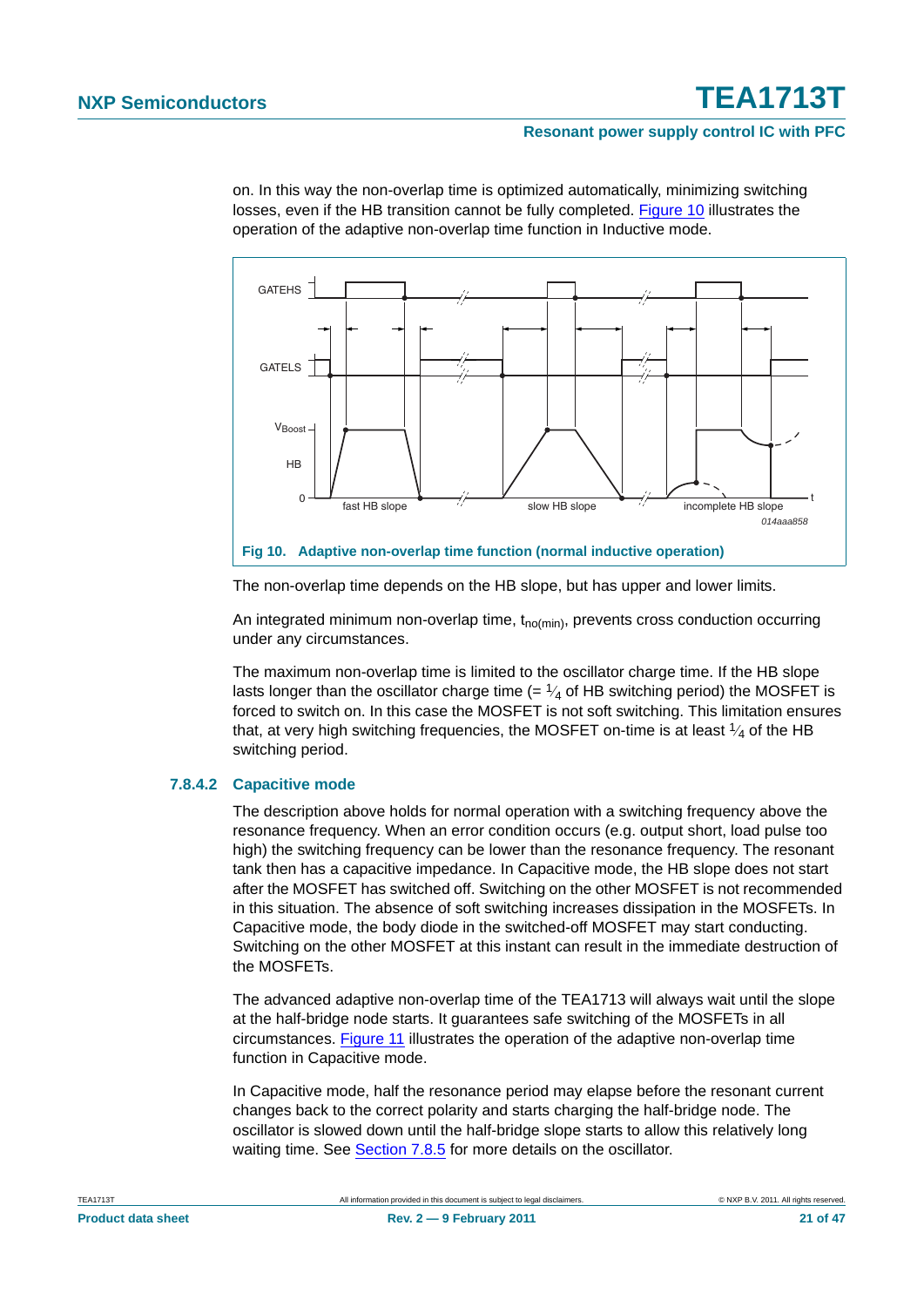on. In this way the non-overlap time is optimized automatically, minimizing switching losses, even if the HB transition cannot be fully completed. Figure 10 illustrates the operation of the adaptive non-overlap time function in Inductive mode.

**Fig 10. Adaptive non-overlap time function (normal inductive operation)**

The non-overlap time depends on the HB slope, but has upper and lower limits.

An integrated minimum non-overlap time, $t_{no(min)}$, prevents cross conduction occurring under any circumstances.

The maximum non-overlap time is limited to the oscillator charge time. If the HB slope lasts longer than the oscillator charge time (= $\frac{1}{4}$ of HB switching period) the MOSFET is forced to switch on. In this case the MOSFET is not soft switching. This limitation ensures that, at very high switching frequencies, the MOSFET on-time is at least $\frac{1}{4}$ of the HB switching period.

### 7.8.4.2 Capacitive mode

The description above holds for normal operation with a switching frequency above the resonance frequency. When an error condition occurs (e.g. output short, load pulse too high) the switching frequency can be lower than the resonance frequency. The resonant tank then has a capacitive impedance. In Capacitive mode, the HB slope does not start after the MOSFET has switched off. Switching on the other MOSFET is not recommended in this situation. The absence of soft switching increases dissipation in the MOSFETs. In Capacitive mode, the body diode in the switched-off MOSFET may start conducting. Switching on the other MOSFET at this instant can result in the immediate destruction of the MOSFETs.

The advanced adaptive non-overlap time of the TEA1713 will always wait until the slope at the half-bridge node starts. It guarantees safe switching of the MOSFETs in all circumstances. Figure 11 illustrates the operation of the adaptive non-overlap time function in Capacitive mode.

In Capacitive mode, half the resonance period may elapse before the resonant current changes back to the correct polarity and starts charging the half-bridge node. The oscillator is slowed down until the half-bridge slope starts to allow this relatively long waiting time. See Section 7.8.5 for more details on the oscillator.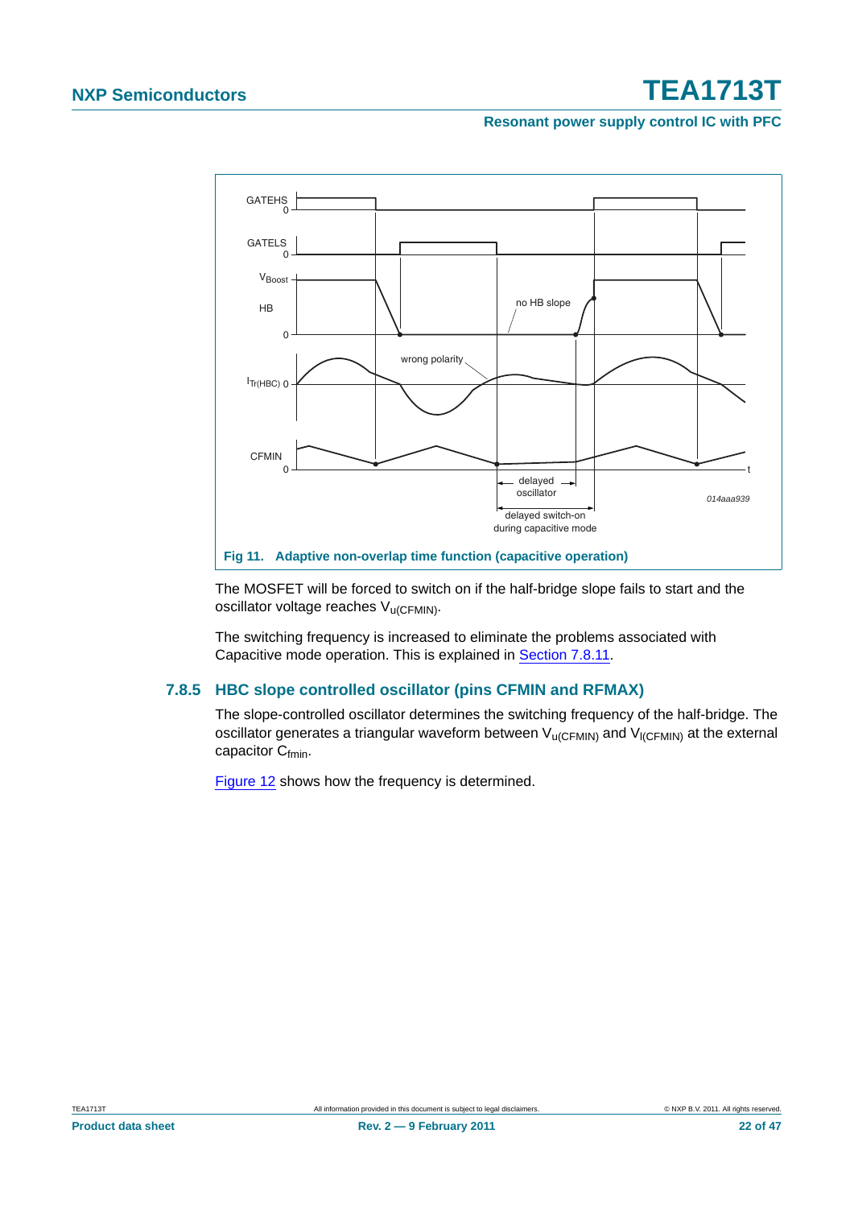Fig 11. Adaptive non-overlap time function (capacitive operation)

The MOSFET will be forced to switch on if the half-bridge slope fails to start and the oscillator voltage reaches $V_{u(CFMIN)}$.

The switching frequency is increased to eliminate the problems associated with Capacitive mode operation. This is explained in Section 7.8.11.

### 7.8.5 HBC slope controlled oscillator (pins CFMIN and RFMAX)

The slope-controlled oscillator determines the switching frequency of the half-bridge. The oscillator generates a triangular waveform between $V_{u(CFMIN)}$ and $V_{l(CFMIN)}$ at the external capacitor $C_{fmin}$.

Figure 12 shows how the frequency is determined.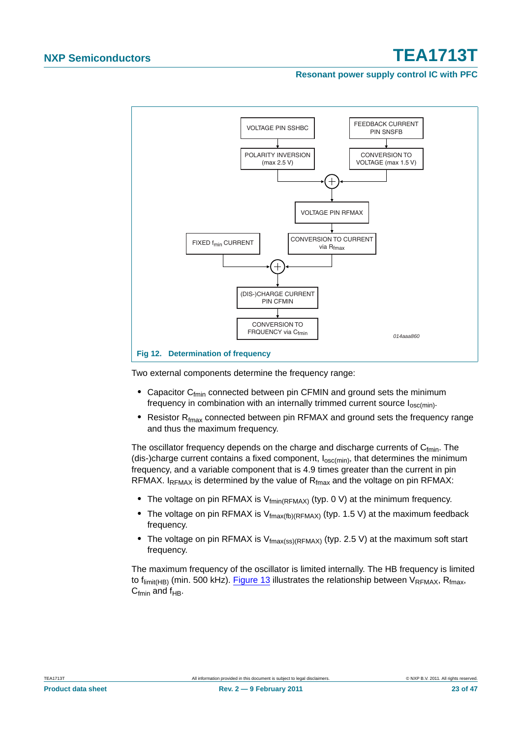Fig 12. Determination of frequency

Two external components determine the frequency range:

- Capacitor $C_{fmin}$ connected between pin CFMIN and ground sets the minimum frequency in combination with an internally trimmed current source $I_{osc(min)}$.
- Resistor $R_{fmax}$ connected between pin RFMAX and ground sets the frequency range and thus the maximum frequency.

The oscillator frequency depends on the charge and discharge currents of $C_{fmin}$. The (dis-)charge current contains a fixed component, $I_{osc(min)}$, that determines the minimum frequency, and a variable component that is 4.9 times greater than the current in pin RFMAX. $I_{RFMAX}$ is determined by the value of $R_{fmax}$ and the voltage on pin RFMAX:

- The voltage on pin RFMAX is $V_{fmin(RFMAX)}$ (typ. 0 V) at the minimum frequency.
- The voltage on pin RFMAX is $V_{fmax(fb)(RFMAX)}$ (typ. 1.5 V) at the maximum feedback frequency.
- The voltage on pin RFMAX is $V_{fmax(ss)(RFMAX)}$ (typ. 2.5 V) at the maximum soft start frequency.

The maximum frequency of the oscillator is limited internally. The HB frequency is limited to $f_{limit(HB)}$ (min. 500 kHz). Figure 13 illustrates the relationship between $V_{RFMAX}$, $R_{fmax}$, $C_{fmin}$ and $f_{HB}$.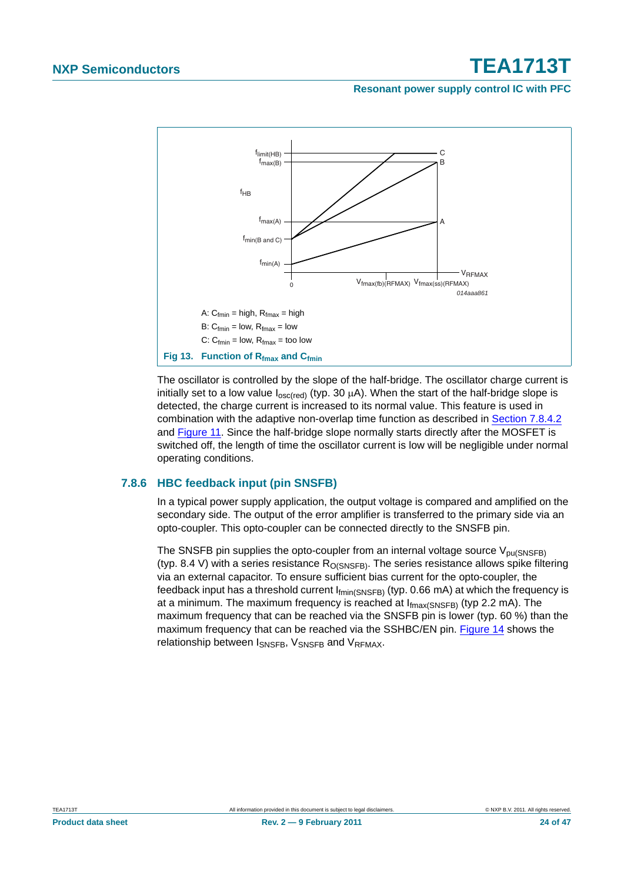A: $C_{fmin}$ = high, $R_{fmax}$ = high

B: $C_{fmin}$ = low, $R_{fmax}$ = low

C: $C_{fmin}$ = low, $R_{fmax}$ = too low

**Fig 13. Function of $R_{fmax}$ and $C_{fmin}$**

The oscillator is controlled by the slope of the half-bridge. The oscillator charge current is initially set to a low value $I_{osc(red)}$ (typ. 30 μA). When the start of the half-bridge slope is detected, the charge current is increased to its normal value. This feature is used in combination with the adaptive non-overlap time function as described in Section 7.8.4.2 and Figure 11. Since the half-bridge slope normally starts directly after the MOSFET is switched off, the length of time the oscillator current is low will be negligible under normal operating conditions.

### 7.8.6 HBC feedback input (pin SNSFB)

In a typical power supply application, the output voltage is compared and amplified on the secondary side. The output of the error amplifier is transferred to the primary side via an opto-coupler. This opto-coupler can be connected directly to the SNSFB pin.

The SNSFB pin supplies the opto-coupler from an internal voltage source $V_{pu(SNSFB)}$ (typ. 8.4 V) with a series resistance $R_{O(SNSFB)}$. The series resistance allows spike filtering via an external capacitor. To ensure sufficient bias current for the opto-coupler, the feedback input has a threshold current $I_{fmin(SNSFB)}$ (typ. 0.66 mA) at which the frequency is at a minimum. The maximum frequency is reached at $I_{fmax(SNSFB)}$ (typ 2.2 mA). The maximum frequency that can be reached via the SNSFB pin is lower (typ. 60 %) than the maximum frequency that can be reached via the SSHBC/EN pin. Figure 14 shows the relationship between $I_{SNSFB}$, $V_{SNSFB}$ and $V_{RFMAX}$.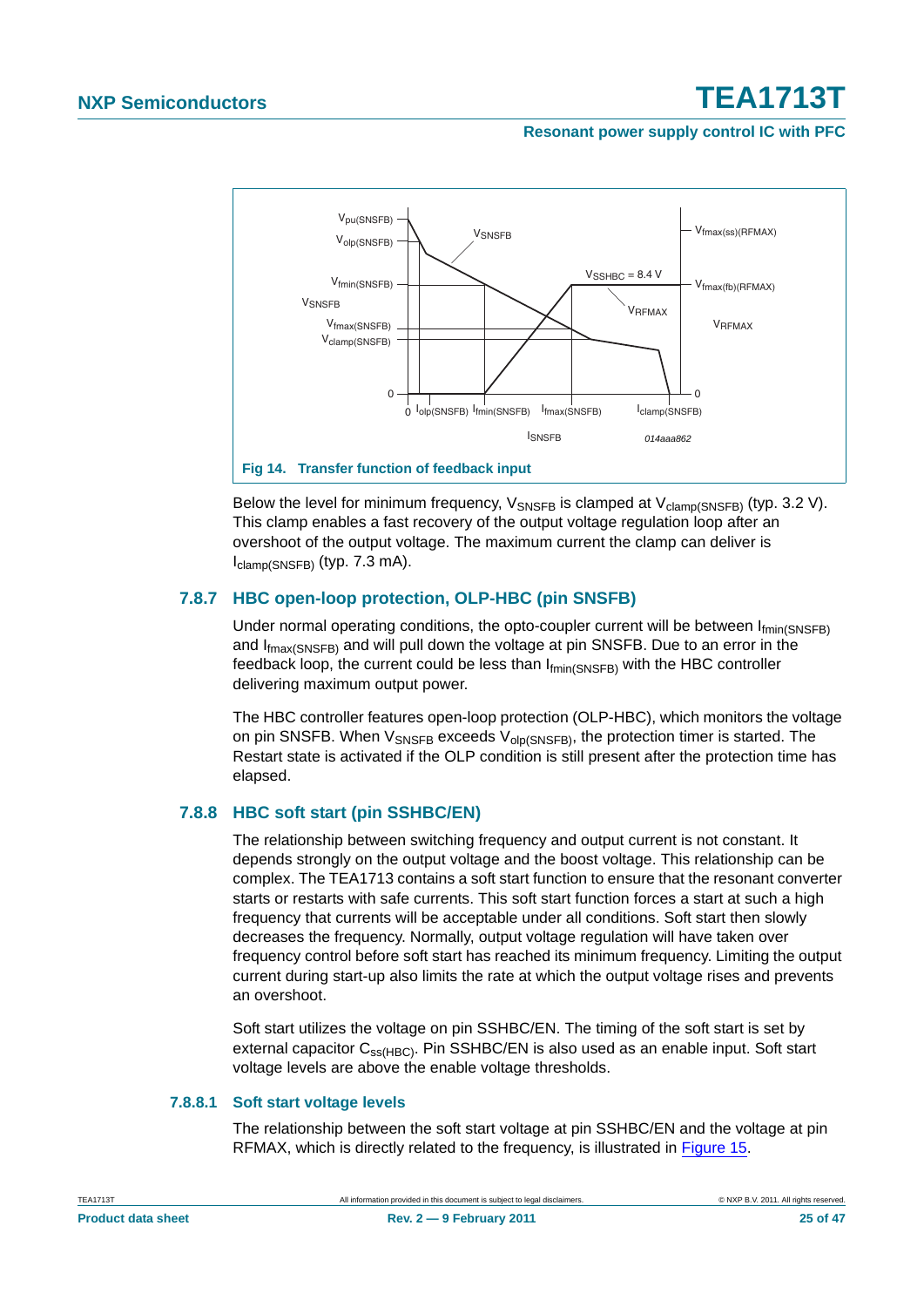Fig 14. Transfer function of feedback input

Below the level for minimum frequency, $V_{SNSFB}$ is clamped at $V_{clamp(SNSFB)}$ (typ. 3.2 V). This clamp enables a fast recovery of the output voltage regulation loop after an overshoot of the output voltage. The maximum current the clamp can deliver is $I_{clamp(SNSFB)}$ (typ. 7.3 mA).

### 7.8.7 HBC open-loop protection, OLP-HBC (pin SNSFB)

Under normal operating conditions, the opto-coupler current will be between $I_{fmin(SNSFB)}$ and $I_{fmax(SNSFB)}$ and will pull down the voltage at pin SNSFB. Due to an error in the feedback loop, the current could be less than $I_{fmin(SNSFB)}$ with the HBC controller delivering maximum output power.

The HBC controller features open-loop protection (OLP-HBC), which monitors the voltage on pin SNSFB. When $V_{SNSFB}$ exceeds $V_{olp(SNSFB)}$, the protection timer is started. The Restart state is activated if the OLP condition is still present after the protection time has elapsed.

### 7.8.8 HBC soft start (pin SSHBC/EN)

The relationship between switching frequency and output current is not constant. It depends strongly on the output voltage and the boost voltage. This relationship can be complex. The TEA1713 contains a soft start function to ensure that the resonant converter starts or restarts with safe currents. This soft start function forces a start at such a high frequency that currents will be acceptable under all conditions. Soft start then slowly decreases the frequency. Normally, output voltage regulation will have taken over frequency control before soft start has reached its minimum frequency. Limiting the output current during start-up also limits the rate at which the output voltage rises and prevents an overshoot.

Soft start utilizes the voltage on pin SSHBC/EN. The timing of the soft start is set by external capacitor $C_{ss(HBC)}$. Pin SSHBC/EN is also used as an enable input. Soft start voltage levels are above the enable voltage thresholds.

#### 7.8.8.1 Soft start voltage levels

The relationship between the soft start voltage at pin SSHBC/EN and the voltage at pin RFMAX, which is directly related to the frequency, is illustrated in Figure 15.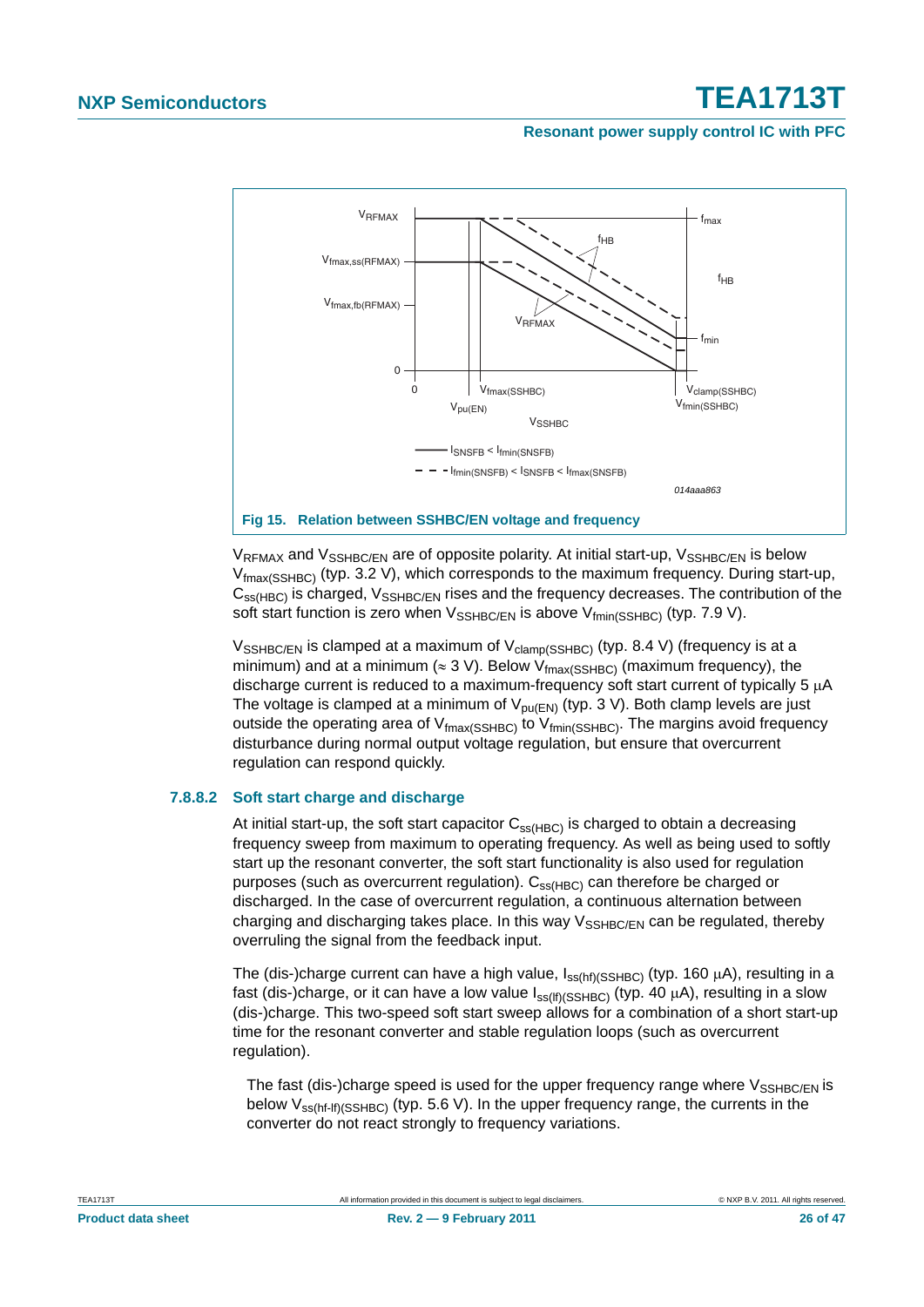Fig 15. Relation between SSHBC/EN voltage and frequency

$V_{RFMAX}$ and $V_{SSHBC/EN}$ are of opposite polarity. At initial start-up, $V_{SSHBC/EN}$ is below $V_{fmax(SSHBC)}$ (typ. 3.2 V), which corresponds to the maximum frequency. During start-up, $C_{ss(HBC)}$ is charged, $V_{SSHBC/EN}$ rises and the frequency decreases. The contribution of the soft start function is zero when $V_{SSHBC/EN}$ is above $V_{fmin(SSHBC)}$ (typ. 7.9 V).

$V_{SSHBC/EN}$ is clamped at a maximum of $V_{clamp(SSHBC)}$ (typ. 8.4 V) (frequency is at a minimum) and at a minimum ($\approx$ 3 V). Below $V_{fmax(SSHBC)}$ (maximum frequency), the discharge current is reduced to a maximum-frequency soft start current of typically 5 $\mu$A The voltage is clamped at a minimum of $V_{pu(EN)}$ (typ. 3 V). Both clamp levels are just outside the operating area of $V_{fmax(SSHBC)}$ to $V_{fmin(SSHBC)}$. The margins avoid frequency disturbance during normal output voltage regulation, but ensure that overcurrent regulation can respond quickly.

#### 7.8.8.2 Soft start charge and discharge

At initial start-up, the soft start capacitor $C_{ss(HBC)}$ is charged to obtain a decreasing frequency sweep from maximum to operating frequency. As well as being used to softly start up the resonant converter, the soft start functionality is also used for regulation purposes (such as overcurrent regulation). $C_{ss(HBC)}$ can therefore be charged or discharged. In the case of overcurrent regulation, a continuous alternation between charging and discharging takes place. In this way $V_{SSHBC/EN}$ can be regulated, thereby overruling the signal from the feedback input.

The (dis-)charge current can have a high value, $I_{ss(hf)(SSHBC)}$ (typ. 160 $\mu$A), resulting in a fast (dis-)charge, or it can have a low value $I_{ss(lf)(SSHBC)}$ (typ. 40 $\mu$A), resulting in a slow (dis-)charge. This two-speed soft start sweep allows for a combination of a short start-up time for the resonant converter and stable regulation loops (such as overcurrent regulation).

The fast (dis-)charge speed is used for the upper frequency range where $V_{SSHBC/EN}$ is below $V_{ss(hf-lf)(SSHBC)}$ (typ. 5.6 V). In the upper frequency range, the currents in the converter do not react strongly to frequency variations.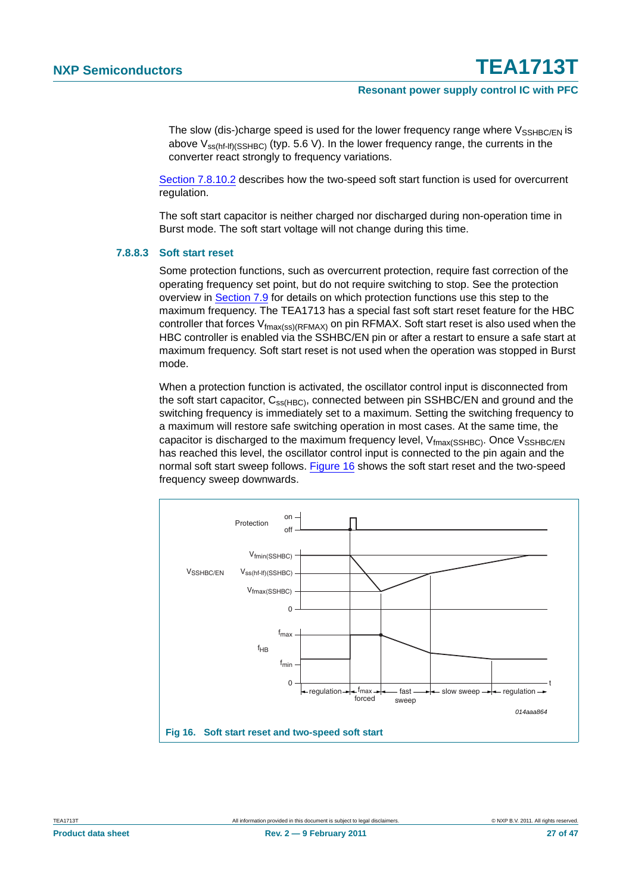The slow (dis-)charge speed is used for the lower frequency range where $V_{SSHBC/EN}$ is above $V_{ss(hf-lf)(SSHBC)}$ (typ. 5.6 V). In the lower frequency range, the currents in the converter react strongly to frequency variations.

Section 7.8.10.2 describes how the two-speed soft start function is used for overcurrent regulation.

The soft start capacitor is neither charged nor discharged during non-operation time in Burst mode. The soft start voltage will not change during this time.

#### 7.8.8.3 Soft start reset

Some protection functions, such as overcurrent protection, require fast correction of the operating frequency set point, but do not require switching to stop. See the protection overview in Section 7.9 for details on which protection functions use this step to the maximum frequency. The TEA1713 has a special fast soft start reset feature for the HBC controller that forces $V_{fmax(ss)(RFMAX)}$ on pin RFMAX. Soft start reset is also used when the HBC controller is enabled via the SSHBC/EN pin or after a restart to ensure a safe start at maximum frequency. Soft start reset is not used when the operation was stopped in Burst mode.

When a protection function is activated, the oscillator control input is disconnected from the soft start capacitor, $C_{ss(HBC)}$, connected between pin SSHBC/EN and ground and the switching frequency is immediately set to a maximum. Setting the switching frequency to a maximum will restore safe switching operation in most cases. At the same time, the capacitor is discharged to the maximum frequency level, $V_{fmax(SSHBC)}$. Once $V_{SSHBC/EN}$ has reached this level, the oscillator control input is connected to the pin again and the normal soft start sweep follows. Figure 16 shows the soft start reset and the two-speed frequency sweep downwards.

**Fig 16. Soft start reset and two-speed soft start**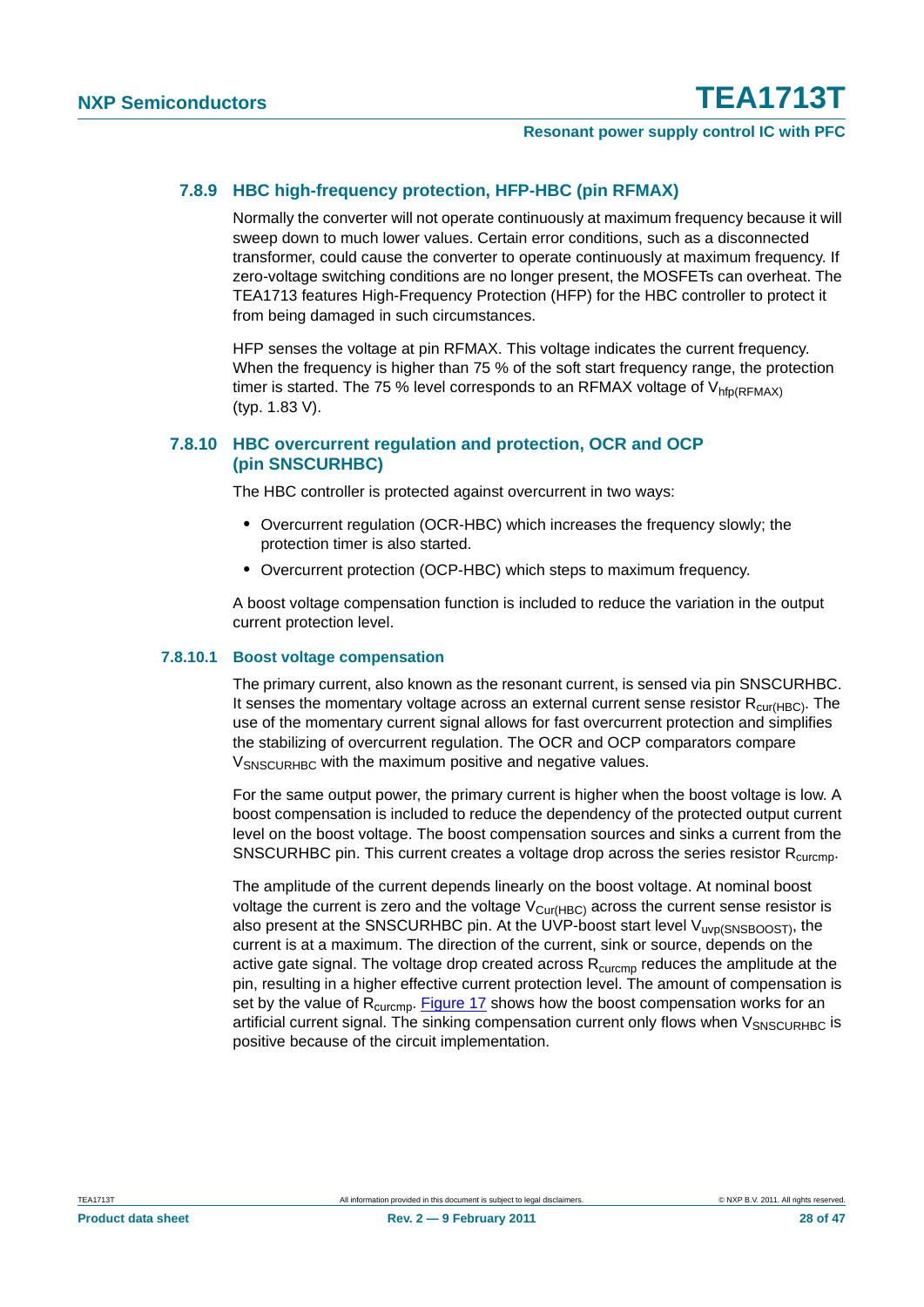### 7.8.9 HBC high-frequency protection, HFP-HBC (pin RFMAX)

Normally the converter will not operate continuously at maximum frequency because it will sweep down to much lower values. Certain error conditions, such as a disconnected transformer, could cause the converter to operate continuously at maximum frequency. If zero-voltage switching conditions are no longer present, the MOSFETs can overheat. The TEA1713 features High-Frequency Protection (HFP) for the HBC controller to protect it from being damaged in such circumstances.

HFP senses the voltage at pin RFMAX. This voltage indicates the current frequency. When the frequency is higher than 75 % of the soft start frequency range, the protection timer is started. The 75 % level corresponds to an RFMAX voltage of $V_{hfp(RFMAX)}$ (typ. 1.83 V).

### 7.8.10 HBC overcurrent regulation and protection, OCR and OCP (pin SNSCURHBC)

The HBC controller is protected against overcurrent in two ways:

- Overcurrent regulation (OCR-HBC) which increases the frequency slowly; the protection timer is also started.
- Overcurrent protection (OCP-HBC) which steps to maximum frequency.

A boost voltage compensation function is included to reduce the variation in the output current protection level.

#### 7.8.10.1 Boost voltage compensation

The primary current, also known as the resonant current, is sensed via pin SNSCURHBC. It senses the momentary voltage across an external current sense resistor $R_{cur(HBC)}$. The use of the momentary current signal allows for fast overcurrent protection and simplifies the stabilizing of overcurrent regulation. The OCR and OCP comparators compare $V_{SNSCURHBC}$ with the maximum positive and negative values.

For the same output power, the primary current is higher when the boost voltage is low. A boost compensation is included to reduce the dependency of the protected output current level on the boost voltage. The boost compensation sources and sinks a current from the SNSCURHBC pin. This current creates a voltage drop across the series resistor $R_{curcmp}$.

The amplitude of the current depends linearly on the boost voltage. At nominal boost voltage the current is zero and the voltage $V_{Cur(HBC)}$ across the current sense resistor is also present at the SNSCURHBC pin. At the UVP-boost start level $V_{uvp(SNSBOOST)}$, the current is at a maximum. The direction of the current, sink or source, depends on the active gate signal. The voltage drop created across $R_{curcmp}$ reduces the amplitude at the pin, resulting in a higher effective current protection level. The amount of compensation is set by the value of $R_{curcmp}$. Figure 17 shows how the boost compensation works for an artificial current signal. The sinking compensation current only flows when $V_{SNSCURHBC}$ is positive because of the circuit implementation.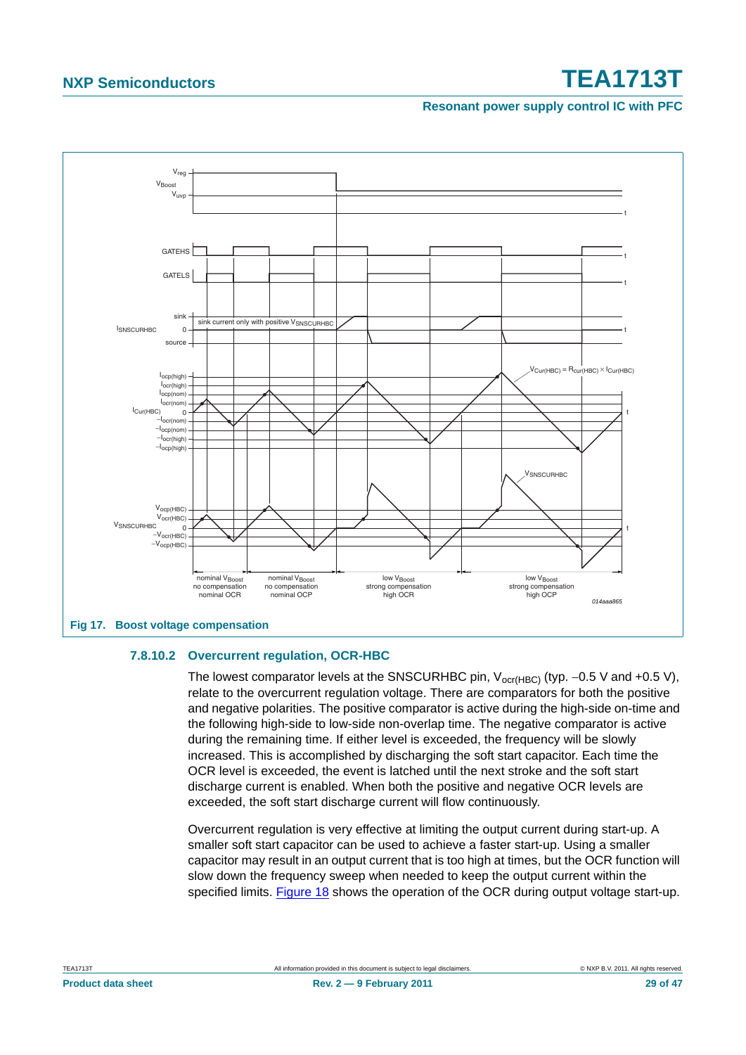Fig 17. Boost voltage compensation

### 7.8.10.2 Overcurrent regulation, OCR-HBC

The lowest comparator levels at the SNSCURHBC pin, $V_{ocr(HBC)}$ (typ. −0.5 V and +0.5 V), relate to the overcurrent regulation voltage. There are comparators for both the positive and negative polarities. The positive comparator is active during the high-side on-time and the following high-side to low-side non-overlap time. The negative comparator is active during the remaining time. If either level is exceeded, the frequency will be slowly increased. This is accomplished by discharging the soft start capacitor. Each time the OCR level is exceeded, the event is latched until the next stroke and the soft start discharge current is enabled. When both the positive and negative OCR levels are exceeded, the soft start discharge current will flow continuously.

Overcurrent regulation is very effective at limiting the output current during start-up. A smaller soft start capacitor can be used to achieve a faster start-up. Using a smaller capacitor may result in an output current that is too high at times, but the OCR function will slow down the frequency sweep when needed to keep the output current within the specified limits. Figure 18 shows the operation of the OCR during output voltage start-up.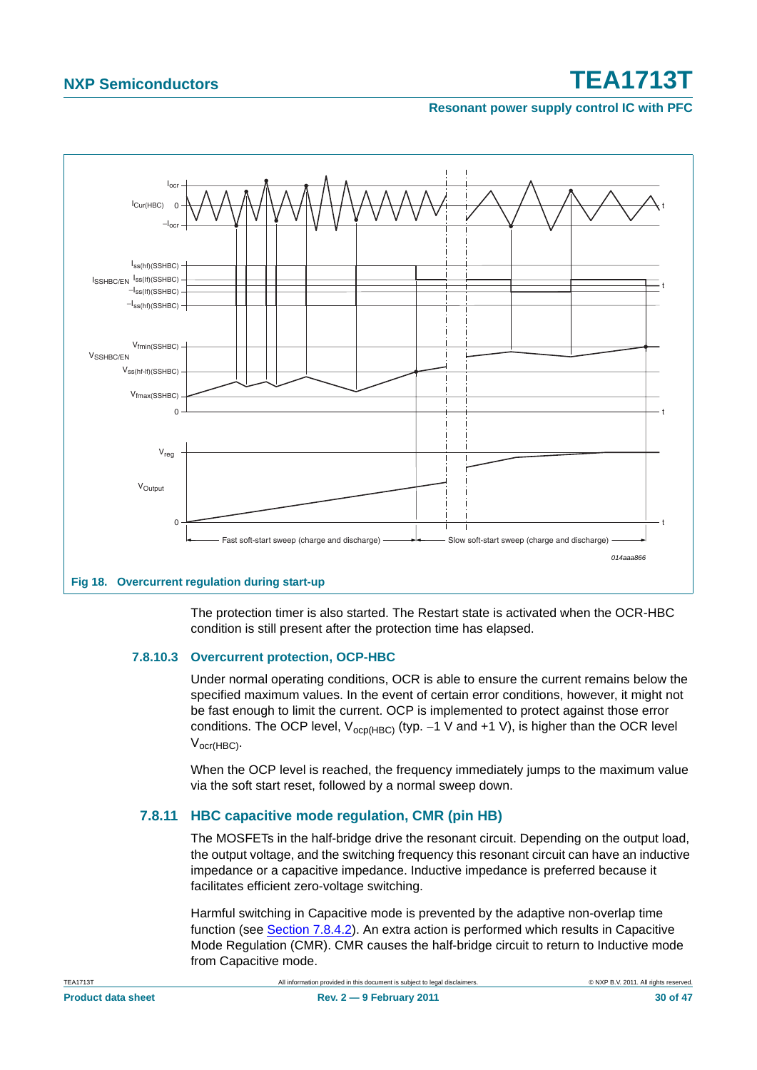Fig 18. Overcurrent regulation during start-up

The protection timer is also started. The Restart state is activated when the OCR-HBC condition is still present after the protection time has elapsed.

### 7.8.10.3 Overcurrent protection, OCP-HBC

Under normal operating conditions, OCR is able to ensure the current remains below the specified maximum values. In the event of certain error conditions, however, it might not be fast enough to limit the current. OCP is implemented to protect against those error conditions. The OCP level, $V_{ocp(HBC)}$ (typ. −1 V and +1 V), is higher than the OCR level $V_{ocr(HBC)}$.

When the OCP level is reached, the frequency immediately jumps to the maximum value via the soft start reset, followed by a normal sweep down.

## 7.8.11 HBC capacitive mode regulation, CMR (pin HB)

The MOSFETs in the half-bridge drive the resonant circuit. Depending on the output load, the output voltage, and the switching frequency this resonant circuit can have an inductive impedance or a capacitive impedance. Inductive impedance is preferred because it facilitates efficient zero-voltage switching.

Harmful switching in Capacitive mode is prevented by the adaptive non-overlap time function (see Section 7.8.4.2). An extra action is performed which results in Capacitive Mode Regulation (CMR). CMR causes the half-bridge circuit to return to Inductive mode from Capacitive mode.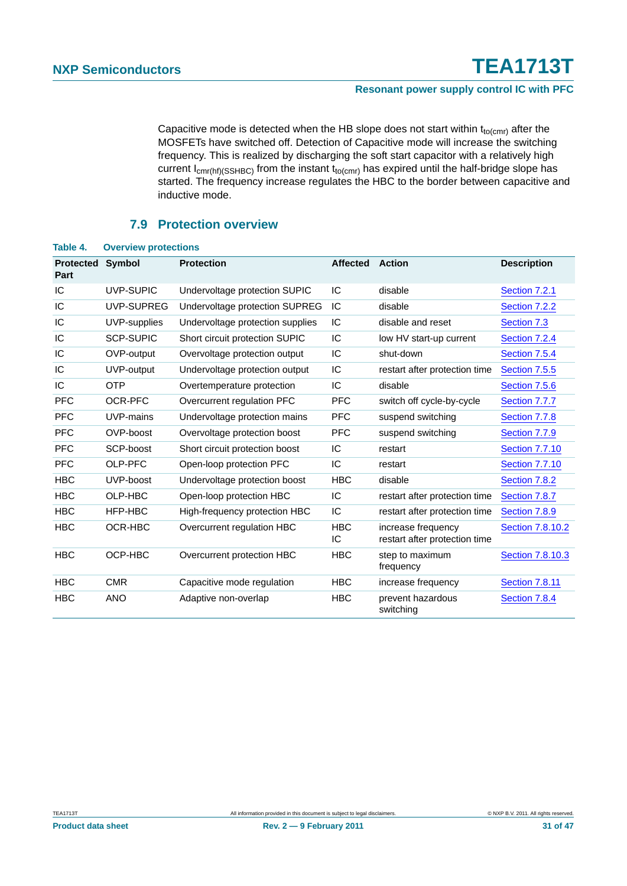Capacitive mode is detected when the HB slope does not start within $t_{to(cmr)}$ after the MOSFETs have switched off. Detection of Capacitive mode will increase the switching frequency. This is realized by discharging the soft start capacitor with a relatively high current $I_{cmr(hf)(SSHBC)}$ from the instant $t_{to(cmr)}$ has expired until the half-bridge slope has started. The frequency increase regulates the HBC to the border between capacitive and inductive mode.

## 7.9 Protection overview

**Table 4. Overview protections**

| Protected Part | Symbol | Protection | Affected | Action | Description |
|---|---|---|---|---|---|
| IC | UVP-SUPIC | Undervoltage protection SUPIC | IC | disable | Section 7.2.1 |
| IC | UVP-SUPREG | Undervoltage protection SUPREG | IC | disable | Section 7.2.2 |
| IC | UVP-supplies | Undervoltage protection supplies | IC | disable and reset | Section 7.3 |
| IC | SCP-SUPIC | Short circuit protection SUPIC | IC | low HV start-up current | Section 7.2.4 |
| IC | OVP-output | Overvoltage protection output | IC | shut-down | Section 7.5.4 |
| IC | UVP-output | Undervoltage protection output | IC | restart after protection time | Section 7.5.5 |
| IC | OTP | Overtemperature protection | IC | disable | Section 7.5.6 |
| PFC | OCR-PFC | Overcurrent regulation PFC | PFC | switch off cycle-by-cycle | Section 7.7.7 |
| PFC | UVP-mains | Undervoltage protection mains | PFC | suspend switching | Section 7.7.8 |
| PFC | OVP-boost | Overvoltage protection boost | PFC | suspend switching | Section 7.7.9 |
| PFC | SCP-boost | Short circuit protection boost | IC | restart | Section 7.7.10 |
| PFC | OLP-PFC | Open-loop protection PFC | IC | restart | Section 7.7.10 |
| HBC | UVP-boost | Undervoltage protection boost | HBC | disable | Section 7.8.2 |
| HBC | OLP-HBC | Open-loop protection HBC | IC | restart after protection time | Section 7.8.7 |
| HBC | HFP-HBC | High-frequency protection HBC | IC | restart after protection time | Section 7.8.9 |
| HBC | OCR-HBC | Overcurrent regulation HBC | HBC<br>IC | increase frequency<br>restart after protection time | Section 7.8.10.2 |
| HBC | OCP-HBC | Overcurrent protection HBC | HBC | step to maximum frequency | Section 7.8.10.3 |
| HBC | CMR | Capacitive mode regulation | HBC | increase frequency | Section 7.8.11 |
| HBC | ANO | Adaptive non-overlap | HBC | prevent hazardous switching | Section 7.8.4 |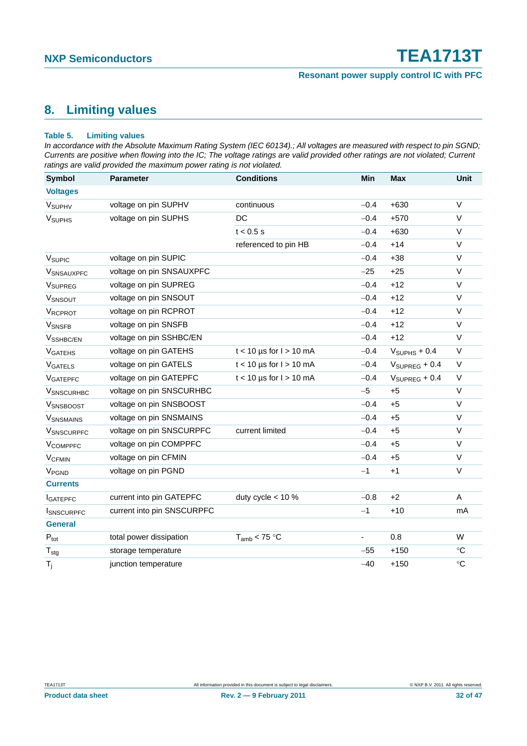## 8. Limiting values

**Table 5. Limiting values**

*In accordance with the Absolute Maximum Rating System (IEC 60134).; All voltages are measured with respect to pin SGND; Currents are positive when flowing into the IC; The voltage ratings are valid provided other ratings are not violated; Current ratings are valid provided the maximum power rating is not violated.*

| Symbol | Parameter | Conditions | Min | Max | Unit |
|---|---|---|---|---|---|
| **Voltages** | | | | | |
| $V_{SUPHV}$ | voltage on pin SUPHV | continuous | −0.4 | +630 | V |
| $V_{SUPHS}$ | voltage on pin SUPHS | DC | −0.4 | +570 | V |
| | | t < 0.5 s | −0.4 | +630 | V |
| | | referenced to pin HB | −0.4 | +14 | V |
| $V_{SUPIC}$ | voltage on pin SUPIC | | −0.4 | +38 | V |
| $V_{SNSAUXPFC}$ | voltage on pin SNSAUXPFC | | −25 | +25 | V |
| $V_{SUPREG}$ | voltage on pin SUPREG | | −0.4 | +12 | V |
| $V_{SNSOUT}$ | voltage on pin SNSOUT | | −0.4 | +12 | V |
| $V_{RCPROT}$ | voltage on pin RCPROT | | −0.4 | +12 | V |
| $V_{SNSFB}$ | voltage on pin SNSFB | | −0.4 | +12 | V |
| $V_{SSHBC/EN}$ | voltage on pin SSHBC/EN | | −0.4 | +12 | V |
| $V_{GATEHS}$ | voltage on pin GATEHS | t < 10 µs for I > 10 mA | −0.4 | $V_{SUPHS}$ + 0.4 | V |
| $V_{GATELS}$ | voltage on pin GATELS | t < 10 µs for I > 10 mA | −0.4 | $V_{SUPREG}$ + 0.4 | V |
| $V_{GATEPFC}$ | voltage on pin GATEPFC | t < 10 µs for I > 10 mA | −0.4 | $V_{SUPREG}$ + 0.4 | V |
| $V_{SNSCURHBC}$ | voltage on pin SNSCURHBC | | −5 | +5 | V |
| $V_{SNSBOOST}$ | voltage on pin SNSBOOST | | −0.4 | +5 | V |
| $V_{SNSMAINS}$ | voltage on pin SNSMAINS | | −0.4 | +5 | V |
| $V_{SNSCURPFC}$ | voltage on pin SNSCURPFC | current limited | −0.4 | +5 | V |
| $V_{COMPPFC}$ | voltage on pin COMPPFC | | −0.4 | +5 | V |
| $V_{CFMIN}$ | voltage on pin CFMIN | | −0.4 | +5 | V |
| $V_{PGND}$ | voltage on pin PGND | | −1 | +1 | V |
| **Currents** | | | | | |
| $I_{GATEPFC}$ | current into pin GATEPFC | duty cycle < 10 % | −0.8 | +2 | A |
| $I_{SNSCURPFC}$ | current into pin SNSCURPFC | | −1 | +10 | mA |
| **General** | | | | | |
| $P_{tot}$ | total power dissipation | $T_{amb}$ < 75 °C | - | 0.8 | W |
| $T_{stg}$ | storage temperature | | −55 | +150 | °C |
| $T_j$ | junction temperature | | −40 | +150 | °C |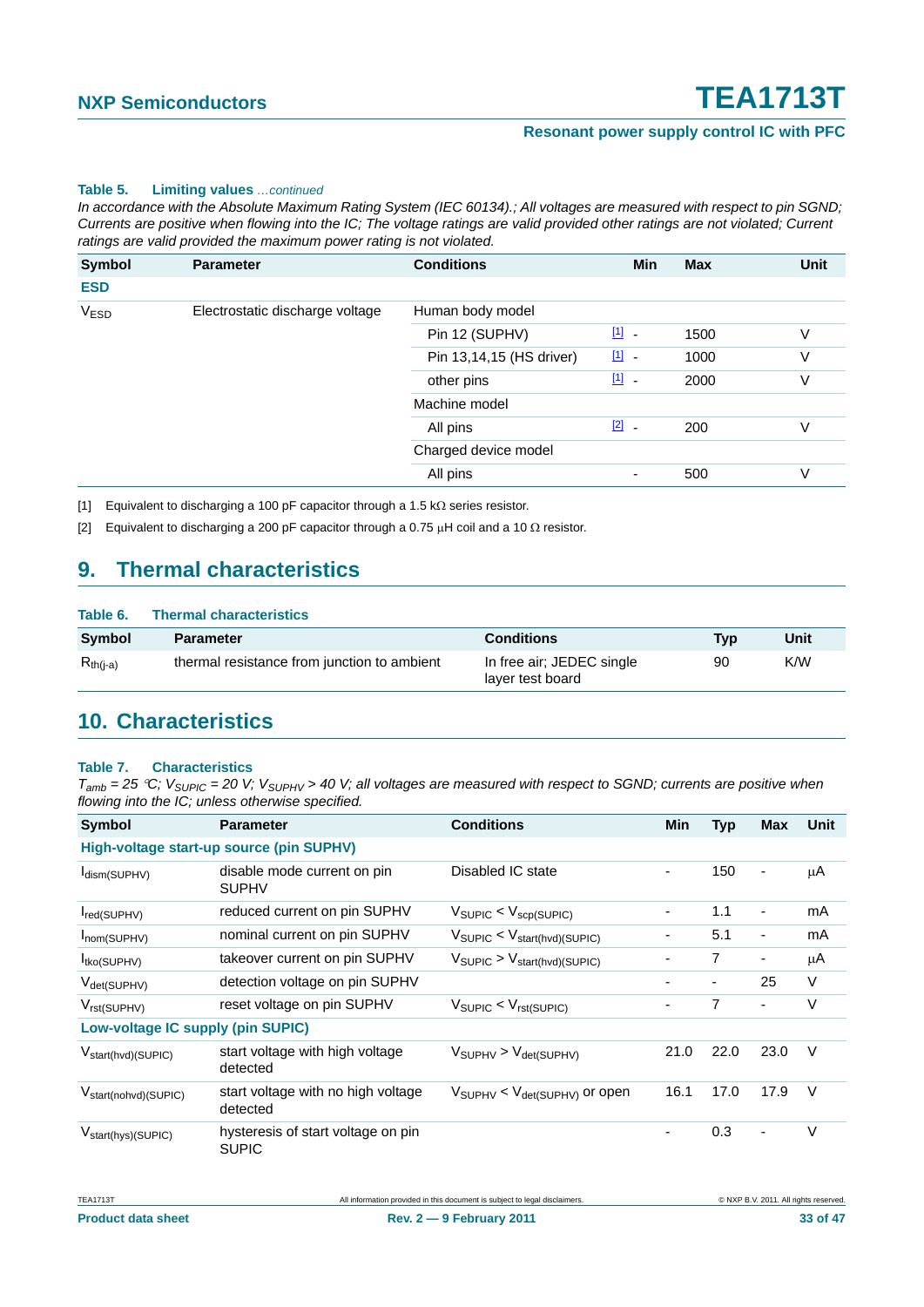**Table 5. Limiting values** *...continued*

*In accordance with the Absolute Maximum Rating System (IEC 60134).; All voltages are measured with respect to pin SGND; Currents are positive when flowing into the IC; The voltage ratings are valid provided other ratings are not violated; Current ratings are valid provided the maximum power rating is not violated.*

| Symbol | Parameter | Conditions | | Min | Max | Unit |
|---|---|---|---|---|---|---|
| **ESD** | | | | | | |
| $V_{ESD}$ | Electrostatic discharge voltage | Human body model | | | | |
| | | Pin 12 (SUPHV) | [1] | - | 1500 | V |
| | | Pin 13,14,15 (HS driver) | [1] | - | 1000 | V |
| | | other pins | [1] | - | 2000 | V |
| | | Machine model | | | | |
| | | All pins | [2] | - | 200 | V |
| | | Charged device model | | | | |
| | | All pins | | - | 500 | V |

[1] Equivalent to discharging a 100 pF capacitor through a 1.5 kΩ series resistor.

[2] Equivalent to discharging a 200 pF capacitor through a 0.75 μH coil and a 10 Ω resistor.

## 9. Thermal characteristics

**Table 6. Thermal characteristics**

| Symbol | Parameter | Conditions | Typ | Unit |
|---|---|---|---|---|
| $R_{th(j-a)}$ | thermal resistance from junction to ambient | In free air; JEDEC single layer test board | 90 | K/W |

## 10. Characteristics

**Table 7. Characteristics**

*$T_{amb}$ = 25 °C; $V_{SUPIC}$ = 20 V; $V_{SUPHV}$ > 40 V; all voltages are measured with respect to SGND; currents are positive when flowing into the IC; unless otherwise specified.*

| Symbol | Parameter | Conditions | Min | Typ | Max | Unit |
|---|---|---|---|---|---|---|
| **High-voltage start-up source (pin SUPHV)** | | | | | | |
| $I_{dism(SUPHV)}$ | disable mode current on pin SUPHV | Disabled IC state | - | 150 | - | μA |
| $I_{red(SUPHV)}$ | reduced current on pin SUPHV | $V_{SUPIC} < V_{scp(SUPIC)}$ | - | 1.1 | - | mA |
| $I_{nom(SUPHV)}$ | nominal current on pin SUPHV | $V_{SUPIC} < V_{start(hvd)(SUPIC)}$ | - | 5.1 | - | mA |
| $I_{tko(SUPHV)}$ | takeover current on pin SUPHV | $V_{SUPIC} > V_{start(hvd)(SUPIC)}$ | - | 7 | - | μA |
| $V_{det(SUPHV)}$ | detection voltage on pin SUPHV | | - | - | 25 | V |
| $V_{rst(SUPHV)}$ | reset voltage on pin SUPHV | $V_{SUPIC} < V_{rst(SUPIC)}$ | - | 7 | - | V |
| **Low-voltage IC supply (pin SUPIC)** | | | | | | |
| $V_{start(hvd)(SUPIC)}$ | start voltage with high voltage detected | $V_{SUPHV} > V_{det(SUPHV)}$ | 21.0 | 22.0 | 23.0 | V |
| $V_{start(nohvd)(SUPIC)}$ | start voltage with no high voltage detected | $V_{SUPHV} < V_{det(SUPHV)}$ or open | 16.1 | 17.0 | 17.9 | V |
| $V_{start(hys)(SUPIC)}$ | hysteresis of start voltage on pin SUPIC | | - | 0.3 | - | V |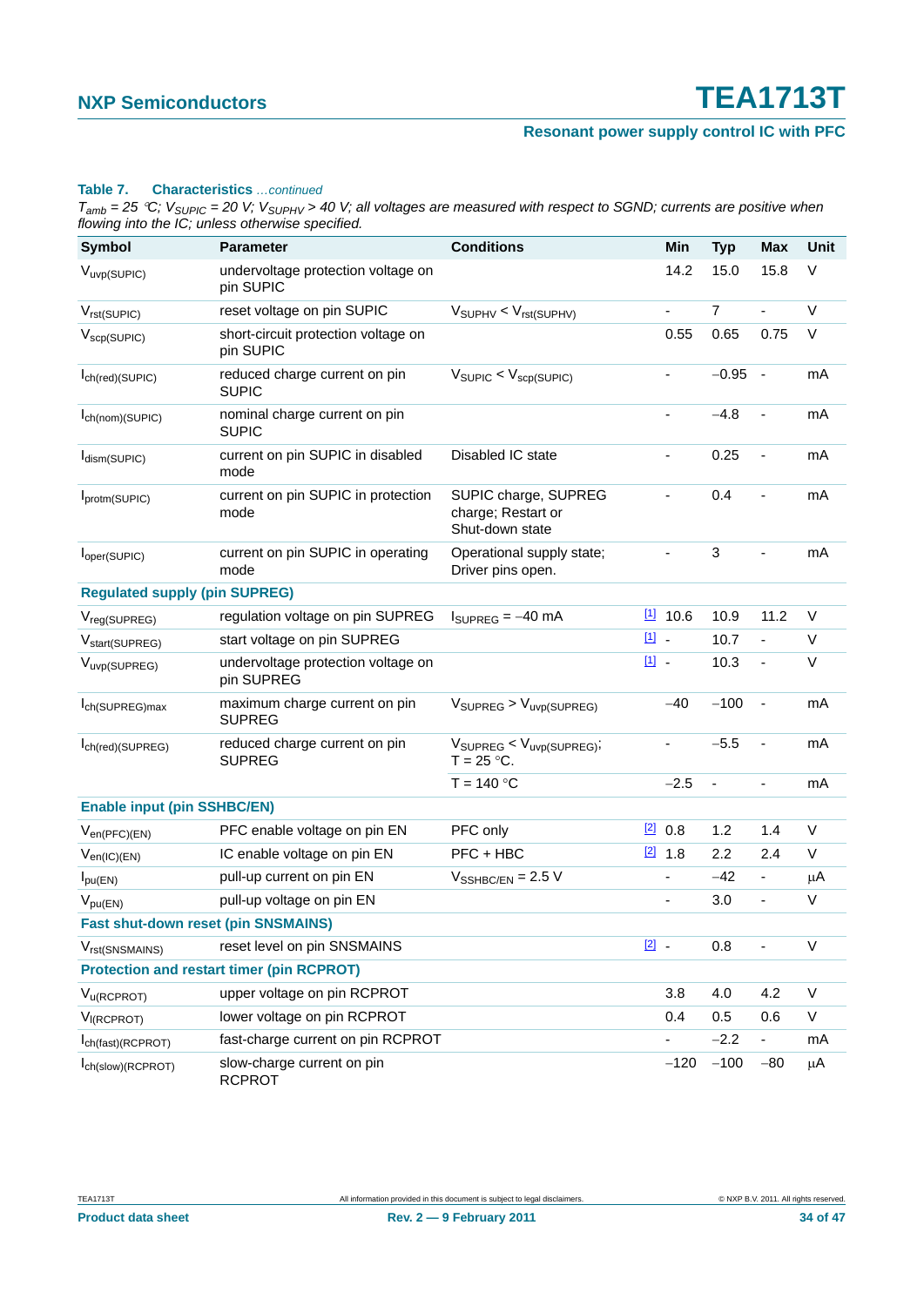**Table 7. Characteristics** *...continued*

*$T_{amb}$ = 25 °C; $V_{SUPIC}$ = 20 V; $V_{SUPHV}$ > 40 V; all voltages are measured with respect to SGND; currents are positive when flowing into the IC; unless otherwise specified.*

| Symbol | Parameter | Conditions | | Min | Typ | Max | Unit |
|---|---|---|---|---|---|---|---|
| $V_{uvp(SUPIC)}$ | undervoltage protection voltage on pin SUPIC | | | 14.2 | 15.0 | 15.8 | V |
| $V_{rst(SUPIC)}$ | reset voltage on pin SUPIC | $V_{SUPHV} < V_{rst(SUPHV)}$ | | - | 7 | - | V |
| $V_{scp(SUPIC)}$ | short-circuit protection voltage on pin SUPIC | | | 0.55 | 0.65 | 0.75 | V |
| $I_{ch(red)(SUPIC)}$ | reduced charge current on pin SUPIC | $V_{SUPIC} < V_{scp(SUPIC)}$ | | - | −0.95 | - | mA |
| $I_{ch(nom)(SUPIC)}$ | nominal charge current on pin SUPIC | | | - | −4.8 | - | mA |
| $I_{dism(SUPIC)}$ | current on pin SUPIC in disabled mode | Disabled IC state | | - | 0.25 | - | mA |
| $I_{protm(SUPIC)}$ | current on pin SUPIC in protection mode | SUPIC charge, SUPREG charge; Restart or Shut-down state | | - | 0.4 | - | mA |
| $I_{oper(SUPIC)}$ | current on pin SUPIC in operating mode | Operational supply state; Driver pins open. | | - | 3 | - | mA |
| **Regulated supply (pin SUPREG)** | | | | | | | |
| $V_{reg(SUPREG)}$ | regulation voltage on pin SUPREG | $I_{SUPREG}$ = −40 mA | [1] | 10.6 | 10.9 | 11.2 | V |
| $V_{start(SUPREG)}$ | start voltage on pin SUPREG | | [1] | - | 10.7 | - | V |
| $V_{uvp(SUPREG)}$ | undervoltage protection voltage on pin SUPREG | | [1] | - | 10.3 | - | V |
| $I_{ch(SUPREG)max}$ | maximum charge current on pin SUPREG | $V_{SUPREG} > V_{uvp(SUPREG)}$ | | −40 | −100 | - | mA |
| $I_{ch(red)(SUPREG)}$ | reduced charge current on pin SUPREG | $V_{SUPREG} < V_{uvp(SUPREG)}$; T = 25 °C. | | - | −5.5 | - | mA |
| | | T = 140 °C | | −2.5 | - | - | mA |
| **Enable input (pin SSHBC/EN)** | | | | | | | |
| $V_{en(PFC)(EN)}$ | PFC enable voltage on pin EN | PFC only | [2] | 0.8 | 1.2 | 1.4 | V |
| $V_{en(IC)(EN)}$ | IC enable voltage on pin EN | PFC + HBC | [2] | 1.8 | 2.2 | 2.4 | V |
| $I_{pu(EN)}$ | pull-up current on pin EN | $V_{SSHBC/EN}$ = 2.5 V | | - | −42 | - | μA |
| $V_{pu(EN)}$ | pull-up voltage on pin EN | | | - | 3.0 | - | V |
| **Fast shut-down reset (pin SNSMAINS)** | | | | | | | |
| $V_{rst(SNSMAINS)}$ | reset level on pin SNSMAINS | | [2] | - | 0.8 | - | V |
| **Protection and restart timer (pin RCPROT)** | | | | | | | |
| $V_{u(RCPROT)}$ | upper voltage on pin RCPROT | | | 3.8 | 4.0 | 4.2 | V |
| $V_{l(RCPROT)}$ | lower voltage on pin RCPROT | | | 0.4 | 0.5 | 0.6 | V |
| $I_{ch(fast)(RCPROT)}$ | fast-charge current on pin RCPROT | | | - | −2.2 | - | mA |
| $I_{ch(slow)(RCPROT)}$ | slow-charge current on pin RCPROT | | | −120 | −100 | −80 | μA |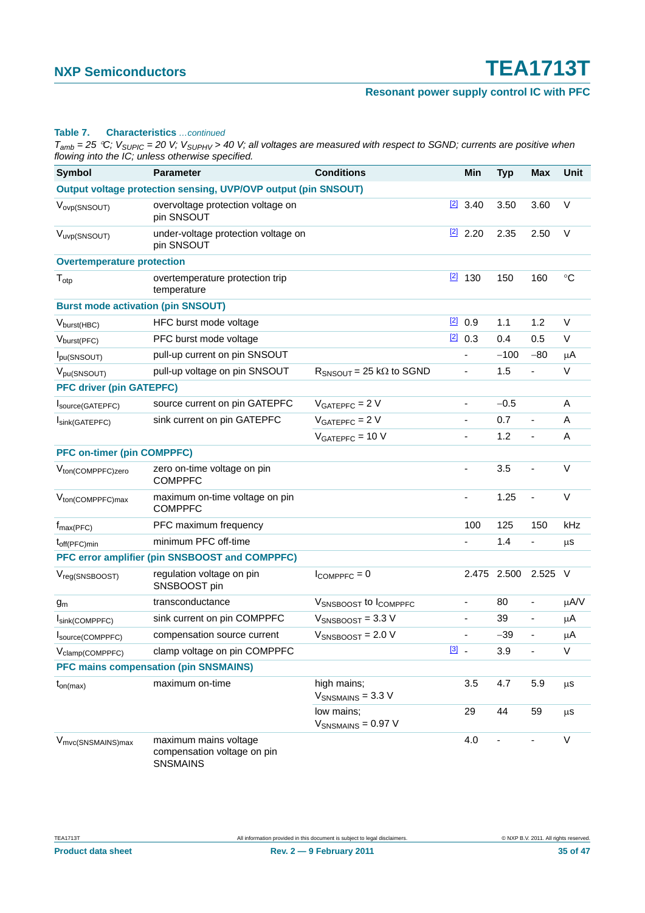**Table 7. Characteristics** *...continued*

*$T_{amb}$ = 25 °C; $V_{SUPIC}$ = 20 V; $V_{SUPHV}$ > 40 V; all voltages are measured with respect to SGND; currents are positive when flowing into the IC; unless otherwise specified.*

| Symbol | Parameter | Conditions | | Min | Typ | Max | Unit |
|---|---|---|---|---|---|---|---|
| **Output voltage protection sensing, UVP/OVP output (pin SNSOUT)** | | | | | | | |
| $V_{ovp(SNSOUT)}$ | overvoltage protection voltage on pin SNSOUT | | [2] | 3.40 | 3.50 | 3.60 | V |
| $V_{uvp(SNSOUT)}$ | under-voltage protection voltage on pin SNSOUT | | [2] | 2.20 | 2.35 | 2.50 | V |
| **Overtemperature protection** | | | | | | | |
| $T_{otp}$ | overtemperature protection trip temperature | | [2] | 130 | 150 | 160 | °C |
| **Burst mode activation (pin SNSOUT)** | | | | | | | |
| $V_{burst(HBC)}$ | HFC burst mode voltage | | [2] | 0.9 | 1.1 | 1.2 | V |
| $V_{burst(PFC)}$ | PFC burst mode voltage | | [2] | 0.3 | 0.4 | 0.5 | V |
| $I_{pu(SNSOUT)}$ | pull-up current on pin SNSOUT | | | - | −100 | −80 | μA |
| $V_{pu(SNSOUT)}$ | pull-up voltage on pin SNSOUT | $R_{SNSOUT}$ = 25 kΩ to SGND | | - | 1.5 | - | V |
| **PFC driver (pin GATEPFC)** | | | | | | | |
| $I_{source(GATEPFC)}$ | source current on pin GATEPFC | $V_{GATEPFC}$ = 2 V | | - | −0.5 | | A |
| $I_{sink(GATEPFC)}$ | sink current on pin GATEPFC | $V_{GATEPFC}$ = 2 V | | - | 0.7 | - | A |
| | | $V_{GATEPFC}$ = 10 V | | - | 1.2 | - | A |
| **PFC on-timer (pin COMPPFC)** | | | | | | | |
| $V_{ton(COMPPFC)zero}$ | zero on-time voltage on pin COMPPFC | | | - | 3.5 | - | V |
| $V_{ton(COMPPFC)max}$ | maximum on-time voltage on pin COMPPFC | | | - | 1.25 | - | V |
| $f_{max(PFC)}$ | PFC maximum frequency | | | 100 | 125 | 150 | kHz |
| $t_{off(PFC)min}$ | minimum PFC off-time | | | - | 1.4 | - | μs |
| **PFC error amplifier (pin SNSBOOST and COMPPFC)** | | | | | | | |
| $V_{reg(SNSBOOST)}$ | regulation voltage on pin SNSBOOST pin | $I_{COMPPFC}$ = 0 | | 2.475 | 2.500 | 2.525 | V |
| $g_m$ | transconductance | $V_{SNSBOOST}$ to $I_{COMPPFC}$ | | - | 80 | - | μA/V |
| $I_{sink(COMPPFC)}$ | sink current on pin COMPPFC | $V_{SNSBOOST}$ = 3.3 V | | - | 39 | - | μA |
| $I_{source(COMPPFC)}$ | compensation source current | $V_{SNSBOOST}$ = 2.0 V | | - | −39 | - | μA |
| $V_{clamp(COMPPFC)}$ | clamp voltage on pin COMPPFC | | [3] | - | 3.9 | - | V |
| **PFC mains compensation (pin SNSMAINS)** | | | | | | | |
| $t_{on(max)}$ | maximum on-time | high mains; $V_{SNSMAINS}$ = 3.3 V | | 3.5 | 4.7 | 5.9 | μs |
| | | low mains; $V_{SNSMAINS}$ = 0.97 V | | 29 | 44 | 59 | μs |
| $V_{mvc(SNSMAINS)max}$ | maximum mains voltage compensation voltage on pin SNSMAINS | | | 4.0 | - | - | V |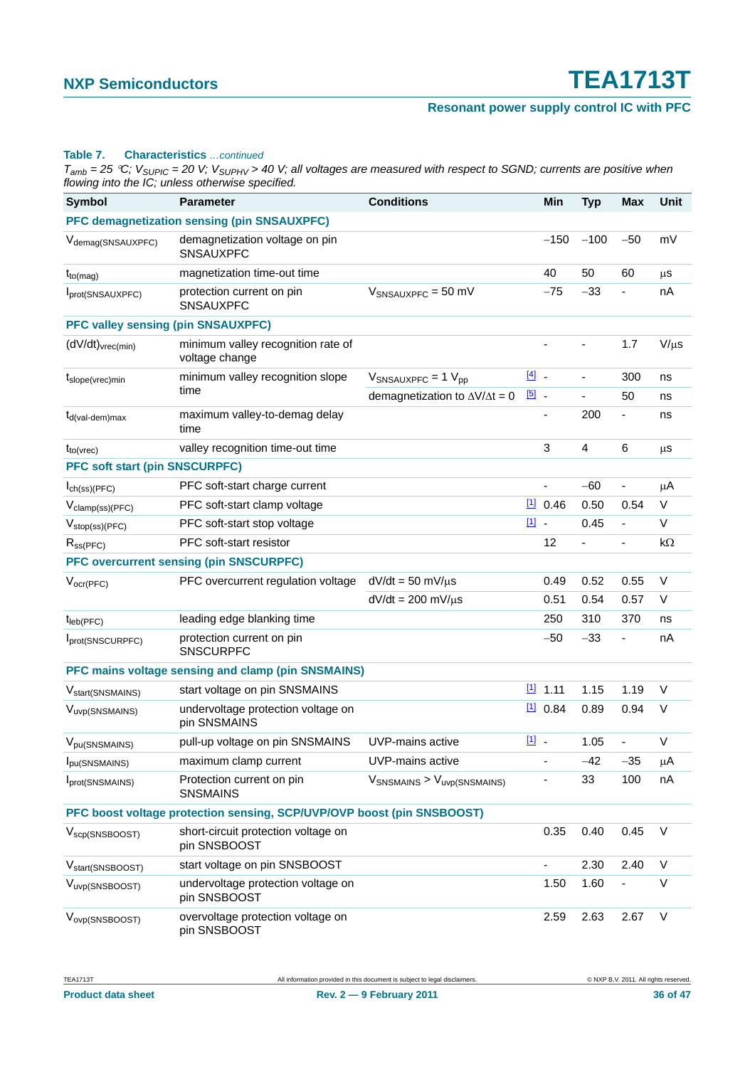**Table 7. Characteristics** *...continued*

*$T_{amb}$ = 25 °C; $V_{SUPIC}$ = 20 V; $V_{SUPHV}$ > 40 V; all voltages are measured with respect to SGND; currents are positive when flowing into the IC; unless otherwise specified.*

| Symbol | Parameter | Conditions | | Min | Typ | Max | Unit |
|---|---|---|---|---|---|---|---|
| **PFC demagnetization sensing (pin SNSAUXPFC)** | | | | | | | |
| $V_{demag(SNSAUXPFC)}$ | demagnetization voltage on pin SNSAUXPFC | | | −150 | −100 | −50 | mV |
| $t_{to(mag)}$ | magnetization time-out time | | | 40 | 50 | 60 | μs |
| $I_{prot(SNSAUXPFC)}$ | protection current on pin SNSAUXPFC | $V_{SNSAUXPFC}$ = 50 mV | | −75 | −33 | - | nA |
| **PFC valley sensing (pin SNSAUXPFC)** | | | | | | | |
| $(dV/dt)_{vrec(min)}$ | minimum valley recognition rate of voltage change | | | - | - | 1.7 | V/μs |
| $t_{slope(vrec)min}$ | minimum valley recognition slope time | $V_{SNSAUXPFC}$ = 1 $V_{pp}$ | [4] | - | - | 300 | ns |
| | | demagnetization to ΔV/Δt = 0 | [5] | - | - | 50 | ns |
| $t_{d(val-dem)max}$ | maximum valley-to-demag delay time | | | - | 200 | - | ns |
| $t_{to(vrec)}$ | valley recognition time-out time | | | 3 | 4 | 6 | μs |
| **PFC soft start (pin SNSCURPFC)** | | | | | | | |
| $I_{ch(ss)(PFC)}$ | PFC soft-start charge current | | | - | −60 | - | μA |
| $V_{clamp(ss)(PFC)}$ | PFC soft-start clamp voltage | | [1] | 0.46 | 0.50 | 0.54 | V |
| $V_{stop(ss)(PFC)}$ | PFC soft-start stop voltage | | [1] | - | 0.45 | - | V |
| $R_{ss(PFC)}$ | PFC soft-start resistor | | | 12 | - | - | kΩ |
| **PFC overcurrent sensing (pin SNSCURPFC)** | | | | | | | |
| $V_{ocr(PFC)}$ | PFC overcurrent regulation voltage | dV/dt = 50 mV/μs | | 0.49 | 0.52 | 0.55 | V |
| | | dV/dt = 200 mV/μs | | 0.51 | 0.54 | 0.57 | V |
| $t_{leb(PFC)}$ | leading edge blanking time | | | 250 | 310 | 370 | ns |
| $I_{prot(SNSCURPFC)}$ | protection current on pin SNSCURPFC | | | −50 | −33 | - | nA |
| **PFC mains voltage sensing and clamp (pin SNSMAINS)** | | | | | | | |
| $V_{start(SNSMAINS)}$ | start voltage on pin SNSMAINS | | [1] | 1.11 | 1.15 | 1.19 | V |
| $V_{uvp(SNSMAINS)}$ | undervoltage protection voltage on pin SNSMAINS | | [1] | 0.84 | 0.89 | 0.94 | V |
| $V_{pu(SNSMAINS)}$ | pull-up voltage on pin SNSMAINS | UVP-mains active | [1] | - | 1.05 | - | V |
| $I_{pu(SNSMAINS)}$ | maximum clamp current | UVP-mains active | | - | −42 | −35 | μA |
| $I_{prot(SNSMAINS)}$ | Protection current on pin SNSMAINS | $V_{SNSMAINS}$ > $V_{uvp(SNSMAINS)}$ | | - | 33 | 100 | nA |
| **PFC boost voltage protection sensing, SCP/UVP/OVP boost (pin SNSBOOST)** | | | | | | | |
| $V_{scp(SNSBOOST)}$ | short-circuit protection voltage on pin SNSBOOST | | | 0.35 | 0.40 | 0.45 | V |
| $V_{start(SNSBOOST)}$ | start voltage on pin SNSBOOST | | | - | 2.30 | 2.40 | V |
| $V_{uvp(SNSBOOST)}$ | undervoltage protection voltage on pin SNSBOOST | | | 1.50 | 1.60 | - | V |
| $V_{ovp(SNSBOOST)}$ | overvoltage protection voltage on pin SNSBOOST | | | 2.59 | 2.63 | 2.67 | V |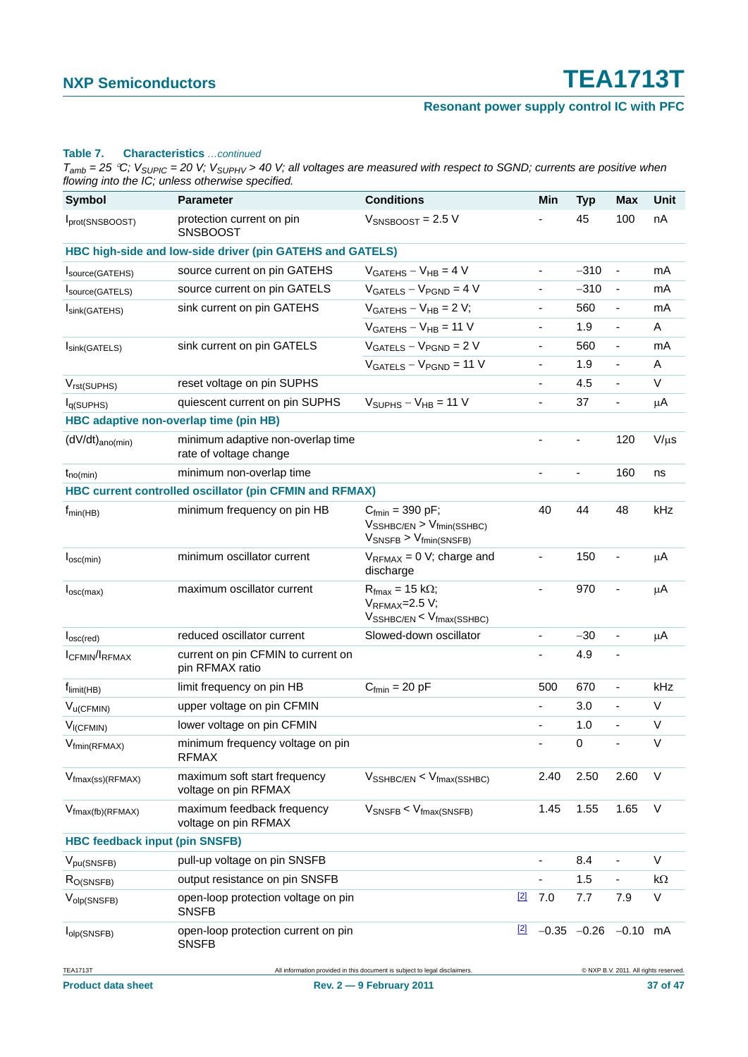**Table 7. Characteristics** *...continued*

*$T_{amb}$ = 25 °C; $V_{SUPIC}$ = 20 V; $V_{SUPHV}$ > 40 V; all voltages are measured with respect to SGND; currents are positive when flowing into the IC; unless otherwise specified.*

| Symbol | Parameter | Conditions | | Min | Typ | Max | Unit |
|---|---|---|---|---|---|---|---|
| $I_{prot(SNSBOOST)}$ | protection current on pin SNSBOOST | $V_{SNSBOOST}$ = 2.5 V | | - | 45 | 100 | nA |
| **HBC high-side and low-side driver (pin GATEHS and GATELS)** | | | | | | | |
| $I_{source(GATEHS)}$ | source current on pin GATEHS | $V_{GATEHS} - V_{HB}$ = 4 V | | - | −310 | - | mA |
| $I_{source(GATELS)}$ | source current on pin GATELS | $V_{GATELS} - V_{PGND}$ = 4 V | | - | −310 | - | mA |
| $I_{sink(GATEHS)}$ | sink current on pin GATEHS | $V_{GATEHS} - V_{HB}$ = 2 V; | | - | 560 | - | mA |
| | | $V_{GATEHS} - V_{HB}$ = 11 V | | - | 1.9 | - | A |
| $I_{sink(GATELS)}$ | sink current on pin GATELS | $V_{GATELS} - V_{PGND}$ = 2 V | | - | 560 | - | mA |
| | | $V_{GATELS} - V_{PGND}$ = 11 V | | - | 1.9 | - | A |
| $V_{rst(SUPHS)}$ | reset voltage on pin SUPHS | | | - | 4.5 | - | V |
| $I_{q(SUPHS)}$ | quiescent current on pin SUPHS | $V_{SUPHS} - V_{HB}$ = 11 V | | - | 37 | - | μA |
| **HBC adaptive non-overlap time (pin HB)** | | | | | | | |
| $(dV/dt)_{ano(min)}$ | minimum adaptive non-overlap time rate of voltage change | | | - | - | 120 | V/μs |
| $t_{no(min)}$ | minimum non-overlap time | | | - | - | 160 | ns |
| **HBC current controlled oscillator (pin CFMIN and RFMAX)** | | | | | | | |
| $f_{min(HB)}$ | minimum frequency on pin HB | $C_{fmin}$ = 390 pF; $V_{SSHBC/EN} > V_{fmin(SSHBC)}$ $V_{SNSFB} > V_{fmin(SNSFB)}$ | | 40 | 44 | 48 | kHz |
| $I_{osc(min)}$ | minimum oscillator current | $V_{RFMAX}$ = 0 V; charge and discharge | | - | 150 | - | μA |
| $I_{osc(max)}$ | maximum oscillator current | $R_{fmax}$ = 15 kΩ; $V_{RFMAX}$=2.5 V; $V_{SSHBC/EN} < V_{fmax(SSHBC)}$ | | - | 970 | - | μA |
| $I_{osc(red)}$ | reduced oscillator current | Slowed-down oscillator | | - | −30 | - | μA |
| $I_{CFMIN}/I_{RFMAX}$ | current on pin CFMIN to current on pin RFMAX ratio | | | - | 4.9 | - | |
| $f_{limit(HB)}$ | limit frequency on pin HB | $C_{fmin}$ = 20 pF | | 500 | 670 | - | kHz |
| $V_{u(CFMIN)}$ | upper voltage on pin CFMIN | | | - | 3.0 | - | V |
| $V_{l(CFMIN)}$ | lower voltage on pin CFMIN | | | - | 1.0 | - | V |
| $V_{fmin(RFMAX)}$ | minimum frequency voltage on pin RFMAX | | | - | 0 | - | V |
| $V_{fmax(ss)(RFMAX)}$ | maximum soft start frequency voltage on pin RFMAX | $V_{SSHBC/EN} < V_{fmax(SSHBC)}$ | | 2.40 | 2.50 | 2.60 | V |
| $V_{fmax(fb)(RFMAX)}$ | maximum feedback frequency voltage on pin RFMAX | $V_{SNSFB} < V_{fmax(SNSFB)}$ | | 1.45 | 1.55 | 1.65 | V |
| **HBC feedback input (pin SNSFB)** | | | | | | | |
| $V_{pu(SNSFB)}$ | pull-up voltage on pin SNSFB | | | - | 8.4 | - | V |
| $R_{O(SNSFB)}$ | output resistance on pin SNSFB | | | - | 1.5 | - | kΩ |
| $V_{olp(SNSFB)}$ | open-loop protection voltage on pin SNSFB | | [2] | 7.0 | 7.7 | 7.9 | V |
| $I_{olp(SNSFB)}$ | open-loop protection current on pin SNSFB | | [2] | −0.35 | −0.26 | −0.10 | mA |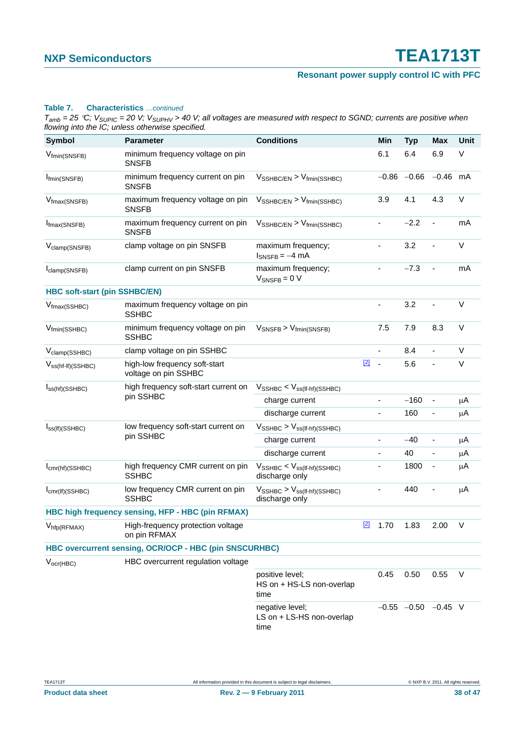**Table 7. Characteristics** *…continued*

*$T_{amb}$ = 25 °C; $V_{SUPIC}$ = 20 V; $V_{SUPHV}$ > 40 V; all voltages are measured with respect to SGND; currents are positive when flowing into the IC; unless otherwise specified.*

| Symbol | Parameter | Conditions | | Min | Typ | Max | Unit |
|---|---|---|---|---|---|---|---|
| $V_{fmin(SNSFB)}$ | minimum frequency voltage on pin SNSFB | | | 6.1 | 6.4 | 6.9 | V |
| $I_{fmin(SNSFB)}$ | minimum frequency current on pin SNSFB | $V_{SSHBC/EN} > V_{fmin(SSHBC)}$ | | −0.86 | −0.66 | −0.46 | mA |
| $V_{fmax(SNSFB)}$ | maximum frequency voltage on pin SNSFB | $V_{SSHBC/EN} > V_{fmin(SSHBC)}$ | | 3.9 | 4.1 | 4.3 | V |
| $I_{fmax(SNSFB)}$ | maximum frequency current on pin SNSFB | $V_{SSHBC/EN} > V_{fmin(SSHBC)}$ | | - | −2.2 | - | mA |
| $V_{clamp(SNSFB)}$ | clamp voltage on pin SNSFB | maximum frequency; $I_{SNSFB}$ = −4 mA | | - | 3.2 | - | V |
| $I_{clamp(SNSFB)}$ | clamp current on pin SNSFB | maximum frequency; $V_{SNSFB}$ = 0 V | | - | −7.3 | - | mA |
| **HBC soft-start (pin SSHBC/EN)** | | | | | | | |
| $V_{fmax(SSHBC)}$ | maximum frequency voltage on pin SSHBC | | | - | 3.2 | - | V |
| $V_{fmin(SSHBC)}$ | minimum frequency voltage on pin SSHBC | $V_{SNSFB} > V_{fmin(SNSFB)}$ | | 7.5 | 7.9 | 8.3 | V |
| $V_{clamp(SSHBC)}$ | clamp voltage on pin SSHBC | | | - | 8.4 | - | V |
| $V_{ss(hf-lf)(SSHBC)}$ | high-low frequency soft-start voltage on pin SSHBC | | [2] | - | 5.6 | - | V |
| $I_{ss(hf)(SSHBC)}$ | high frequency soft-start current on pin SSHBC | $V_{SSHBC} < V_{ss(lf-hf)(SSHBC)}$ | | | | | |
| | | charge current | | - | −160 | - | μA |
| | | discharge current | | - | 160 | - | μA |
| $I_{ss(lf)(SSHBC)}$ | low frequency soft-start current on pin SSHBC | $V_{SSHBC} > V_{ss(lf-hf)(SSHBC)}$ | | | | | |
| | | charge current | | - | −40 | - | μA |
| | | discharge current | | - | 40 | - | μA |
| $I_{cmr(hf)(SSHBC)}$ | high frequency CMR current on pin SSHBC | $V_{SSHBC} < V_{ss(lf-hf)(SSHBC)}$ discharge only | | - | 1800 | - | μA |
| $I_{cmr(lf)(SSHBC)}$ | low frequency CMR current on pin SSHBC | $V_{SSHBC} > V_{ss(lf-hf)(SSHBC)}$ discharge only | | - | 440 | - | μA |
| **HBC high frequency sensing, HFP - HBC (pin RFMAX)** | | | | | | | |
| $V_{hfp(RFMAX)}$ | High-frequency protection voltage on pin RFMAX | | [2] | 1.70 | 1.83 | 2.00 | V |
| **HBC overcurrent sensing, OCR/OCP - HBC (pin SNSCURHBC)** | | | | | | | |
| $V_{ocr(HBC)}$ | HBC overcurrent regulation voltage | | | | | | |
| | | positive level; HS on + HS-LS non-overlap time | | 0.45 | 0.50 | 0.55 | V |
| | | negative level; LS on + LS-HS non-overlap time | | −0.55 | −0.50 | −0.45 | V |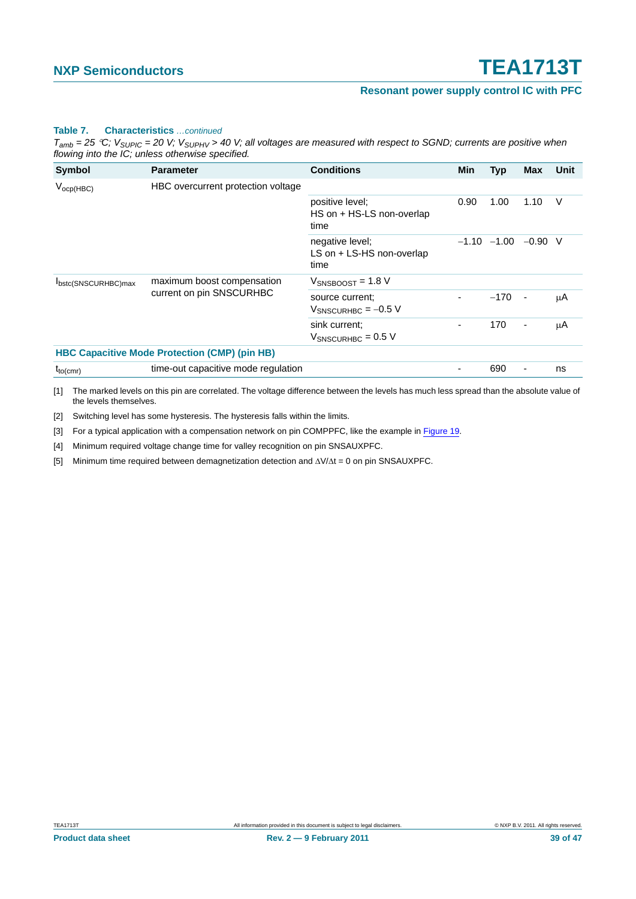**Table 7. Characteristics** *...continued*

*$T_{amb}$ = 25 °C; $V_{SUPIC}$ = 20 V; $V_{SUPHV}$ > 40 V; all voltages are measured with respect to SGND; currents are positive when flowing into the IC; unless otherwise specified.*

| Symbol | Parameter | Conditions | Min | Typ | Max | Unit |
|---|---|---|---|---|---|---|
| $V_{ocp(HBC)}$ | HBC overcurrent protection voltage | | | | | |
| | | positive level; HS on + HS-LS non-overlap time | 0.90 | 1.00 | 1.10 | V |
| | | negative level; LS on + LS-HS non-overlap time | −1.10 | −1.00 | −0.90 | V |
| $I_{bstc(SNSCURHBC)max}$ | maximum boost compensation current on pin SNSCURHBC | $V_{SNSBOOST}$ = 1.8 V | | | | |
| | | source current; $V_{SNSCURHBC}$ = −0.5 V | - | −170 | - | μA |
| | | sink current; $V_{SNSCURHBC}$ = 0.5 V | - | 170 | - | μA |
| **HBC Capacitive Mode Protection (CMP) (pin HB)** | | | | | | |
| $t_{to(cmr)}$ | time-out capacitive mode regulation | | - | 690 | - | ns |

[1] The marked levels on this pin are correlated. The voltage difference between the levels has much less spread than the absolute value of the levels themselves.

[2] Switching level has some hysteresis. The hysteresis falls within the limits.

[3] For a typical application with a compensation network on pin COMPPFC, like the example in Figure 19.

[4] Minimum required voltage change time for valley recognition on pin SNSAUXPFC.

[5] Minimum time required between demagnetization detection and $\Delta V/\Delta t$ = 0 on pin SNSAUXPFC.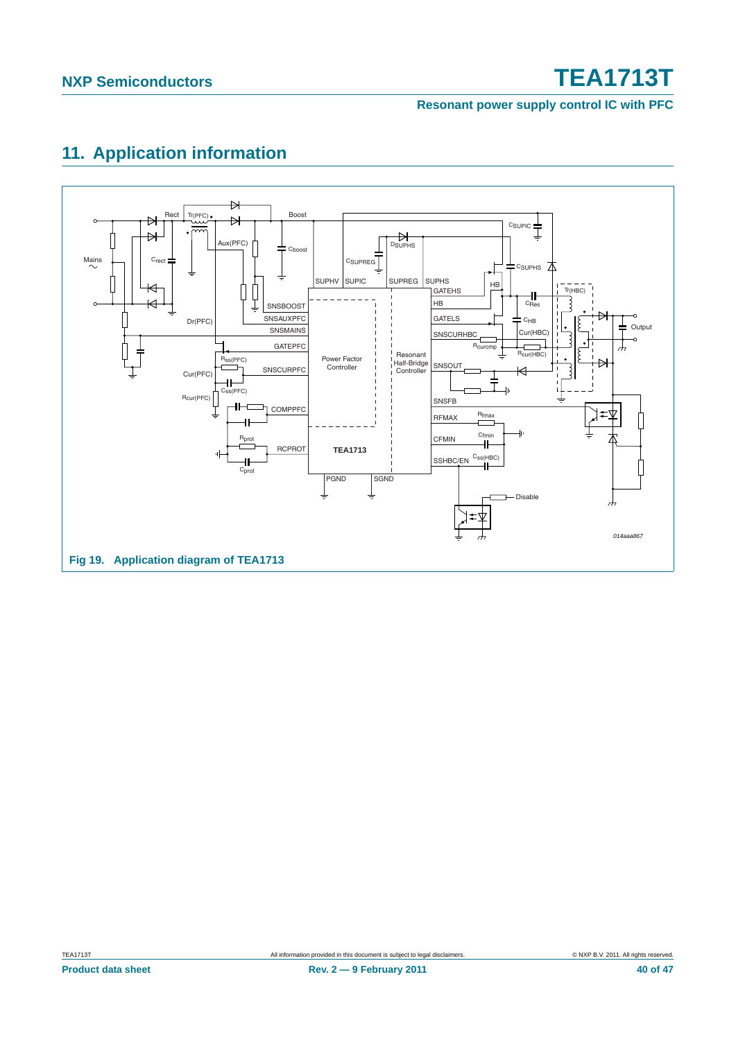## 11. Application information

Fig 19. Application diagram of TEA1713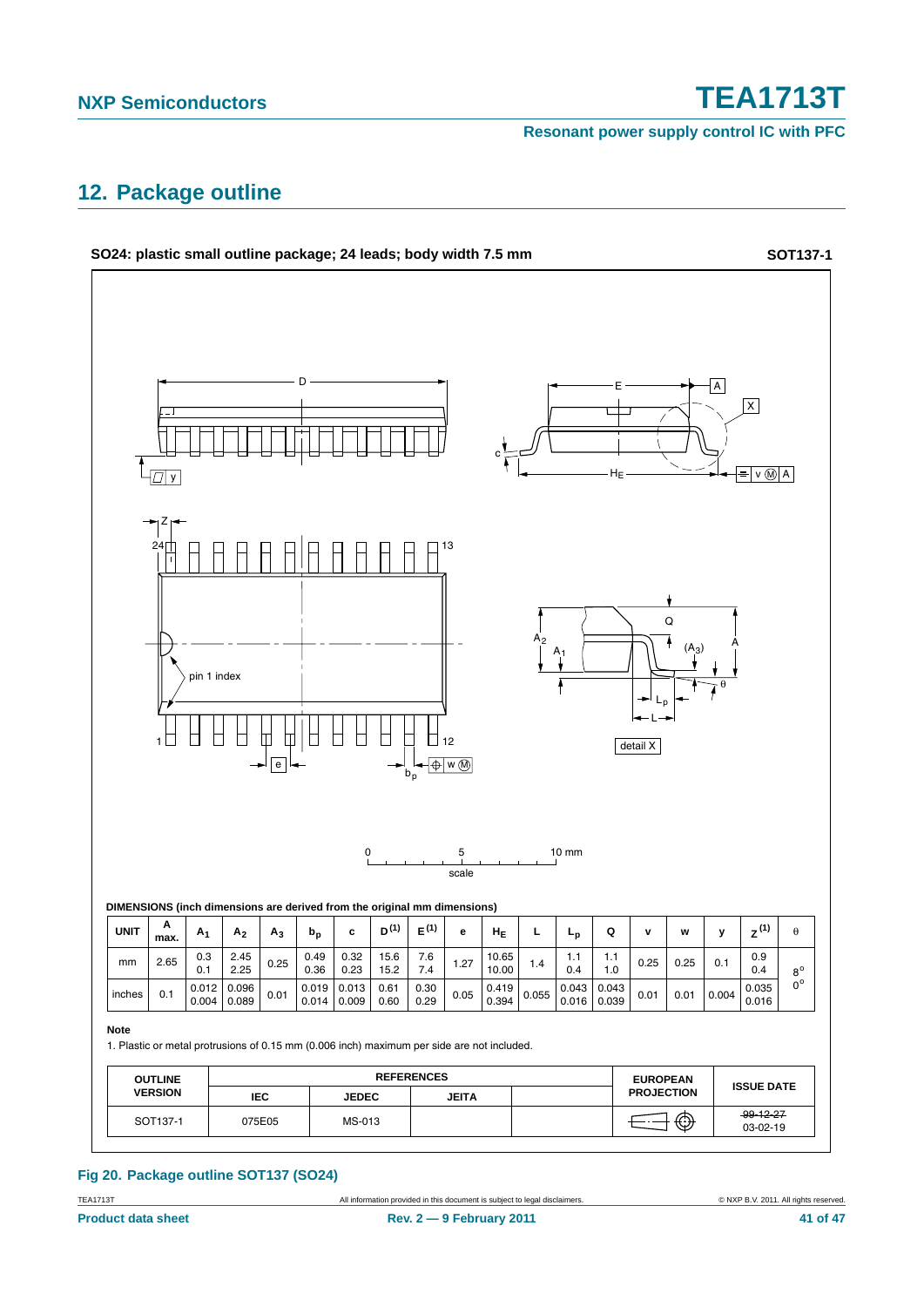## 12. Package outline

**SO24: plastic small outline package; 24 leads; body width 7.5 mm** **SOT137-1**

DIMENSIONS (inch dimensions are derived from the original mm dimensions)

| UNIT | A max. | $A_1$ | $A_2$ | $A_3$ | $b_p$ | c | $D^{(1)}$ | $E^{(1)}$ | e | $H_E$ | L | $L_p$ | Q | v | w | y | $Z^{(1)}$ | θ |
|---|---|---|---|---|---|---|---|---|---|---|---|---|---|---|---|---|---|---|
| mm | 2.65 | 0.3<br>0.1 | 2.45<br>2.25 | 0.25 | 0.49<br>0.36 | 0.32<br>0.23 | 15.6<br>15.2 | 7.6<br>7.4 | 1.27 | 10.65<br>10.00 | 1.4 | 1.1<br>0.4 | 1.1<br>1.0 | 0.25 | 0.25 | 0.1 | 0.9<br>0.4 | 8°<br>0° |
| inches | 0.1 | 0.012<br>0.004 | 0.096<br>0.089 | 0.01 | 0.019<br>0.014 | 0.013<br>0.009 | 0.61<br>0.60 | 0.30<br>0.29 | 0.05 | 0.419<br>0.394 | 0.055 | 0.043<br>0.016 | 0.043<br>0.039 | 0.01 | 0.01 | 0.004 | 0.035<br>0.016 | |

**Note**

1. Plastic or metal protrusions of 0.15 mm (0.006 inch) maximum per side are not included.

| OUTLINE VERSION | REFERENCES | | | | EUROPEAN PROJECTION | ISSUE DATE |
|---|---|---|---|---|---|---|
| | IEC | JEDEC | JEITA | | | |
| SOT137-1 | 075E05 | MS-013 | | | | ~~99-12-27~~<br>03-02-19 |

**Fig 20. Package outline SOT137 (SO24)**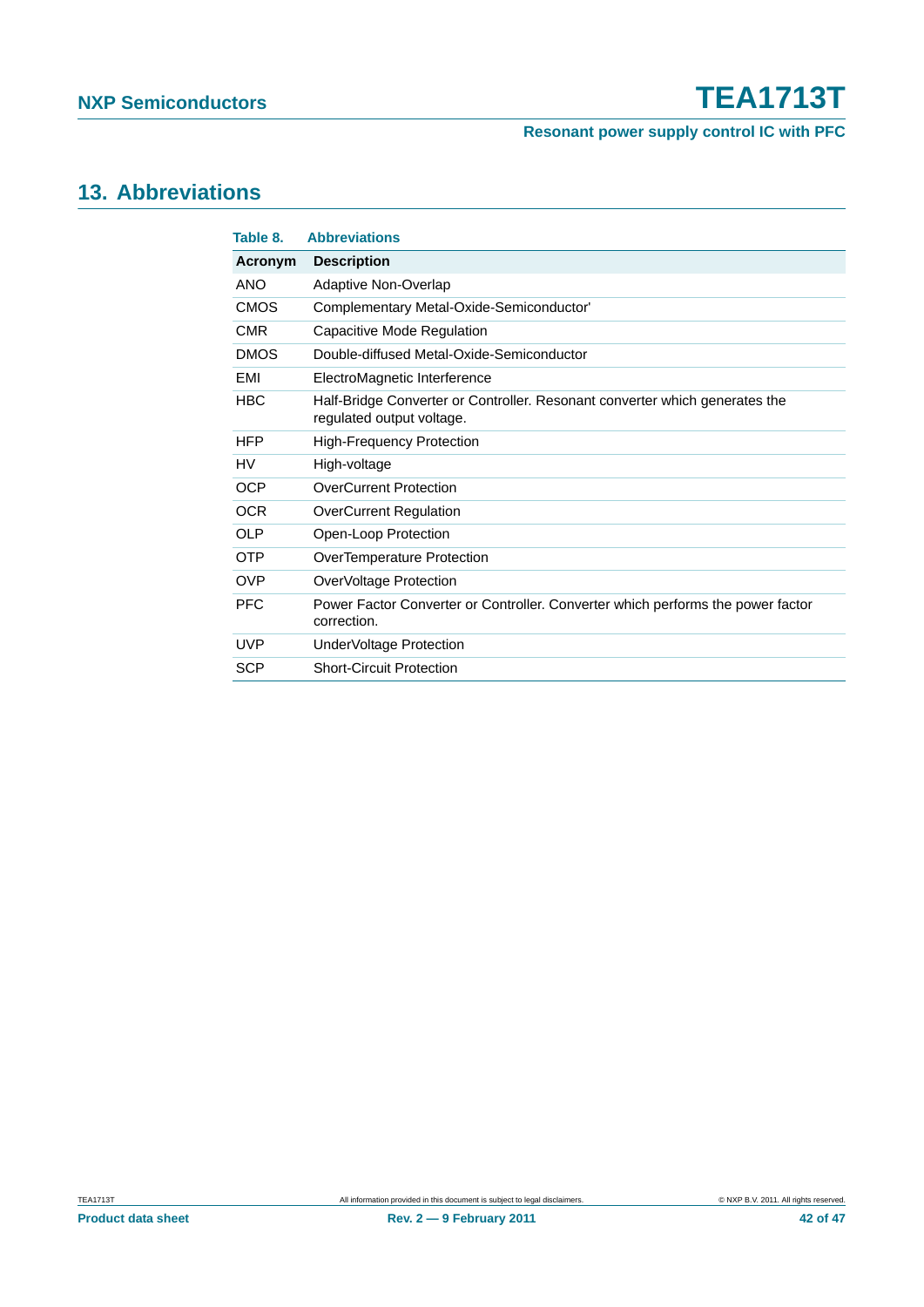## 13. Abbreviations

**Table 8. Abbreviations**

| Acronym | Description |
|---|---|
| ANO | Adaptive Non-Overlap |
| CMOS | Complementary Metal-Oxide-Semiconductor' |
| CMR | Capacitive Mode Regulation |
| DMOS | Double-diffused Metal-Oxide-Semiconductor |
| EMI | ElectroMagnetic Interference |
| HBC | Half-Bridge Converter or Controller. Resonant converter which generates the regulated output voltage. |
| HFP | High-Frequency Protection |
| HV | High-voltage |
| OCP | OverCurrent Protection |
| OCR | OverCurrent Regulation |
| OLP | Open-Loop Protection |
| OTP | OverTemperature Protection |
| OVP | OverVoltage Protection |
| PFC | Power Factor Converter or Controller. Converter which performs the power factor correction. |
| UVP | UnderVoltage Protection |
| SCP | Short-Circuit Protection |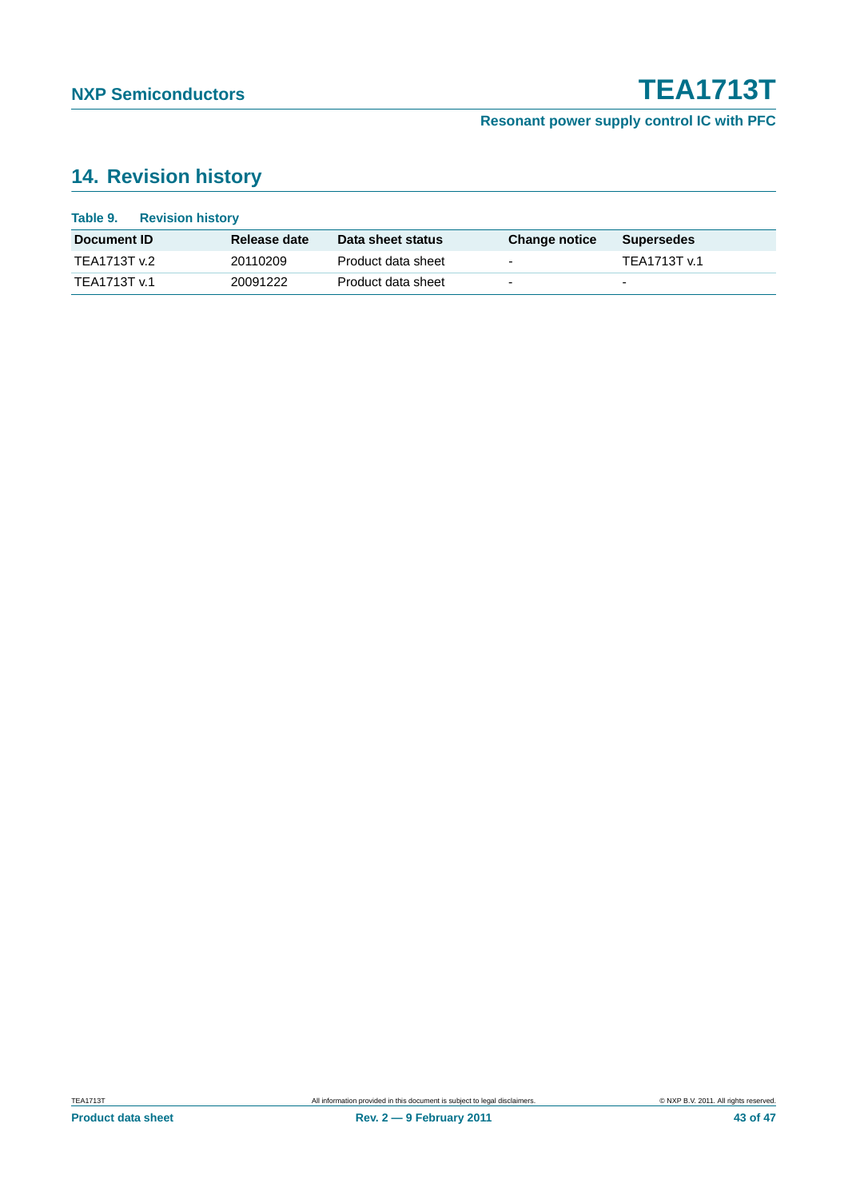## 14. Revision history

**Table 9. Revision history**

| Document ID | Release date | Data sheet status | Change notice | Supersedes |
|---|---|---|---|---|
| TEA1713T v.2 | 20110209 | Product data sheet | - | TEA1713T v.1 |
| TEA1713T v.1 | 20091222 | Product data sheet | - | - |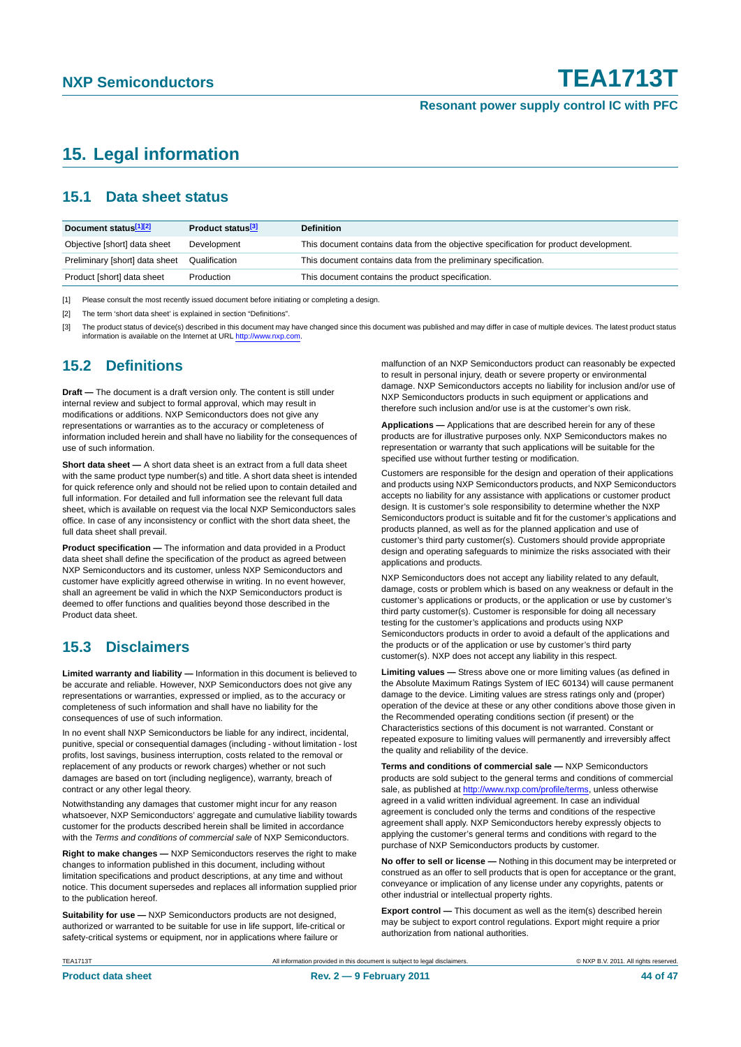# 15. Legal information

## 15.1 Data sheet status

| Document status[1][2] | Product status[3] | Definition |
|---|---|---|
| Objective [short] data sheet | Development | This document contains data from the objective specification for product development. |
| Preliminary [short] data sheet | Qualification | This document contains data from the preliminary specification. |
| Product [short] data sheet | Production | This document contains the product specification. |

[1] Please consult the most recently issued document before initiating or completing a design.

[2] The term 'short data sheet' is explained in section "Definitions".

[3] The product status of device(s) described in this document may have changed since this document was published and may differ in case of multiple devices. The latest product status information is available on the Internet at URL http://www.nxp.com.

## 15.2 Definitions

**Draft —** The document is a draft version only. The content is still under internal review and subject to formal approval, which may result in modifications or additions. NXP Semiconductors does not give any representations or warranties as to the accuracy or completeness of information included herein and shall have no liability for the consequences of use of such information.

**Short data sheet —** A short data sheet is an extract from a full data sheet with the same product type number(s) and title. A short data sheet is intended for quick reference only and should not be relied upon to contain detailed and full information. For detailed and full information see the relevant full data sheet, which is available on request via the local NXP Semiconductors sales office. In case of any inconsistency or conflict with the short data sheet, the full data sheet shall prevail.

**Product specification —** The information and data provided in a Product data sheet shall define the specification of the product as agreed between NXP Semiconductors and its customer, unless NXP Semiconductors and customer have explicitly agreed otherwise in writing. In no event however, shall an agreement be valid in which the NXP Semiconductors product is deemed to offer functions and qualities beyond those described in the Product data sheet.

## 15.3 Disclaimers

**Limited warranty and liability —** Information in this document is believed to be accurate and reliable. However, NXP Semiconductors does not give any representations or warranties, expressed or implied, as to the accuracy or completeness of such information and shall have no liability for the consequences of use of such information.

In no event shall NXP Semiconductors be liable for any indirect, incidental, punitive, special or consequential damages (including - without limitation - lost profits, lost savings, business interruption, costs related to the removal or replacement of any products or rework charges) whether or not such damages are based on tort (including negligence), warranty, breach of contract or any other legal theory.

Notwithstanding any damages that customer might incur for any reason whatsoever, NXP Semiconductors' aggregate and cumulative liability towards customer for the products described herein shall be limited in accordance with the *Terms and conditions of commercial sale* of NXP Semiconductors.

**Right to make changes —** NXP Semiconductors reserves the right to make changes to information published in this document, including without limitation specifications and product descriptions, at any time and without notice. This document supersedes and replaces all information supplied prior to the publication hereof.

**Suitability for use —** NXP Semiconductors products are not designed, authorized or warranted to be suitable for use in life support, life-critical or safety-critical systems or equipment, nor in applications where failure or malfunction of an NXP Semiconductors product can reasonably be expected to result in personal injury, death or severe property or environmental damage. NXP Semiconductors accepts no liability for inclusion and/or use of NXP Semiconductors products in such equipment or applications and therefore such inclusion and/or use is at the customer's own risk.

**Applications —** Applications that are described herein for any of these products are for illustrative purposes only. NXP Semiconductors makes no representation or warranty that such applications will be suitable for the specified use without further testing or modification.

Customers are responsible for the design and operation of their applications and products using NXP Semiconductors products, and NXP Semiconductors accepts no liability for any assistance with applications or customer product design. It is customer's sole responsibility to determine whether the NXP Semiconductors product is suitable and fit for the customer's applications and products planned, as well as for the planned application and use of customer's third party customer(s). Customers should provide appropriate design and operating safeguards to minimize the risks associated with their applications and products.

NXP Semiconductors does not accept any liability related to any default, damage, costs or problem which is based on any weakness or default in the customer's applications or products, or the application or use by customer's third party customer(s). Customer is responsible for doing all necessary testing for the customer's applications and products using NXP Semiconductors products in order to avoid a default of the applications and the products or of the application or use by customer's third party customer(s). NXP does not accept any liability in this respect.

**Limiting values —** Stress above one or more limiting values (as defined in the Absolute Maximum Ratings System of IEC 60134) will cause permanent damage to the device. Limiting values are stress ratings only and (proper) operation of the device at these or any other conditions above those given in the Recommended operating conditions section (if present) or the Characteristics sections of this document is not warranted. Constant or repeated exposure to limiting values will permanently and irreversibly affect the quality and reliability of the device.

**Terms and conditions of commercial sale —** NXP Semiconductors products are sold subject to the general terms and conditions of commercial sale, as published at http://www.nxp.com/profile/terms, unless otherwise agreed in a valid written individual agreement. In case an individual agreement is concluded only the terms and conditions of the respective agreement shall apply. NXP Semiconductors hereby expressly objects to applying the customer's general terms and conditions with regard to the purchase of NXP Semiconductors products by customer.

**No offer to sell or license —** Nothing in this document may be interpreted or construed as an offer to sell products that is open for acceptance or the grant, conveyance or implication of any license under any copyrights, patents or other industrial or intellectual property rights.

**Export control —** This document as well as the item(s) described herein may be subject to export control regulations. Export might require a prior authorization from national authorities.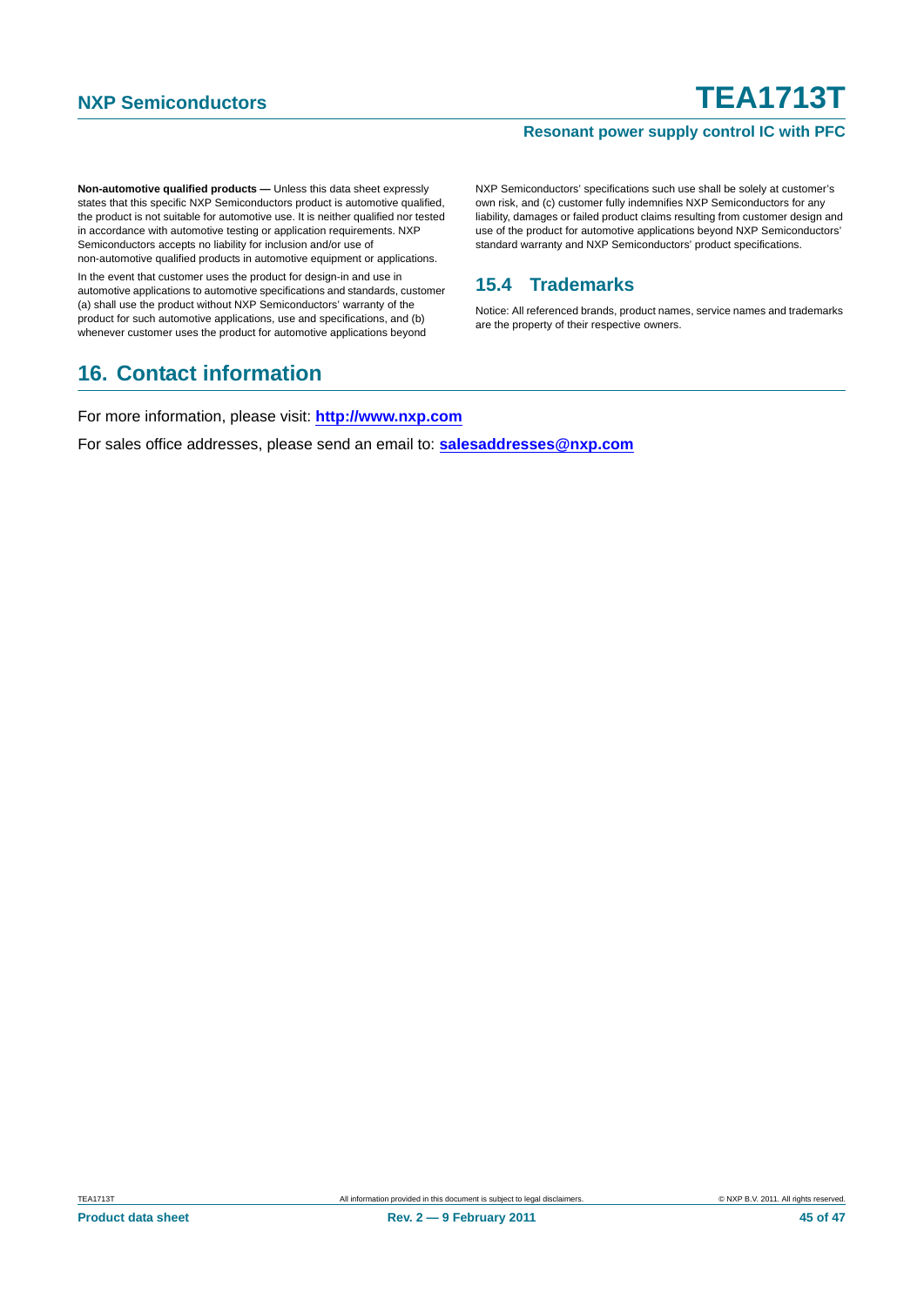**Non-automotive qualified products —** Unless this data sheet expressly states that this specific NXP Semiconductors product is automotive qualified, the product is not suitable for automotive use. It is neither qualified nor tested in accordance with automotive testing or application requirements. NXP Semiconductors accepts no liability for inclusion and/or use of non-automotive qualified products in automotive equipment or applications.

In the event that customer uses the product for design-in and use in automotive applications to automotive specifications and standards, customer (a) shall use the product without NXP Semiconductors' warranty of the product for such automotive applications, use and specifications, and (b) whenever customer uses the product for automotive applications beyond NXP Semiconductors' specifications such use shall be solely at customer's own risk, and (c) customer fully indemnifies NXP Semiconductors for any liability, damages or failed product claims resulting from customer design and use of the product for automotive applications beyond NXP Semiconductors' standard warranty and NXP Semiconductors' product specifications.

## 15.4 Trademarks

Notice: All referenced brands, product names, service names and trademarks are the property of their respective owners.

# 16. Contact information

For more information, please visit: **http://www.nxp.com**

For sales office addresses, please send an email to: **salesaddresses@nxp.com**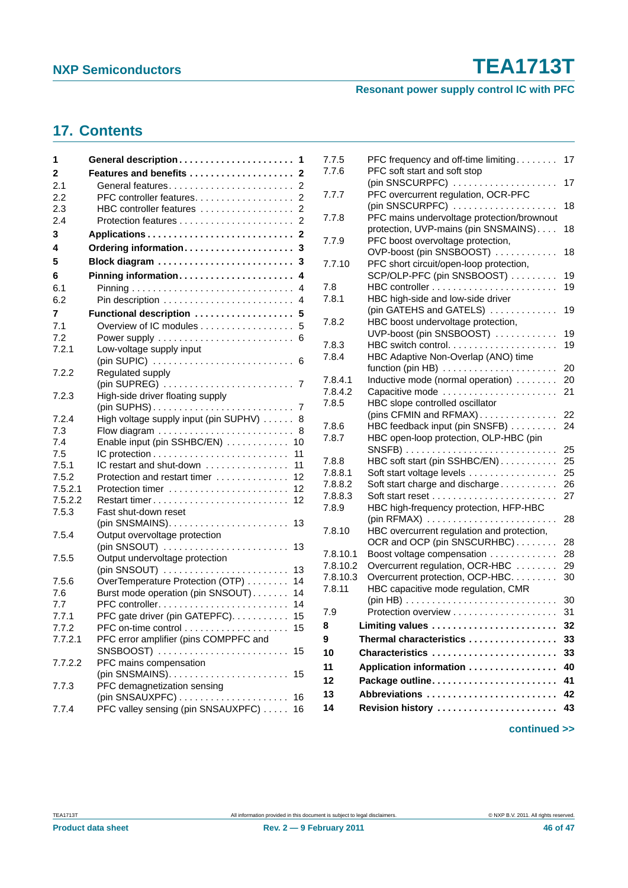## 17. Contents

| | | |
|---|---|---|
| **1** | **General description** | **1** |
| **2** | **Features and benefits** | **2** |
| 2.1 | General features | 2 |
| 2.2 | PFC controller features | 2 |
| 2.3 | HBC controller features | 2 |
| 2.4 | Protection features | 2 |
| **3** | **Applications** | **2** |
| **4** | **Ordering information** | **3** |
| **5** | **Block diagram** | **3** |
| **6** | **Pinning information** | **4** |
| 6.1 | Pinning | 4 |
| 6.2 | Pin description | 4 |
| **7** | **Functional description** | **5** |
| 7.1 | Overview of IC modules | 5 |
| 7.2 | Power supply | 6 |
| 7.2.1 | Low-voltage supply input (pin SUPIC) | 6 |
| 7.2.2 | Regulated supply (pin SUPREG) | 7 |
| 7.2.3 | High-side driver floating supply (pin SUPHS) | 7 |
| 7.2.4 | High voltage supply input (pin SUPHV) | 8 |
| 7.3 | Flow diagram | 8 |
| 7.4 | Enable input (pin SSHBC/EN) | 10 |
| 7.5 | IC protection | 11 |
| 7.5.1 | IC restart and shut-down | 11 |
| 7.5.2 | Protection and restart timer | 12 |
| 7.5.2.1 | Protection timer | 12 |
| 7.5.2.2 | Restart timer | 12 |
| 7.5.3 | Fast shut-down reset (pin SNSMAINS) | 13 |
| 7.5.4 | Output overvoltage protection (pin SNSOUT) | 13 |
| 7.5.5 | Output undervoltage protection (pin SNSOUT) | 13 |
| 7.5.6 | OverTemperature Protection (OTP) | 14 |
| 7.6 | Burst mode operation (pin SNSOUT) | 14 |
| 7.7 | PFC controller | 14 |
| 7.7.1 | PFC gate driver (pin GATEPFC) | 15 |
| 7.7.2 | PFC on-time control | 15 |
| 7.7.2.1 | PFC error amplifier (pins COMPPFC and SNSBOOST) | 15 |
| 7.7.2.2 | PFC mains compensation (pin SNSMAINS) | 15 |
| 7.7.3 | PFC demagnetization sensing (pin SNSAUXPFC) | 16 |
| 7.7.4 | PFC valley sensing (pin SNSAUXPFC) | 16 |
| 7.7.5 | PFC frequency and off-time limiting | 17 |
| 7.7.6 | PFC soft start and soft stop (pin SNSCURPFC) | 17 |
| 7.7.7 | PFC overcurrent regulation, OCR-PFC (pin SNSCURPFC) | 18 |
| 7.7.8 | PFC mains undervoltage protection/brownout protection, UVP-mains (pin SNSMAINS) | 18 |
| 7.7.9 | PFC boost overvoltage protection, OVP-boost (pin SNSBOOST) | 18 |
| 7.7.10 | PFC short circuit/open-loop protection, SCP/OLP-PFC (pin SNSBOOST) | 19 |
| 7.8 | HBC controller | 19 |
| 7.8.1 | HBC high-side and low-side driver (pin GATEHS and GATELS) | 19 |
| 7.8.2 | HBC boost undervoltage protection, UVP-boost (pin SNSBOOST) | 19 |
| 7.8.3 | HBC switch control | 19 |
| 7.8.4 | HBC Adaptive Non-Overlap (ANO) time function (pin HB) | 20 |
| 7.8.4.1 | Inductive mode (normal operation) | 20 |
| 7.8.4.2 | Capacitive mode | 21 |
| 7.8.5 | HBC slope controlled oscillator (pins CFMIN and RFMAX) | 22 |
| 7.8.6 | HBC feedback input (pin SNSFB) | 24 |
| 7.8.7 | HBC open-loop protection, OLP-HBC (pin SNSFB) | 25 |
| 7.8.8 | HBC soft start (pin SSHBC/EN) | 25 |
| 7.8.8.1 | Soft start voltage levels | 25 |
| 7.8.8.2 | Soft start charge and discharge | 26 |
| 7.8.8.3 | Soft start reset | 27 |
| 7.8.9 | HBC high-frequency protection, HFP-HBC (pin RFMAX) | 28 |
| 7.8.10 | HBC overcurrent regulation and protection, OCR and OCP (pin SNSCURHBC) | 28 |
| 7.8.10.1 | Boost voltage compensation | 28 |
| 7.8.10.2 | Overcurrent regulation, OCR-HBC | 29 |
| 7.8.10.3 | Overcurrent protection, OCP-HBC | 30 |
| 7.8.11 | HBC capacitive mode regulation, CMR (pin HB) | 30 |
| 7.9 | Protection overview | 31 |
| **8** | **Limiting values** | **32** |
| **9** | **Thermal characteristics** | **33** |
| **10** | **Characteristics** | **33** |
| **11** | **Application information** | **40** |
| **12** | **Package outline** | **41** |
| **13** | **Abbreviations** | **42** |
| **14** | **Revision history** | **43** |

**continued >>**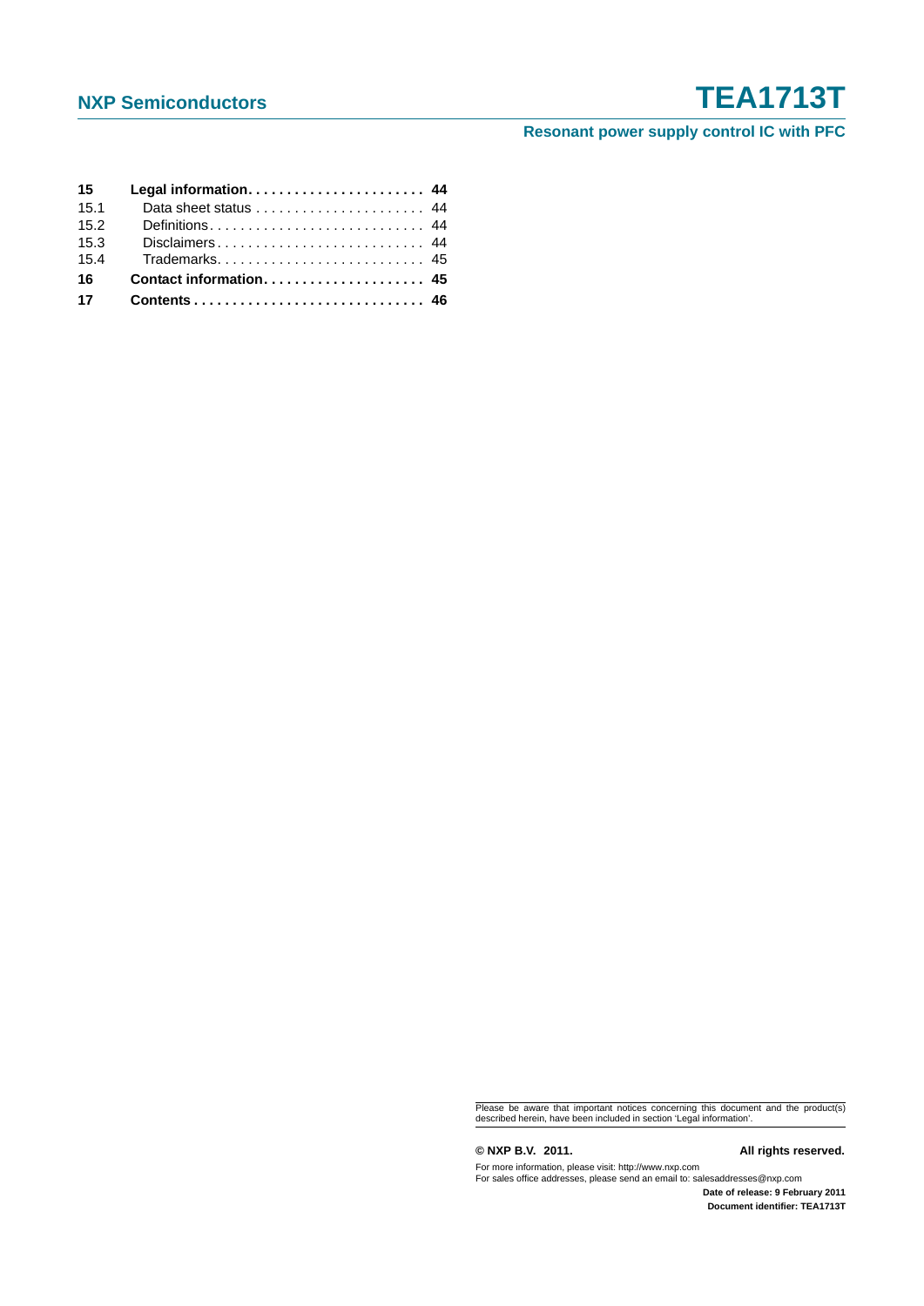| | | |
|---|---|---|
| **15** | **Legal information** | **44** |
| 15.1 | Data sheet status | 44 |
| 15.2 | Definitions | 44 |
| 15.3 | Disclaimers | 44 |
| 15.4 | Trademarks | 45 |
| **16** | **Contact information** | **45** |
| **17** | **Contents** | **46** |

Please be aware that important notices concerning this document and the product(s) described herein, have been included in section 'Legal information'.

**© NXP B.V. 2011. All rights reserved.**

For more information, please visit: http://www.nxp.com
For sales office addresses, please send an email to: salesaddresses@nxp.com

**Date of release: 9 February 2011**
**Document identifier: TEA1713T**